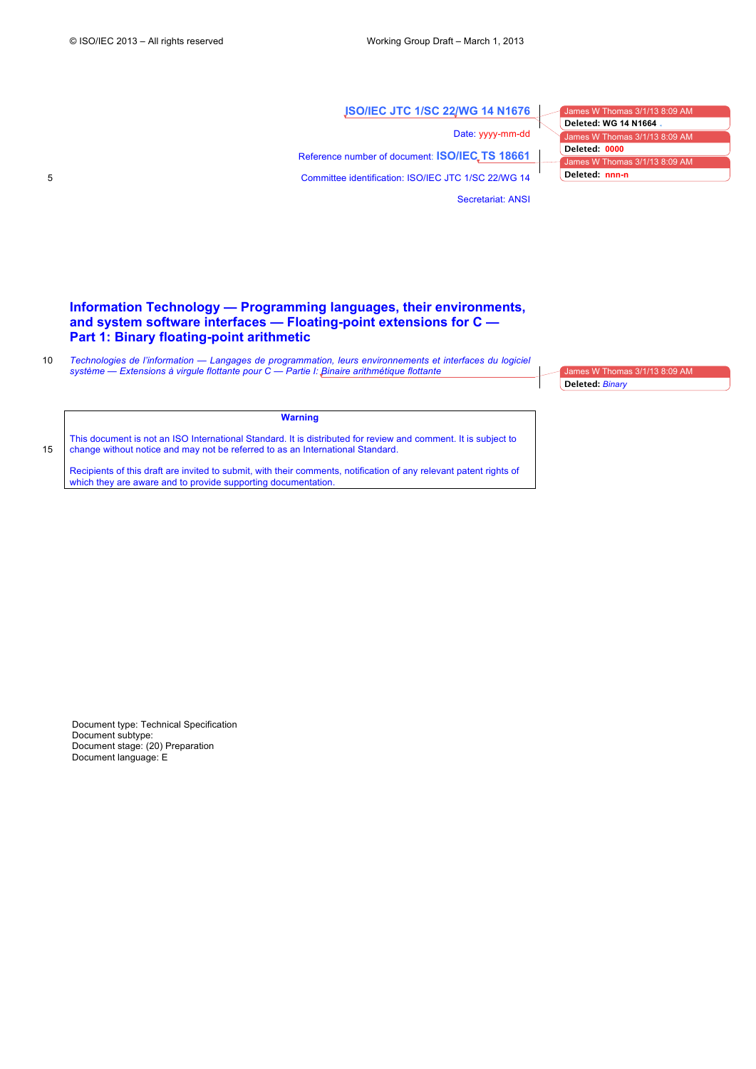ISO/IEC JTC 1/SC 22/WG 14 N1676

Date: yyyy-mm-dd

Reference number of document: **ISO/IEC TS 18661**

Committee identification: ISO/IEC JTC 1/SC 22/WG 14

Secretariat: ANSI

# Information Technology — Programming languages, their environments, and system software interfaces — Floating-point extensions for C — Part 1: Binary floating-point arithmetic

*Technologies de l'information — Langages de programmation, leurs environnements et interfaces du logiciel système — Extensions à virgule flottante pour C — Partie I: Binaire arithmétique flottante*

**Warning**

This document is not an ISO International Standard. It is distributed for review and comment. It is subject to change without notice and may not be referred to as an International Standard.

Recipients of this draft are invited to submit, with their comments, notification of any relevant patent rights of which they are aware and to provide supporting documentation.

Document type: Technical Specification
Document subtype:
Document stage: (20) Preparation
Document language: E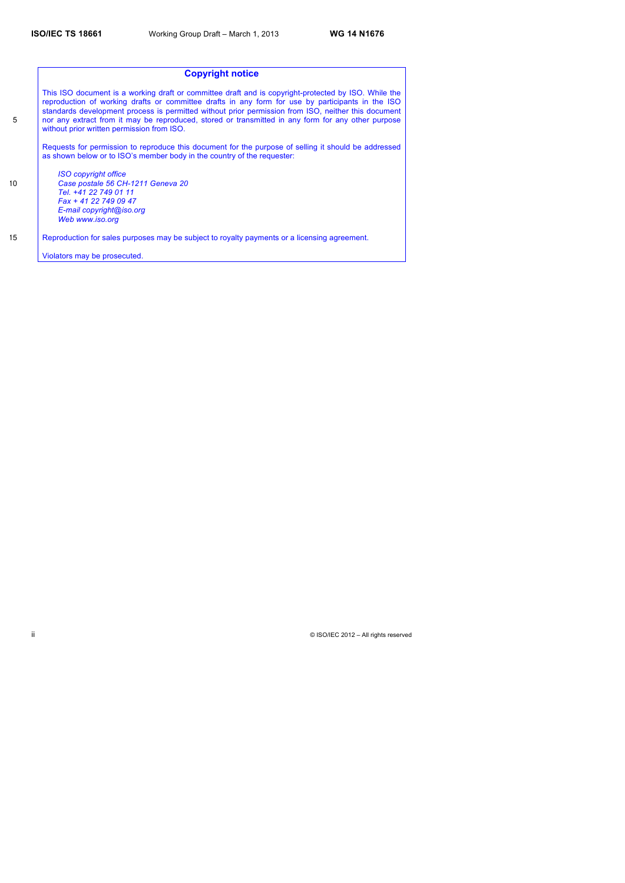## Copyright notice

This ISO document is a working draft or committee draft and is copyright-protected by ISO. While the reproduction of working drafts or committee drafts in any form for use by participants in the ISO standards development process is permitted without prior permission from ISO, neither this document nor any extract from it may be reproduced, stored or transmitted in any form for any other purpose without prior written permission from ISO.

Requests for permission to reproduce this document for the purpose of selling it should be addressed as shown below or to ISO's member body in the country of the requester:

*ISO copyright office*
*Case postale 56 CH-1211 Geneva 20*
*Tel. +41 22 749 01 11*
*Fax + 41 22 749 09 47*
*E-mail copyright@iso.org*
*Web www.iso.org*

Reproduction for sales purposes may be subject to royalty payments or a licensing agreement.

Violators may be prosecuted.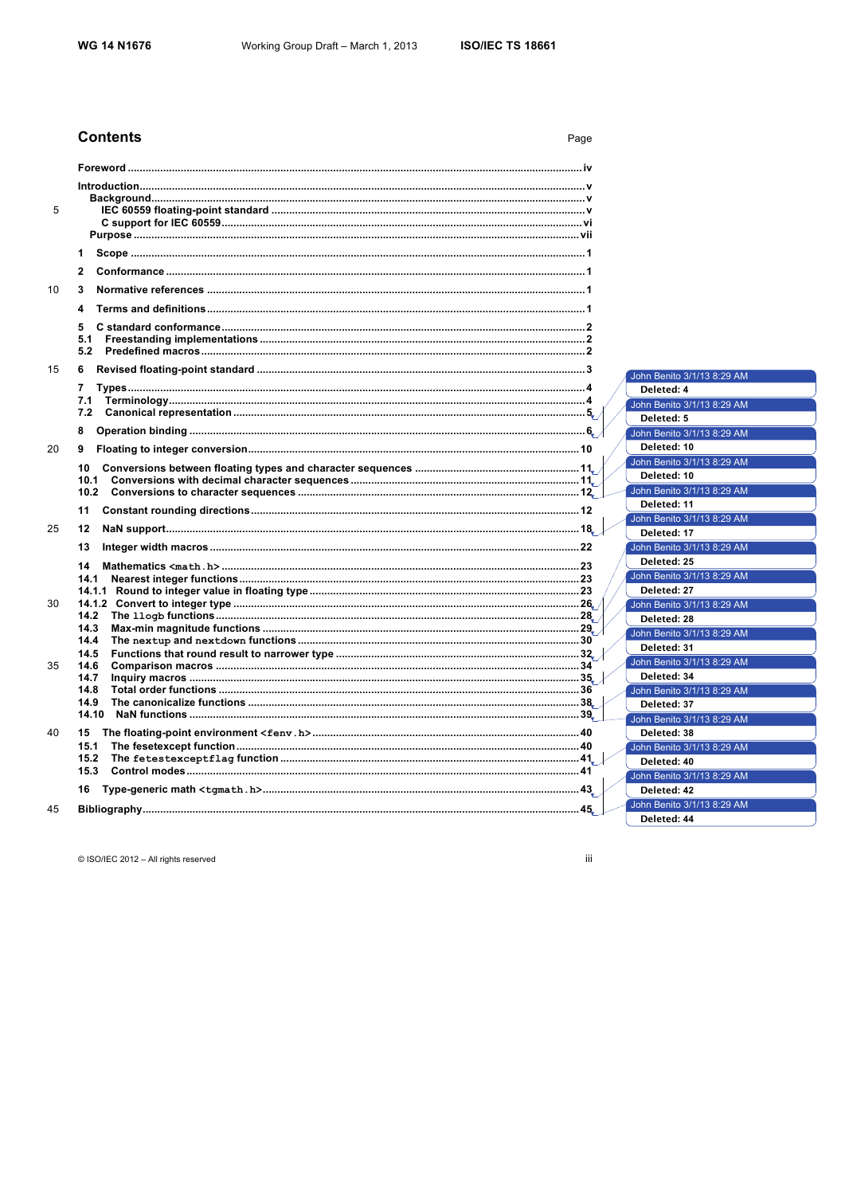## Contents

Page

Foreword ..... iv

Introduction ..... v
  Background ..... v
    IEC 60559 floating-point standard ..... v
    C support for IEC 60559 ..... vi
  Purpose ..... vii

1 Scope ..... 1

2 Conformance ..... 1

3 Normative references ..... 1

4 Terms and definitions ..... 1

5 C standard conformance ..... 2
5.1 Freestanding implementations ..... 2
5.2 Predefined macros ..... 2

6 Revised floating-point standard ..... 3

7 Types ..... 4
7.1 Terminology ..... 4
7.2 Canonical representation ..... 5

8 Operation binding ..... 6

9 Floating to integer conversion ..... 10

10 Conversions between floating types and character sequences ..... 11
10.1 Conversions with decimal character sequences ..... 11
10.2 Conversions to character sequences ..... 12

11 Constant rounding directions ..... 12

12 NaN support ..... 18

13 Integer width macros ..... 22

14 Mathematics `<math.h>` ..... 23
14.1 Nearest integer functions ..... 23
14.1.1 Round to integer value in floating type ..... 23
14.1.2 Convert to integer type ..... 26
14.2 The `llogb` functions ..... 28
14.3 Max-min magnitude functions ..... 29
14.4 The `nextup` and `nextdown` functions ..... 30
14.5 Functions that round result to narrower type ..... 32
14.6 Comparison macros ..... 34
14.7 Inquiry macros ..... 35
14.8 Total order functions ..... 36
14.9 The canonicalize functions ..... 38
14.10 NaN functions ..... 39

15 The floating-point environment `<fenv.h>` ..... 40
15.1 The fesetexcept function ..... 40
15.2 The `fetestexceptflag` function ..... 41
15.3 Control modes ..... 41

16 Type-generic math `<tgmath.h>` ..... 43

Bibliography ..... 45

John Benito 3/1/13 8:29 AM
Deleted: 4

John Benito 3/1/13 8:29 AM
Deleted: 5

John Benito 3/1/13 8:29 AM
Deleted: 10

John Benito 3/1/13 8:29 AM
Deleted: 10

John Benito 3/1/13 8:29 AM
Deleted: 11

John Benito 3/1/13 8:29 AM
Deleted: 17

John Benito 3/1/13 8:29 AM
Deleted: 25

John Benito 3/1/13 8:29 AM
Deleted: 27

John Benito 3/1/13 8:29 AM
Deleted: 28

John Benito 3/1/13 8:29 AM
Deleted: 31

John Benito 3/1/13 8:29 AM
Deleted: 34

John Benito 3/1/13 8:29 AM
Deleted: 37

John Benito 3/1/13 8:29 AM
Deleted: 38

John Benito 3/1/13 8:29 AM
Deleted: 40

John Benito 3/1/13 8:29 AM
Deleted: 42

John Benito 3/1/13 8:29 AM
Deleted: 44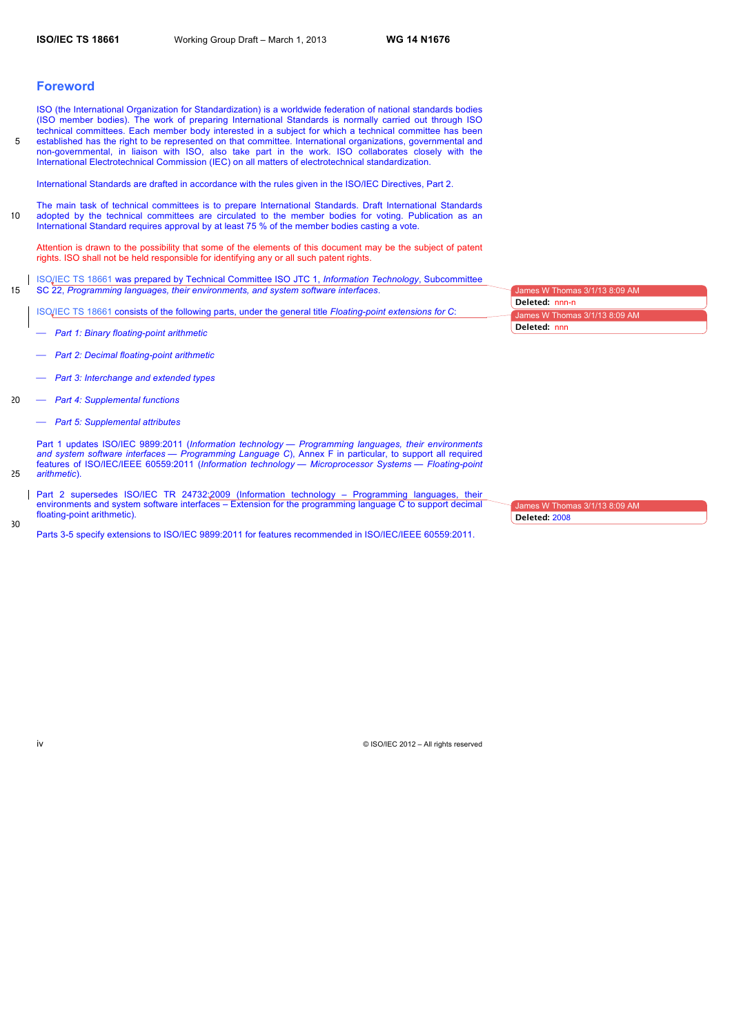# Foreword

ISO (the International Organization for Standardization) is a worldwide federation of national standards bodies (ISO member bodies). The work of preparing International Standards is normally carried out through ISO technical committees. Each member body interested in a subject for which a technical committee has been established has the right to be represented on that committee. International organizations, governmental and non-governmental, in liaison with ISO, also take part in the work. ISO collaborates closely with the International Electrotechnical Commission (IEC) on all matters of electrotechnical standardization.

International Standards are drafted in accordance with the rules given in the ISO/IEC Directives, Part 2.

The main task of technical committees is to prepare International Standards. Draft International Standards adopted by the technical committees are circulated to the member bodies for voting. Publication as an International Standard requires approval by at least 75 % of the member bodies casting a vote.

Attention is drawn to the possibility that some of the elements of this document may be the subject of patent rights. ISO shall not be held responsible for identifying any or all such patent rights.

ISO/IEC TS 18661 was prepared by Technical Committee ISO JTC 1, *Information Technology*, Subcommittee SC 22, *Programming languages, their environments, and system software interfaces*.

ISO/IEC TS 18661 consists of the following parts, under the general title *Floating-point extensions for C*:

— *Part 1: Binary floating-point arithmetic*

— *Part 2: Decimal floating-point arithmetic*

— *Part 3: Interchange and extended types*

— *Part 4: Supplemental functions*

— *Part 5: Supplemental attributes*

Part 1 updates ISO/IEC 9899:2011 (*Information technology — Programming languages, their environments and system software interfaces — Programming Language C*), Annex F in particular, to support all required features of ISO/IEC/IEEE 60559:2011 (*Information technology — Microprocessor Systems — Floating-point arithmetic*).

Part 2 supersedes ISO/IEC TR 24732:2009 (Information technology – Programming languages, their environments and system software interfaces – Extension for the programming language C to support decimal floating-point arithmetic).

Parts 3-5 specify extensions to ISO/IEC 9899:2011 for features recommended in ISO/IEC/IEEE 60559:2011.

James W Thomas 3/1/13 8:09 AM
**Deleted:** nnn-n

James W Thomas 3/1/13 8:09 AM
**Deleted:** nnn

James W Thomas 3/1/13 8:09 AM
**Deleted:** 2008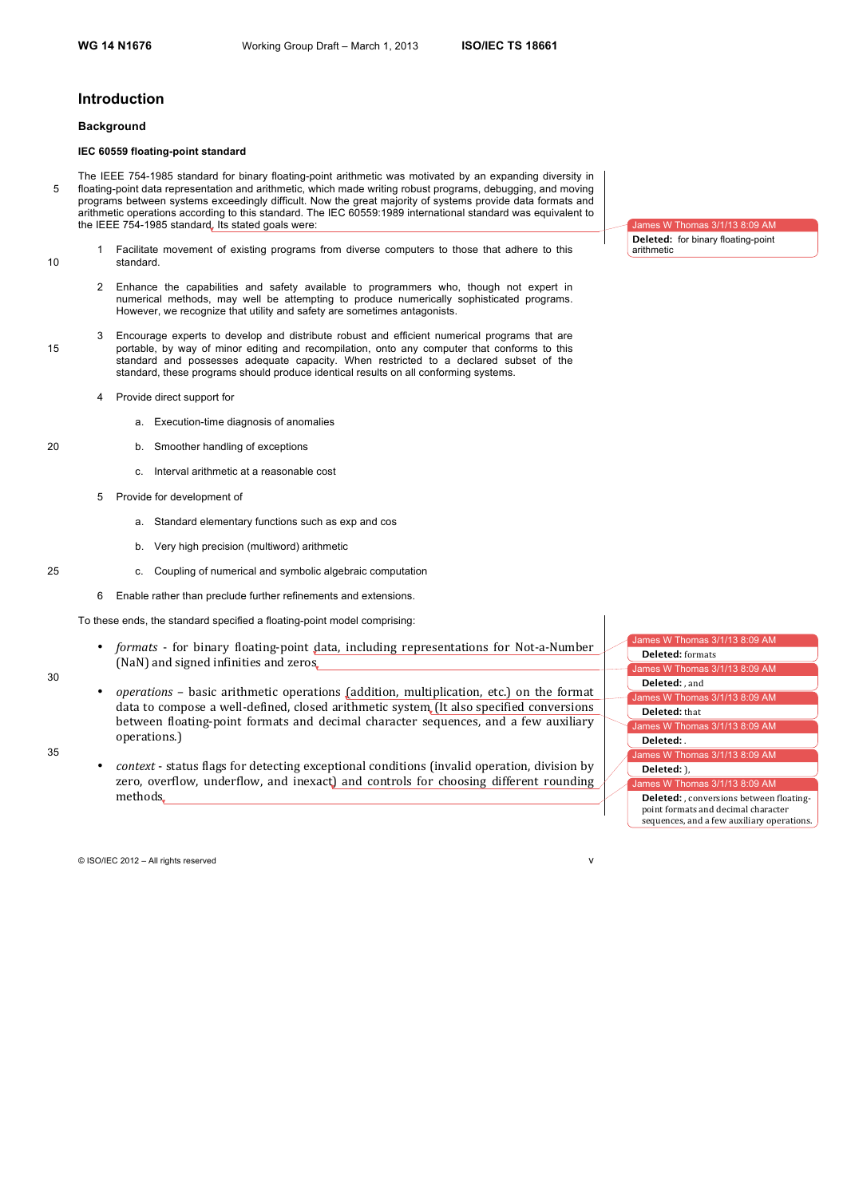## Introduction

### Background

#### IEC 60559 floating-point standard

The IEEE 754-1985 standard for binary floating-point arithmetic was motivated by an expanding diversity in floating-point data representation and arithmetic, which made writing robust programs, debugging, and moving programs between systems exceedingly difficult. Now the great majority of systems provide data formats and arithmetic operations according to this standard. The IEC 60559:1989 international standard was equivalent to the IEEE 754-1985 standard. Its stated goals were:

1. Facilitate movement of existing programs from diverse computers to those that adhere to this standard.

2. Enhance the capabilities and safety available to programmers who, though not expert in numerical methods, may well be attempting to produce numerically sophisticated programs. However, we recognize that utility and safety are sometimes antagonists.

3. Encourage experts to develop and distribute robust and efficient numerical programs that are portable, by way of minor editing and recompilation, onto any computer that conforms to this standard and possesses adequate capacity. When restricted to a declared subset of the standard, these programs should produce identical results on all conforming systems.

4. Provide direct support for

   a. Execution-time diagnosis of anomalies

   b. Smoother handling of exceptions

   c. Interval arithmetic at a reasonable cost

5. Provide for development of

   a. Standard elementary functions such as exp and cos

   b. Very high precision (multiword) arithmetic

   c. Coupling of numerical and symbolic algebraic computation

6. Enable rather than preclude further refinements and extensions.

To these ends, the standard specified a floating-point model comprising:

- *formats* - for binary floating-point data, including representations for Not-a-Number (NaN) and signed infinities and zeros

- *operations* – basic arithmetic operations (addition, multiplication, etc.) on the format data to compose a well-defined, closed arithmetic system (It also specified conversions between floating-point formats and decimal character sequences, and a few auxiliary operations.)

- *context* - status flags for detecting exceptional conditions (invalid operation, division by zero, overflow, underflow, and inexact) and controls for choosing different rounding methods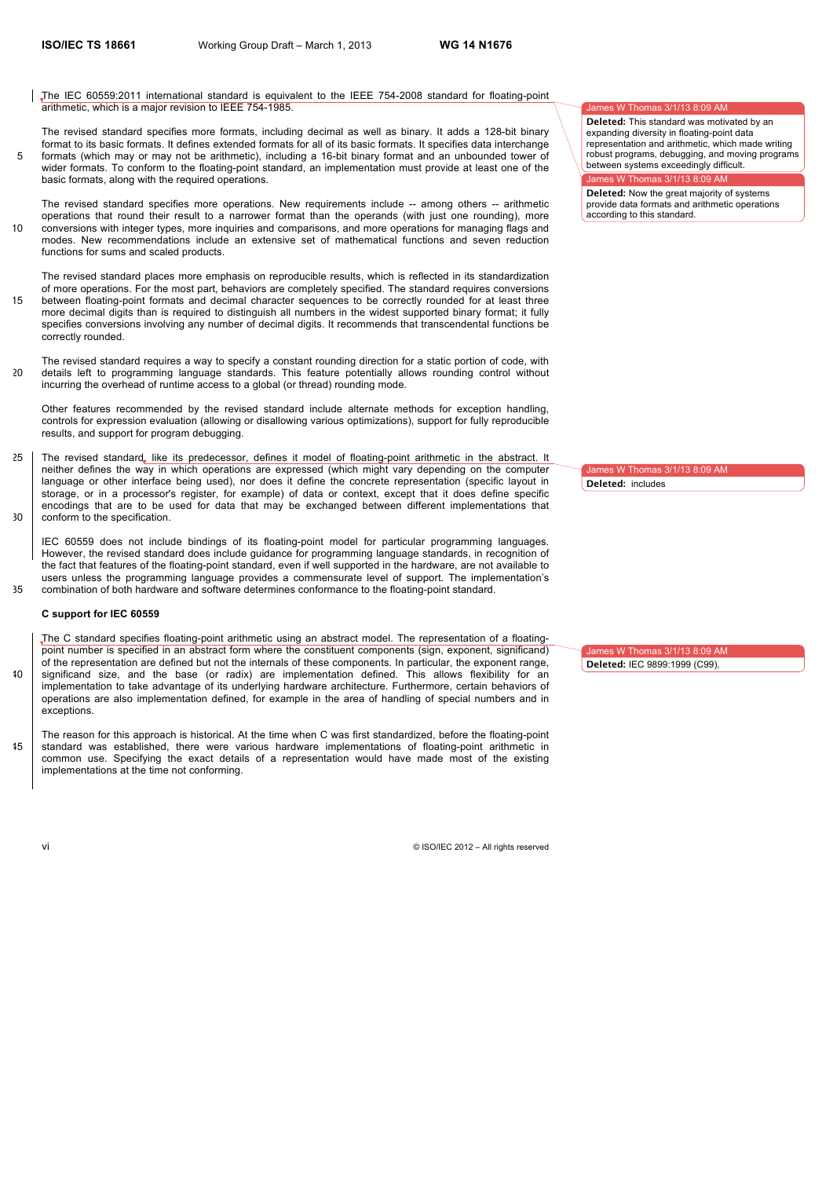The IEC 60559:2011 international standard is equivalent to the IEEE 754-2008 standard for floating-point arithmetic, which is a major revision to IEEE 754-1985.

The revised standard specifies more formats, including decimal as well as binary. It adds a 128-bit binary format to its basic formats. It defines extended formats for all of its basic formats. It specifies data interchange formats (which may or may not be arithmetic), including a 16-bit binary format and an unbounded tower of wider formats. To conform to the floating-point standard, an implementation must provide at least one of the basic formats, along with the required operations.

The revised standard specifies more operations. New requirements include -- among others -- arithmetic operations that round their result to a narrower format than the operands (with just one rounding), more conversions with integer types, more inquiries and comparisons, and more operations for managing flags and modes. New recommendations include an extensive set of mathematical functions and seven reduction functions for sums and scaled products.

The revised standard places more emphasis on reproducible results, which is reflected in its standardization of more operations. For the most part, behaviors are completely specified. The standard requires conversions between floating-point formats and decimal character sequences to be correctly rounded for at least three more decimal digits than is required to distinguish all numbers in the widest supported binary format; it fully specifies conversions involving any number of decimal digits. It recommends that transcendental functions be correctly rounded.

The revised standard requires a way to specify a constant rounding direction for a static portion of code, with details left to programming language standards. This feature potentially allows rounding control without incurring the overhead of runtime access to a global (or thread) rounding mode.

Other features recommended by the revised standard include alternate methods for exception handling, controls for expression evaluation (allowing or disallowing various optimizations), support for fully reproducible results, and support for program debugging.

The revised standard, like its predecessor, defines it model of floating-point arithmetic in the abstract. It neither defines the way in which operations are expressed (which might vary depending on the computer language or other interface being used), nor does it define the concrete representation (specific layout in storage, or in a processor's register, for example) of data or context, except that it does define specific encodings that are to be used for data that may be exchanged between different implementations that conform to the specification.

IEC 60559 does not include bindings of its floating-point model for particular programming languages. However, the revised standard does include guidance for programming language standards, in recognition of the fact that features of the floating-point standard, even if well supported in the hardware, are not available to users unless the programming language provides a commensurate level of support. The implementation's combination of both hardware and software determines conformance to the floating-point standard.

**C support for IEC 60559**

The C standard specifies floating-point arithmetic using an abstract model. The representation of a floating-point number is specified in an abstract form where the constituent components (sign, exponent, significand) of the representation are defined but not the internals of these components. In particular, the exponent range, significand size, and the base (or radix) are implementation defined. This allows flexibility for an implementation to take advantage of its underlying hardware architecture. Furthermore, certain behaviors of operations are also implementation defined, for example in the area of handling of special numbers and in exceptions.

The reason for this approach is historical. At the time when C was first standardized, before the floating-point standard was established, there were various hardware implementations of floating-point arithmetic in common use. Specifying the exact details of a representation would have made most of the existing implementations at the time not conforming.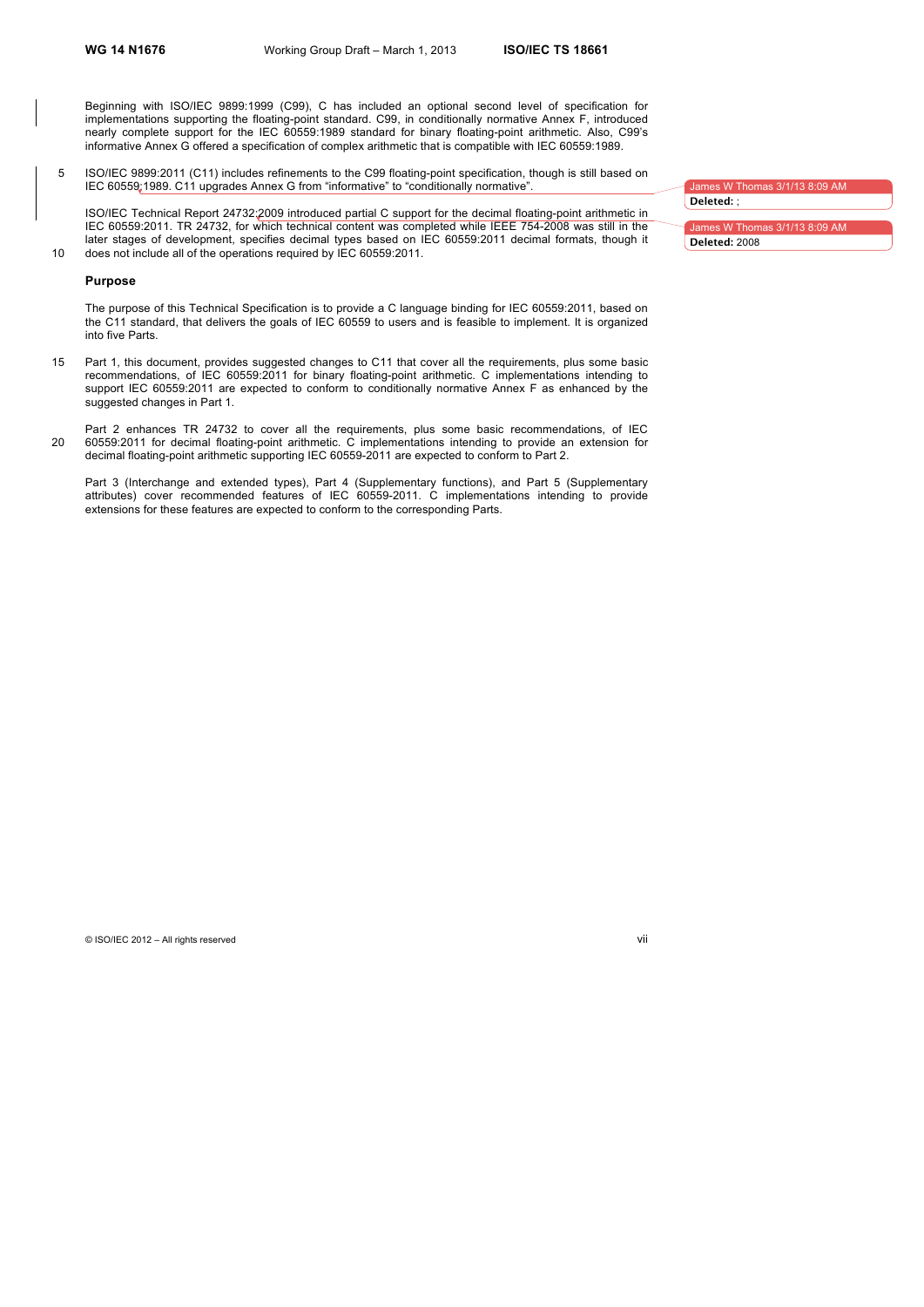Beginning with ISO/IEC 9899:1999 (C99), C has included an optional second level of specification for implementations supporting the floating-point standard. C99, in conditionally normative Annex F, introduced nearly complete support for the IEC 60559:1989 standard for binary floating-point arithmetic. Also, C99's informative Annex G offered a specification of complex arithmetic that is compatible with IEC 60559:1989.

ISO/IEC 9899:2011 (C11) includes refinements to the C99 floating-point specification, though is still based on IEC 60559:1989. C11 upgrades Annex G from "informative" to "conditionally normative".

ISO/IEC Technical Report 24732:2009 introduced partial C support for the decimal floating-point arithmetic in IEC 60559:2011. TR 24732, for which technical content was completed while IEEE 754-2008 was still in the later stages of development, specifies decimal types based on IEC 60559:2011 decimal formats, though it does not include all of the operations required by IEC 60559:2011.

**Purpose**

The purpose of this Technical Specification is to provide a C language binding for IEC 60559:2011, based on the C11 standard, that delivers the goals of IEC 60559 to users and is feasible to implement. It is organized into five Parts.

Part 1, this document, provides suggested changes to C11 that cover all the requirements, plus some basic recommendations, of IEC 60559:2011 for binary floating-point arithmetic. C implementations intending to support IEC 60559:2011 are expected to conform to conditionally normative Annex F as enhanced by the suggested changes in Part 1.

Part 2 enhances TR 24732 to cover all the requirements, plus some basic recommendations, of IEC 60559:2011 for decimal floating-point arithmetic. C implementations intending to provide an extension for decimal floating-point arithmetic supporting IEC 60559-2011 are expected to conform to Part 2.

Part 3 (Interchange and extended types), Part 4 (Supplementary functions), and Part 5 (Supplementary attributes) cover recommended features of IEC 60559-2011. C implementations intending to provide extensions for these features are expected to conform to the corresponding Parts.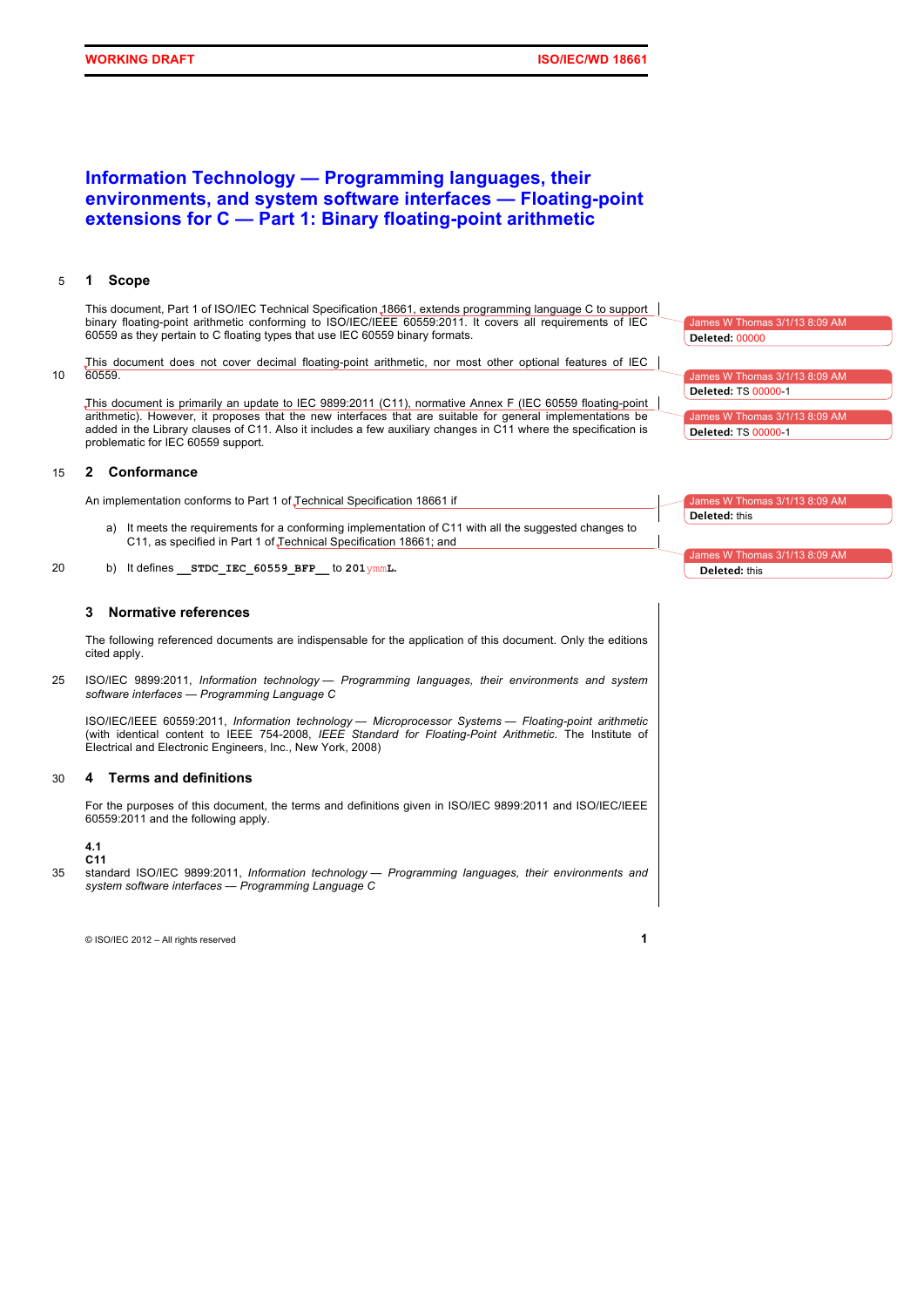# Information Technology — Programming languages, their environments, and system software interfaces — Floating-point extensions for C — Part 1: Binary floating-point arithmetic

## 1 Scope

This document, Part 1 of ISO/IEC Technical Specification 18661, extends programming language C to support binary floating-point arithmetic conforming to ISO/IEC/IEEE 60559:2011. It covers all requirements of IEC 60559 as they pertain to C floating types that use IEC 60559 binary formats.

This document does not cover decimal floating-point arithmetic, nor most other optional features of IEC 60559.

This document is primarily an update to IEC 9899:2011 (C11), normative Annex F (IEC 60559 floating-point arithmetic). However, it proposes that the new interfaces that are suitable for general implementations be added in the Library clauses of C11. Also it includes a few auxiliary changes in C11 where the specification is problematic for IEC 60559 support.

## 2 Conformance

An implementation conforms to Part 1 of Technical Specification 18661 if

a) It meets the requirements for a conforming implementation of C11 with all the suggested changes to C11, as specified in Part 1 of Technical Specification 18661; and

b) It defines `__STDC_IEC_60559_BFP__` to **201**ymm**L**.

## 3 Normative references

The following referenced documents are indispensable for the application of this document. Only the editions cited apply.

ISO/IEC 9899:2011, *Information technology — Programming languages, their environments and system software interfaces — Programming Language C*

ISO/IEC/IEEE 60559:2011, *Information technology — Microprocessor Systems — Floating-point arithmetic* (with identical content to IEEE 754-2008, *IEEE Standard for Floating-Point Arithmetic*. The Institute of Electrical and Electronic Engineers, Inc., New York, 2008)

## 4 Terms and definitions

For the purposes of this document, the terms and definitions given in ISO/IEC 9899:2011 and ISO/IEC/IEEE 60559:2011 and the following apply.

**4.1**
**C11**
standard ISO/IEC 9899:2011, *Information technology — Programming languages, their environments and system software interfaces — Programming Language C*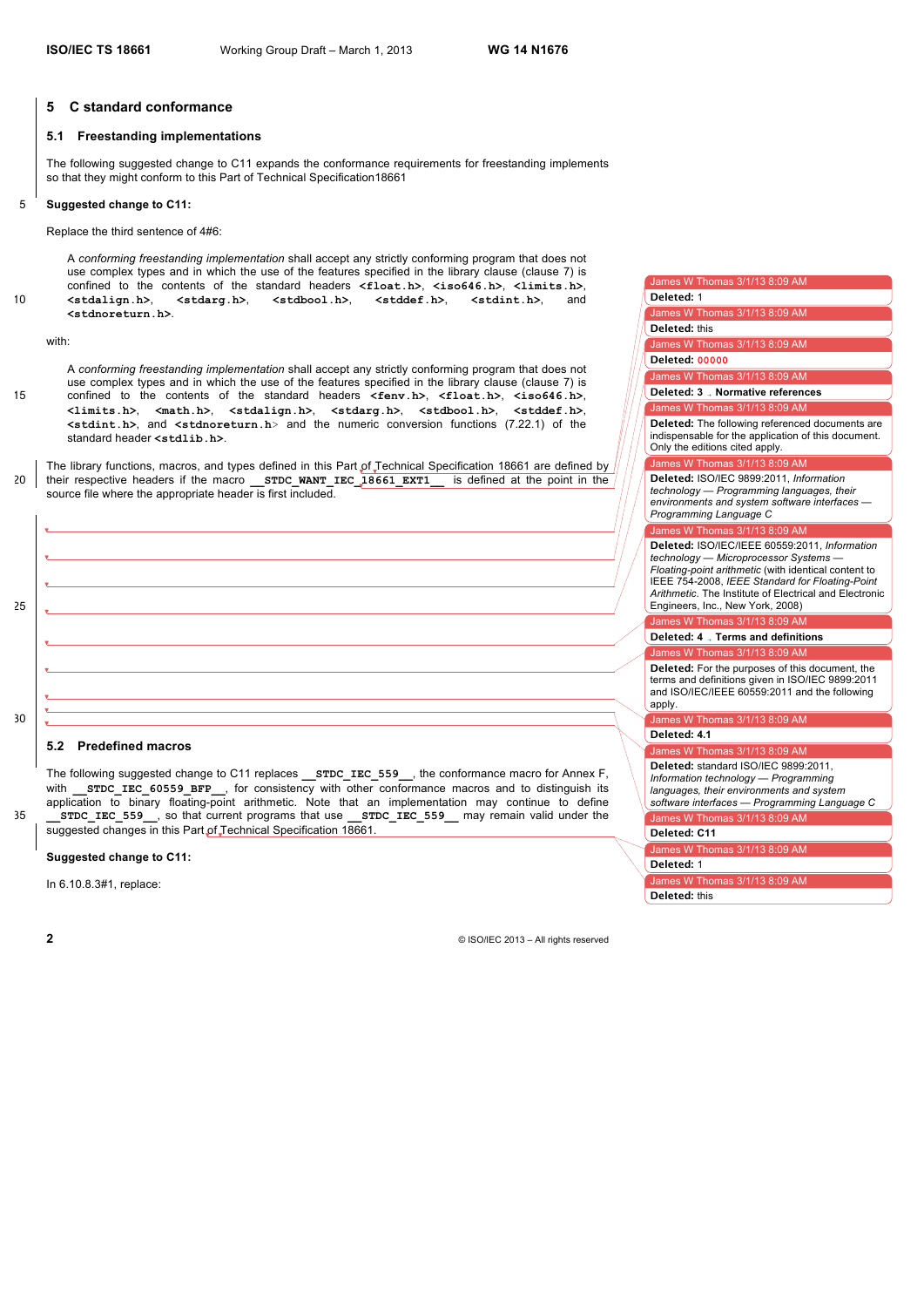## 5 C standard conformance

### 5.1 Freestanding implementations

The following suggested change to C11 expands the conformance requirements for freestanding implements so that they might conform to this Part of Technical Specification18661

**Suggested change to C11:**

Replace the third sentence of 4#6:

> A *conforming freestanding implementation* shall accept any strictly conforming program that does not use complex types and in which the use of the features specified in the library clause (clause 7) is confined to the contents of the standard headers **`<float.h>`**, **`<iso646.h>`**, **`<limits.h>`**, **`<stdalign.h>`**, **`<stdarg.h>`**, **`<stdbool.h>`**, **`<stddef.h>`**, **`<stdint.h>`**, and **`<stdnoreturn.h>`**.

with:

> A *conforming freestanding implementation* shall accept any strictly conforming program that does not use complex types and in which the use of the features specified in the library clause (clause 7) is confined to the contents of the standard headers **`<fenv.h>`**, **`<float.h>`**, **`<iso646.h>`**, **`<limits.h>`**, **`<math.h>`**, **`<stdalign.h>`**, **`<stdarg.h>`**, **`<stdbool.h>`**, **`<stddef.h>`**, **`<stdint.h>`**, and **`<stdnoreturn.h>`** and the numeric conversion functions (7.22.1) of the standard header **`<stdlib.h>`**.

The library functions, macros, and types defined in this Part of Technical Specification 18661 are defined by their respective headers if the macro **`__STDC_WANT_IEC_18661_EXT1__`** is defined at the point in the source file where the appropriate header is first included.

### 5.2 Predefined macros

The following suggested change to C11 replaces **`__STDC_IEC_559__`**, the conformance macro for Annex F, with **`__STDC_IEC_60559_BFP__`**, for consistency with other conformance macros and to distinguish its application to binary floating-point arithmetic. Note that an implementation may continue to define **`__STDC_IEC_559__`**, so that current programs that use **`__STDC_IEC_559__`** may remain valid under the suggested changes in this Part of Technical Specification 18661.

**Suggested change to C11:**

In 6.10.8.3#1, replace: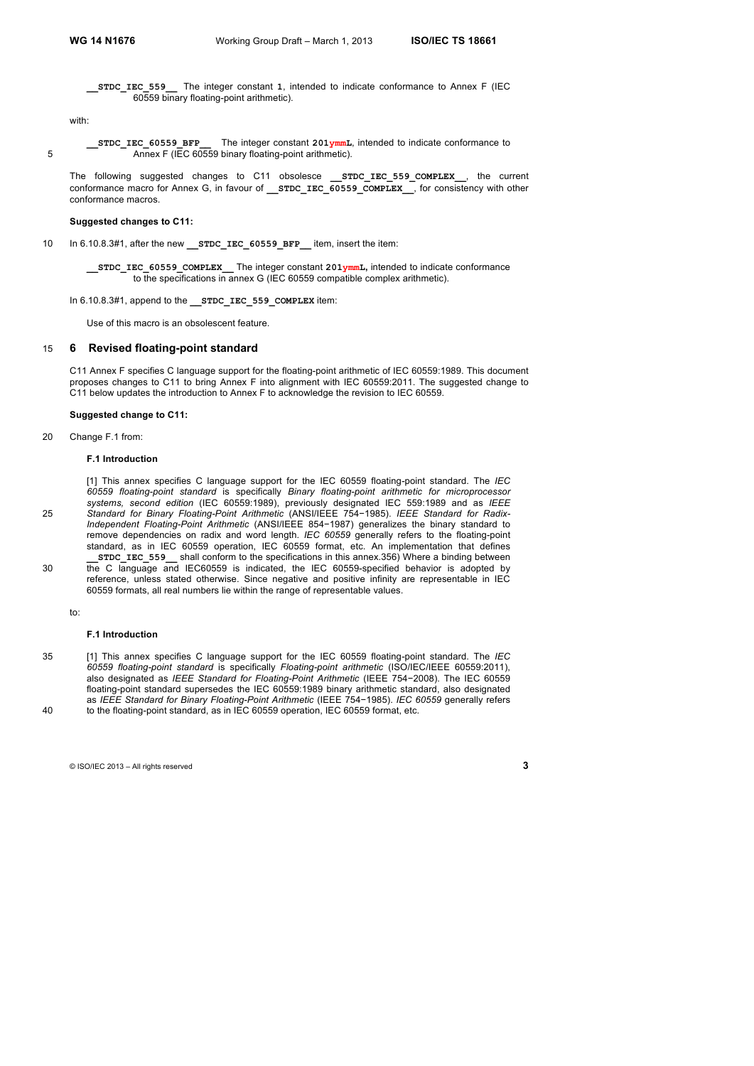**__STDC_IEC_559__** The integer constant **1**, intended to indicate conformance to Annex F (IEC 60559 binary floating-point arithmetic).

with:

**__STDC_IEC_60559_BFP__** The integer constant **201ymmL**, intended to indicate conformance to Annex F (IEC 60559 binary floating-point arithmetic).

The following suggested changes to C11 obsolesce **__STDC_IEC_559_COMPLEX__**, the current conformance macro for Annex G, in favour of **__STDC_IEC_60559_COMPLEX__**, for consistency with other conformance macros.

**Suggested changes to C11:**

In 6.10.8.3#1, after the new **__STDC_IEC_60559_BFP__** item, insert the item:

**__STDC_IEC_60559_COMPLEX__** The integer constant **201ymmL**, intended to indicate conformance to the specifications in annex G (IEC 60559 compatible complex arithmetic).

In 6.10.8.3#1, append to the **__STDC_IEC_559_COMPLEX** item:

Use of this macro is an obsolescent feature.

## 6 Revised floating-point standard

C11 Annex F specifies C language support for the floating-point arithmetic of IEC 60559:1989. This document proposes changes to C11 to bring Annex F into alignment with IEC 60559:2011. The suggested change to C11 below updates the introduction to Annex F to acknowledge the revision to IEC 60559.

**Suggested change to C11:**

Change F.1 from:

**F.1 Introduction**

[1] This annex specifies C language support for the IEC 60559 floating-point standard. The *IEC 60559 floating-point standard* is specifically *Binary floating-point arithmetic for microprocessor systems, second edition* (IEC 60559:1989), previously designated IEC 559:1989 and as *IEEE Standard for Binary Floating-Point Arithmetic* (ANSI/IEEE 754−1985). *IEEE Standard for Radix-Independent Floating-Point Arithmetic* (ANSI/IEEE 854−1987) generalizes the binary standard to remove dependencies on radix and word length. *IEC 60559* generally refers to the floating-point standard, as in IEC 60559 operation, IEC 60559 format, etc. An implementation that defines **__STDC_IEC_559__** shall conform to the specifications in this annex.356) Where a binding between the C language and IEC60559 is indicated, the IEC 60559-specified behavior is adopted by reference, unless stated otherwise. Since negative and positive infinity are representable in IEC 60559 formats, all real numbers lie within the range of representable values.

to:

**F.1 Introduction**

[1] This annex specifies C language support for the IEC 60559 floating-point standard. The *IEC 60559 floating-point standard* is specifically *Floating-point arithmetic* (ISO/IEC/IEEE 60559:2011), also designated as *IEEE Standard for Floating-Point Arithmetic* (IEEE 754−2008). The IEC 60559 floating-point standard supersedes the IEC 60559:1989 binary arithmetic standard, also designated as *IEEE Standard for Binary Floating-Point Arithmetic* (IEEE 754−1985). *IEC 60559* generally refers to the floating-point standard, as in IEC 60559 operation, IEC 60559 format, etc.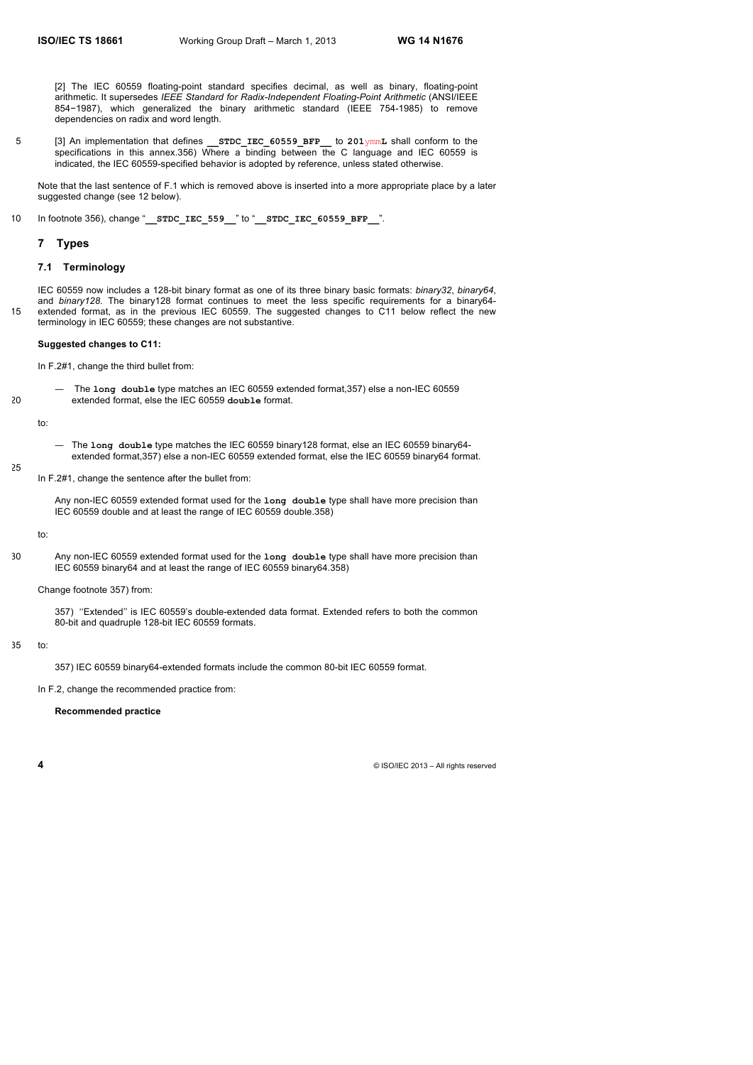[2] The IEC 60559 floating-point standard specifies decimal, as well as binary, floating-point arithmetic. It supersedes *IEEE Standard for Radix-Independent Floating-Point Arithmetic* (ANSI/IEEE 854−1987), which generalized the binary arithmetic standard (IEEE 754-1985) to remove dependencies on radix and word length.

[3] An implementation that defines **`__STDC_IEC_60559_BFP__`** to **`201`**ymm**`L`** shall conform to the specifications in this annex.356) Where a binding between the C language and IEC 60559 is indicated, the IEC 60559-specified behavior is adopted by reference, unless stated otherwise.

Note that the last sentence of F.1 which is removed above is inserted into a more appropriate place by a later suggested change (see 12 below).

In footnote 356), change "**`__STDC_IEC_559__`**" to "**`__STDC_IEC_60559_BFP__`**".

## 7 Types

### 7.1 Terminology

IEC 60559 now includes a 128-bit binary format as one of its three binary basic formats: *binary32*, *binary64*, and *binary128*. The binary128 format continues to meet the less specific requirements for a binary64-extended format, as in the previous IEC 60559. The suggested changes to C11 below reflect the new terminology in IEC 60559; these changes are not substantive.

**Suggested changes to C11:**

In F.2#1, change the third bullet from:

— The **`long double`** type matches an IEC 60559 extended format,357) else a non-IEC 60559 extended format, else the IEC 60559 **`double`** format.

to:

— The **`long double`** type matches the IEC 60559 binary128 format, else an IEC 60559 binary64-extended format,357) else a non-IEC 60559 extended format, else the IEC 60559 binary64 format.

In F.2#1, change the sentence after the bullet from:

Any non-IEC 60559 extended format used for the **`long double`** type shall have more precision than IEC 60559 double and at least the range of IEC 60559 double.358)

to:

Any non-IEC 60559 extended format used for the **`long double`** type shall have more precision than IEC 60559 binary64 and at least the range of IEC 60559 binary64.358)

Change footnote 357) from:

357) ''Extended'' is IEC 60559's double-extended data format. Extended refers to both the common 80-bit and quadruple 128-bit IEC 60559 formats.

to:

357) IEC 60559 binary64-extended formats include the common 80-bit IEC 60559 format.

In F.2, change the recommended practice from:

**Recommended practice**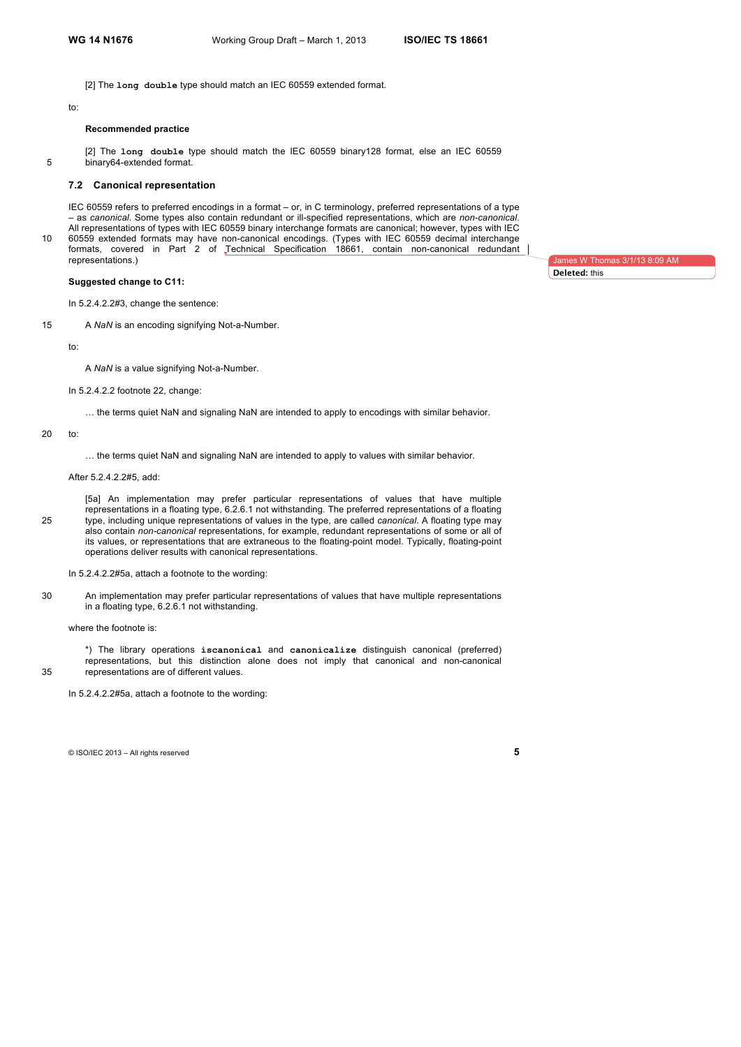[2] The **`long double`** type should match an IEC 60559 extended format.

to:

**Recommended practice**

[2] The **`long double`** type should match the IEC 60559 binary128 format, else an IEC 60559 binary64-extended format.

## 7.2 Canonical representation

IEC 60559 refers to preferred encodings in a format – or, in C terminology, preferred representations of a type – as *canonical*. Some types also contain redundant or ill-specified representations, which are *non-canonical*. All representations of types with IEC 60559 binary interchange formats are canonical; however, types with IEC 60559 extended formats may have non-canonical encodings. (Types with IEC 60559 decimal interchange formats, covered in Part 2 of Technical Specification 18661, contain non-canonical redundant representations.)

**Suggested change to C11:**

In 5.2.4.2.2#3, change the sentence:

A *NaN* is an encoding signifying Not-a-Number.

to:

A *NaN* is a value signifying Not-a-Number.

In 5.2.4.2.2 footnote 22, change:

… the terms quiet NaN and signaling NaN are intended to apply to encodings with similar behavior.

to:

… the terms quiet NaN and signaling NaN are intended to apply to values with similar behavior.

After 5.2.4.2.2#5, add:

[5a] An implementation may prefer particular representations of values that have multiple representations in a floating type, 6.2.6.1 not withstanding. The preferred representations of a floating type, including unique representations of values in the type, are called *canonical*. A floating type may also contain *non-canonical* representations, for example, redundant representations of some or all of its values, or representations that are extraneous to the floating-point model. Typically, floating-point operations deliver results with canonical representations.

In 5.2.4.2.2#5a, attach a footnote to the wording:

An implementation may prefer particular representations of values that have multiple representations in a floating type, 6.2.6.1 not withstanding.

where the footnote is:

*) The library operations **`iscanonical`** and **`canonicalize`** distinguish canonical (preferred) representations, but this distinction alone does not imply that canonical and non-canonical representations are of different values.

In 5.2.4.2.2#5a, attach a footnote to the wording: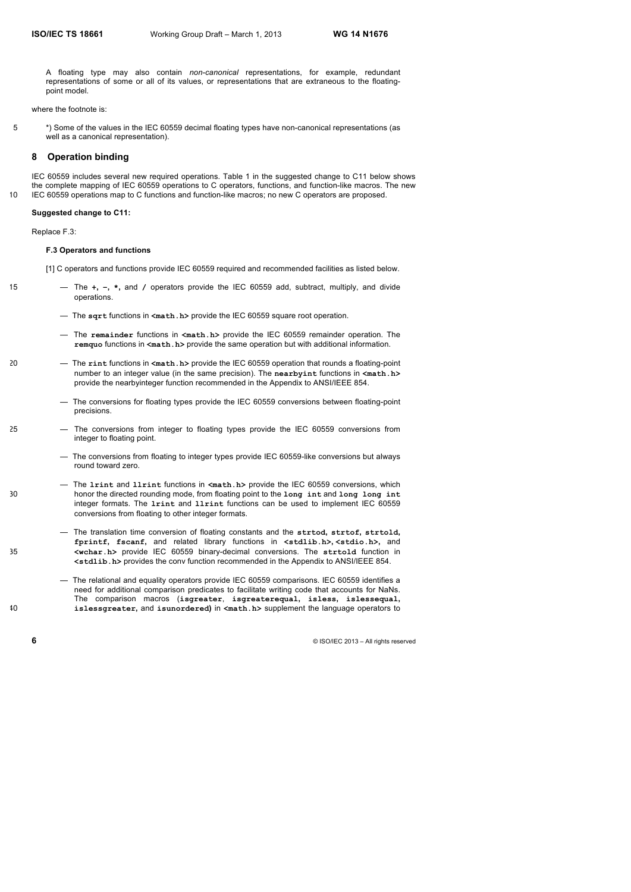A floating type may also contain *non-canonical* representations, for example, redundant representations of some or all of its values, or representations that are extraneous to the floating-point model.

where the footnote is:

*) Some of the values in the IEC 60559 decimal floating types have non-canonical representations (as well as a canonical representation).

## 8 Operation binding

IEC 60559 includes several new required operations. Table 1 in the suggested change to C11 below shows the complete mapping of IEC 60559 operations to C operators, functions, and function-like macros. The new IEC 60559 operations map to C functions and function-like macros; no new C operators are proposed.

**Suggested change to C11:**

Replace F.3:

**F.3 Operators and functions**

[1] C operators and functions provide IEC 60559 required and recommended facilities as listed below.

— The **+**, **−**, **\***, and **/** operators provide the IEC 60559 add, subtract, multiply, and divide operations.

— The **sqrt** functions in **<math.h>** provide the IEC 60559 square root operation.

— The **remainder** functions in **<math.h>** provide the IEC 60559 remainder operation. The **remquo** functions in **<math.h>** provide the same operation but with additional information.

— The **rint** functions in **<math.h>** provide the IEC 60559 operation that rounds a floating-point number to an integer value (in the same precision). The **nearbyint** functions in **<math.h>** provide the nearbyinteger function recommended in the Appendix to ANSI/IEEE 854.

— The conversions for floating types provide the IEC 60559 conversions between floating-point precisions.

— The conversions from integer to floating types provide the IEC 60559 conversions from integer to floating point.

— The conversions from floating to integer types provide IEC 60559-like conversions but always round toward zero.

— The **lrint** and **llrint** functions in **<math.h>** provide the IEC 60559 conversions, which honor the directed rounding mode, from floating point to the **long int** and **long long int** integer formats. The **lrint** and **llrint** functions can be used to implement IEC 60559 conversions from floating to other integer formats.

— The translation time conversion of floating constants and the **strtod**, **strtof**, **strtold**, **fprintf**, **fscanf**, and related library functions in **<stdlib.h>**, **<stdio.h>**, and **<wchar.h>** provide IEC 60559 binary-decimal conversions. The **strtold** function in **<stdlib.h>** provides the conv function recommended in the Appendix to ANSI/IEEE 854.

— The relational and equality operators provide IEC 60559 comparisons. IEC 60559 identifies a need for additional comparison predicates to facilitate writing code that accounts for NaNs. The comparison macros (**isgreater**, **isgreaterequal**, **isless**, **islessequal**, **islessgreater**, and **isunordered**) in **<math.h>** supplement the language operators to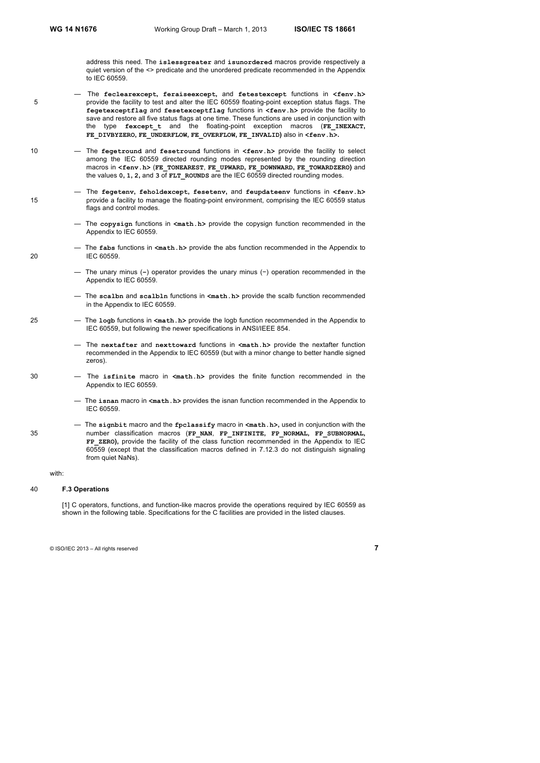address this need. The **islessgreater** and **isunordered** macros provide respectively a quiet version of the <> predicate and the unordered predicate recommended in the Appendix to IEC 60559.

— The **feclearexcept**, **feraiseexcept**, and **fetestexcept** functions in **<fenv.h>** provide the facility to test and alter the IEC 60559 floating-point exception status flags. The **fegetexceptflag** and **fesetexceptflag** functions in **<fenv.h>** provide the facility to save and restore all five status flags at one time. These functions are used in conjunction with the type **fexcept_t** and the floating-point exception macros (**FE_INEXACT, FE_DIVBYZERO, FE_UNDERFLOW, FE_OVERFLOW, FE_INVALID**) also in **<fenv.h>**.

— The **fegetround** and **fesetround** functions in **<fenv.h>** provide the facility to select among the IEC 60559 directed rounding modes represented by the rounding direction macros in **<fenv.h>** (**FE_TONEAREST**, **FE_UPWARD**, **FE_DOWNWARD**, **FE_TOWARDZERO**) and the values **0**, **1**, **2**, and **3** of **FLT_ROUNDS** are the IEC 60559 directed rounding modes.

— The **fegetenv**, **feholdexcept**, **fesetenv**, and **feupdateenv** functions in **<fenv.h>** provide a facility to manage the floating-point environment, comprising the IEC 60559 status flags and control modes.

— The **copysign** functions in **<math.h>** provide the copysign function recommended in the Appendix to IEC 60559.

— The **fabs** functions in **<math.h>** provide the abs function recommended in the Appendix to IEC 60559.

— The unary minus (**-**) operator provides the unary minus (−) operation recommended in the Appendix to IEC 60559.

— The **scalbn** and **scalbln** functions in **<math.h>** provide the scalb function recommended in the Appendix to IEC 60559.

— The **logb** functions in **<math.h>** provide the logb function recommended in the Appendix to IEC 60559, but following the newer specifications in ANSI/IEEE 854.

— The **nextafter** and **nexttoward** functions in **<math.h>** provide the nextafter function recommended in the Appendix to IEC 60559 (but with a minor change to better handle signed zeros).

— The **isfinite** macro in **<math.h>** provides the finite function recommended in the Appendix to IEC 60559.

— The **isnan** macro in **<math.h>** provides the isnan function recommended in the Appendix to IEC 60559.

— The **signbit** macro and the **fpclassify** macro in **<math.h>**, used in conjunction with the number classification macros (**FP_NAN**, **FP_INFINITE**, **FP_NORMAL**, **FP_SUBNORMAL**, **FP_ZERO**), provide the facility of the class function recommended in the Appendix to IEC 60559 (except that the classification macros defined in 7.12.3 do not distinguish signaling from quiet NaNs).

with:

**F.3 Operations**

[1] C operators, functions, and function-like macros provide the operations required by IEC 60559 as shown in the following table. Specifications for the C facilities are provided in the listed clauses.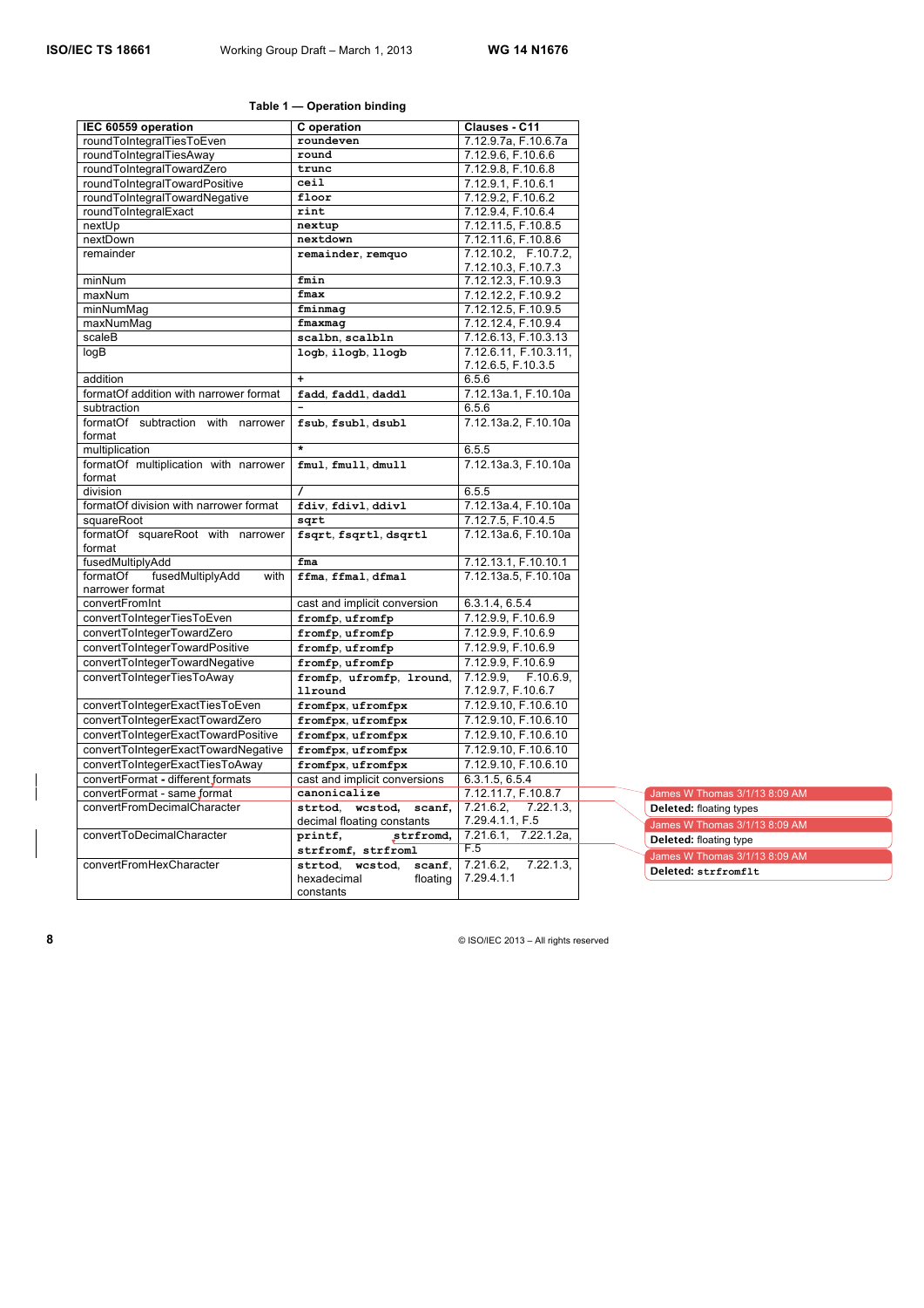**Table 1 — Operation binding**

| IEC 60559 operation | C operation | Clauses - C11 |
|---|---|---|
| roundToIntegralTiesToEven | `roundeven` | 7.12.9.7a, F.10.6.7a |
| roundToIntegralTiesAway | `round` | 7.12.9.6, F.10.6.6 |
| roundToIntegralTowardZero | `trunc` | 7.12.9.8, F.10.6.8 |
| roundToIntegralTowardPositive | `ceil` | 7.12.9.1, F.10.6.1 |
| roundToIntegralTowardNegative | `floor` | 7.12.9.2, F.10.6.2 |
| roundToIntegralExact | `rint` | 7.12.9.4, F.10.6.4 |
| nextUp | `nextup` | 7.12.11.5, F.10.8.5 |
| nextDown | `nextdown` | 7.12.11.6, F.10.8.6 |
| remainder | `remainder`, `remquo` | 7.12.10.2, F.10.7.2, 7.12.10.3, F.10.7.3 |
| minNum | `fmin` | 7.12.12.3, F.10.9.3 |
| maxNum | `fmax` | 7.12.12.2, F.10.9.2 |
| minNumMag | `fminmag` | 7.12.12.5, F.10.9.5 |
| maxNumMag | `fmaxmag` | 7.12.12.4, F.10.9.4 |
| scaleB | `scalbn`, `scalbln` | 7.12.6.13, F.10.3.13 |
| logB | `logb`, `ilogb`, `llogb` | 7.12.6.11, F.10.3.11, 7.12.6.5, F.10.3.5 |
| addition | `+` | 6.5.6 |
| formatOf addition with narrower format | `fadd`, `faddl`, `daddl` | 7.12.13a.1, F.10.10a |
| subtraction | `-` | 6.5.6 |
| formatOf subtraction with narrower format | `fsub`, `fsubl`, `dsubl` | 7.12.13a.2, F.10.10a |
| multiplication | `*` | 6.5.5 |
| formatOf multiplication with narrower format | `fmul`, `fmull`, `dmull` | 7.12.13a.3, F.10.10a |
| division | `/` | 6.5.5 |
| formatOf division with narrower format | `fdiv`, `fdivl`, `ddivl` | 7.12.13a.4, F.10.10a |
| squareRoot | `sqrt` | 7.12.7.5, F.10.4.5 |
| formatOf squareRoot with narrower format | `fsqrt`, `fsqrtl`, `dsqrtl` | 7.12.13a.6, F.10.10a |
| fusedMultiplyAdd | `fma` | 7.12.13.1, F.10.10.1 |
| formatOf fusedMultiplyAdd with narrower format | `ffma`, `ffmal`, `dfmal` | 7.12.13a.5, F.10.10a |
| convertFromInt | cast and implicit conversion | 6.3.1.4, 6.5.4 |
| convertToIntegerTiesToEven | `fromfp`, `ufromfp` | 7.12.9.9, F.10.6.9 |
| convertToIntegerTowardZero | `fromfp`, `ufromfp` | 7.12.9.9, F.10.6.9 |
| convertToIntegerTowardPositive | `fromfp`, `ufromfp` | 7.12.9.9, F.10.6.9 |
| convertToIntegerTowardNegative | `fromfp`, `ufromfp` | 7.12.9.9, F.10.6.9 |
| convertToIntegerTiesToAway | `fromfp`, `ufromfp`, `lround`, `llround` | 7.12.9.9, F.10.6.9, 7.12.9.7, F.10.6.7 |
| convertToIntegerExactTiesToEven | `fromfpx`, `ufromfpx` | 7.12.9.10, F.10.6.10 |
| convertToIntegerExactTowardZero | `fromfpx`, `ufromfpx` | 7.12.9.10, F.10.6.10 |
| convertToIntegerExactTowardPositive | `fromfpx`, `ufromfpx` | 7.12.9.10, F.10.6.10 |
| convertToIntegerExactTowardNegative | `fromfpx`, `ufromfpx` | 7.12.9.10, F.10.6.10 |
| convertToIntegerExactTiesToAway | `fromfpx`, `ufromfpx` | 7.12.9.10, F.10.6.10 |
| convertFormat - different formats | cast and implicit conversions | 6.3.1.5, 6.5.4 |
| convertFormat - same format | `canonicalize` | 7.12.11.7, F.10.8.7 |
| convertFromDecimalCharacter | `strtod`, `wcstod`, `scanf`, decimal floating constants | 7.21.6.2, 7.22.1.3, 7.29.4.1.1, F.5 |
| convertToDecimalCharacter | `printf`, `strfromd`, `strfroml` | 7.21.6.1, 7.22.1.2a, F.5 |
| convertFromHexCharacter | `strtod`, `wcstod`, `scanf`, hexadecimal floating constants | 7.21.6.2, 7.22.1.3, 7.29.4.1.1 |

James W Thomas 3/1/13 8:09 AM
**Deleted:** floating types

James W Thomas 3/1/13 8:09 AM
**Deleted:** floating type

James W Thomas 3/1/13 8:09 AM
**Deleted:** `strfromflt`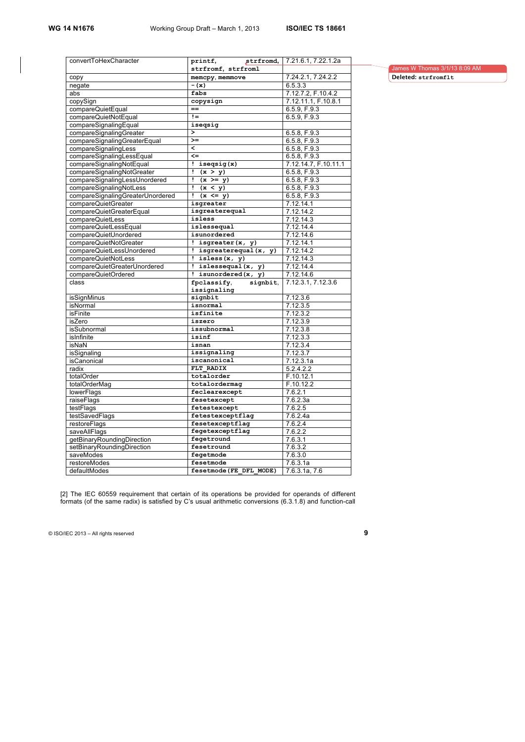| | | |
|---|---|---|
| convertToHexCharacter | `printf`, `strfromd`, `strfromf`, `strfroml` | 7.21.6.1, 7.22.1.2a |
| copy | `memcpy`, `memmove` | 7.24.2.1, 7.24.2.2 |
| negate | `-(x)` | 6.5.3.3 |
| abs | `fabs` | 7.12.7.2, F.10.4.2 |
| copySign | `copysign` | 7.12.11.1, F.10.8.1 |
| compareQuietEqual | `==` | 6.5.9, F.9.3 |
| compareQuietNotEqual | `!=` | 6.5.9, F.9.3 |
| compareSignalingEqual | `iseqsig` | |
| compareSignalingGreater | `>` | 6.5.8, F.9.3 |
| compareSignalingGreaterEqual | `>=` | 6.5.8, F.9.3 |
| compareSignalingLess | `<` | 6.5.8, F.9.3 |
| compareSignalingLessEqual | `<=` | 6.5.8, F.9.3 |
| compareSignalingNotEqual | `! iseqsig(x)` | 7.12.14.7, F.10.11.1 |
| compareSignalingNotGreater | `! (x > y)` | 6.5.8, F.9.3 |
| compareSignalingLessUnordered | `! (x >= y)` | 6.5.8, F.9.3 |
| compareSignalingNotLess | `! (x < y)` | 6.5.8, F.9.3 |
| compareSignalingGreaterUnordered | `! (x <= y)` | 6.5.8, F.9.3 |
| compareQuietGreater | `isgreater` | 7.12.14.1 |
| compareQuietGreaterEqual | `isgreaterequal` | 7.12.14.2 |
| compareQuietLess | `isless` | 7.12.14.3 |
| compareQuietLessEqual | `islessequal` | 7.12.14.4 |
| compareQuietUnordered | `isunordered` | 7.12.14.6 |
| compareQuietNotGreater | `! isgreater(x, y)` | 7.12.14.1 |
| compareQuietLessUnordered | `! isgreaterequal(x, y)` | 7.12.14.2 |
| compareQuietNotLess | `! isless(x, y)` | 7.12.14.3 |
| compareQuietGreaterUnordered | `! islessequal(x, y)` | 7.12.14.4 |
| compareQuietOrdered | `! isunordered(x, y)` | 7.12.14.6 |
| class | `fpclassify`, `signbit`, `issignaling` | 7.12.3.1, 7.12.3.6 |
| isSignMinus | `signbit` | 7.12.3.6 |
| isNormal | `isnormal` | 7.12.3.5 |
| isFinite | `isfinite` | 7.12.3.2 |
| isZero | `iszero` | 7.12.3.9 |
| isSubnormal | `issubnormal` | 7.12.3.8 |
| isInfinite | `isinf` | 7.12.3.3 |
| isNaN | `isnan` | 7.12.3.4 |
| isSignaling | `issignaling` | 7.12.3.7 |
| isCanonical | `iscanonical` | 7.12.3.1a |
| radix | `FLT_RADIX` | 5.2.4.2.2 |
| totalOrder | `totalorder` | F.10.12.1 |
| totalOrderMag | `totalordermag` | F.10.12.2 |
| lowerFlags | `feclearexcept` | 7.6.2.1 |
| raiseFlags | `fesetexcept` | 7.6.2.3a |
| testFlags | `fetestexcept` | 7.6.2.5 |
| testSavedFlags | `fetestexceptflag` | 7.6.2.4a |
| restoreFlags | `fesetexceptflag` | 7.6.2.4 |
| saveAllFlags | `fegetexceptflag` | 7.6.2.2 |
| getBinaryRoundingDirection | `fegetround` | 7.6.3.1 |
| setBinaryRoundingDirection | `fesetround` | 7.6.3.2 |
| saveModes | `fegetmode` | 7.6.3.0 |
| restoreModes | `fesetmode` | 7.6.3.1a |
| defaultModes | `fesetmode(FE_DFL_MODE)` | 7.6.3.1a, 7.6 |

James W Thomas 3/1/13 8:09 AM
**Deleted:** `strfromflt`

[2] The IEC 60559 requirement that certain of its operations be provided for operands of different formats (of the same radix) is satisfied by C's usual arithmetic conversions (6.3.1.8) and function-call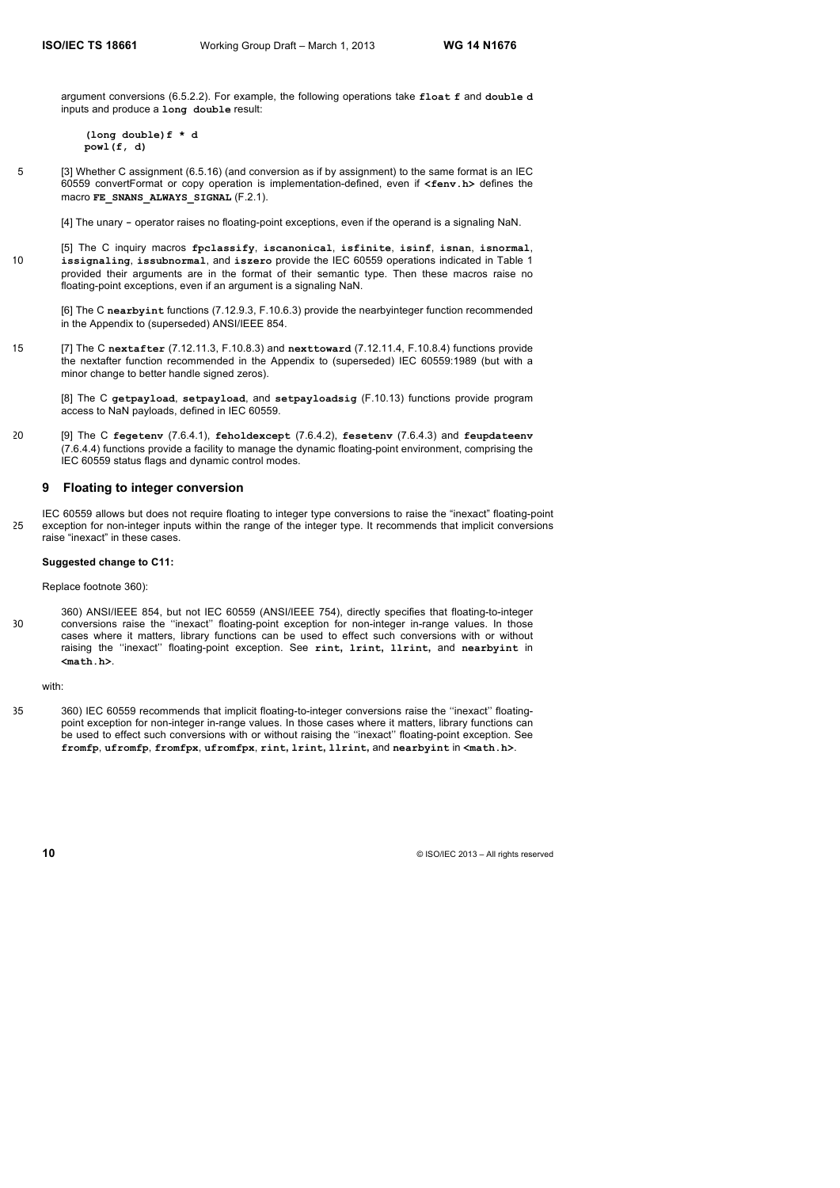argument conversions (6.5.2.2). For example, the following operations take **float f** and **double d** inputs and produce a **long double** result:

```
(long double)f * d
powl(f, d)
```

[3] Whether C assignment (6.5.16) (and conversion as if by assignment) to the same format is an IEC 60559 convertFormat or copy operation is implementation-defined, even if **<fenv.h>** defines the macro **FE_SNANS_ALWAYS_SIGNAL** (F.2.1).

[4] The unary **-** operator raises no floating-point exceptions, even if the operand is a signaling NaN.

[5] The C inquiry macros **fpclassify**, **iscanonical**, **isfinite**, **isinf**, **isnan**, **isnormal**, **issignaling**, **issubnormal**, and **iszero** provide the IEC 60559 operations indicated in Table 1 provided their arguments are in the format of their semantic type. Then these macros raise no floating-point exceptions, even if an argument is a signaling NaN.

[6] The C **nearbyint** functions (7.12.9.3, F.10.6.3) provide the nearbyinteger function recommended in the Appendix to (superseded) ANSI/IEEE 854.

[7] The C **nextafter** (7.12.11.3, F.10.8.3) and **nexttoward** (7.12.11.4, F.10.8.4) functions provide the nextafter function recommended in the Appendix to (superseded) IEC 60559:1989 (but with a minor change to better handle signed zeros).

[8] The C **getpayload**, **setpayload**, and **setpayloadsig** (F.10.13) functions provide program access to NaN payloads, defined in IEC 60559.

[9] The C **fegetenv** (7.6.4.1), **feholdexcept** (7.6.4.2), **fesetenv** (7.6.4.3) and **feupdateenv** (7.6.4.4) functions provide a facility to manage the dynamic floating-point environment, comprising the IEC 60559 status flags and dynamic control modes.

## 9 Floating to integer conversion

IEC 60559 allows but does not require floating to integer type conversions to raise the "inexact" floating-point exception for non-integer inputs within the range of the integer type. It recommends that implicit conversions raise "inexact" in these cases.

**Suggested change to C11:**

Replace footnote 360):

360) ANSI/IEEE 854, but not IEC 60559 (ANSI/IEEE 754), directly specifies that floating-to-integer conversions raise the ''inexact'' floating-point exception for non-integer in-range values. In those cases where it matters, library functions can be used to effect such conversions with or without raising the ''inexact'' floating-point exception. See **rint**, **lrint**, **llrint**, and **nearbyint** in **<math.h>**.

with:

360) IEC 60559 recommends that implicit floating-to-integer conversions raise the ''inexact'' floating-point exception for non-integer in-range values. In those cases where it matters, library functions can be used to effect such conversions with or without raising the ''inexact'' floating-point exception. See **fromfp**, **ufromfp**, **fromfpx**, **ufromfpx**, **rint**, **lrint**, **llrint**, and **nearbyint** in **<math.h>**.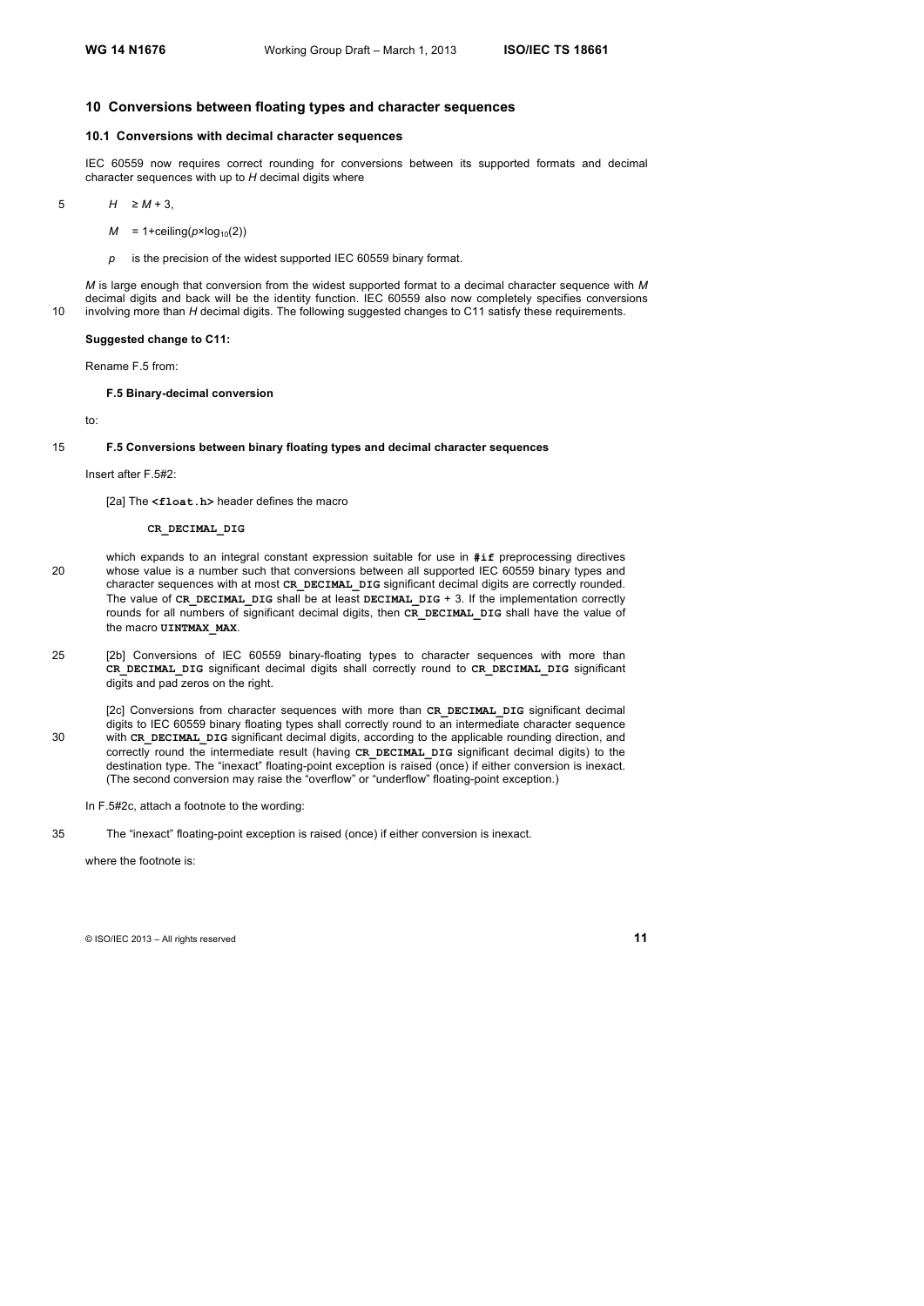## 10 Conversions between floating types and character sequences

### 10.1 Conversions with decimal character sequences

IEC 60559 now requires correct rounding for conversions between its supported formats and decimal character sequences with up to *H* decimal digits where

$H \geq M + 3$,

$M = 1+\text{ceiling}(p\times\log_{10}(2))$

$p$ is the precision of the widest supported IEC 60559 binary format.

*M* is large enough that conversion from the widest supported format to a decimal character sequence with *M* decimal digits and back will be the identity function. IEC 60559 also now completely specifies conversions involving more than *H* decimal digits. The following suggested changes to C11 satisfy these requirements.

**Suggested change to C11:**

Rename F.5 from:

**F.5 Binary-decimal conversion**

to:

**F.5 Conversions between binary floating types and decimal character sequences**

Insert after F.5#2:

[2a] The **<float.h>** header defines the macro

**CR_DECIMAL_DIG**

which expands to an integral constant expression suitable for use in **#if** preprocessing directives whose value is a number such that conversions between all supported IEC 60559 binary types and character sequences with at most **CR_DECIMAL_DIG** significant decimal digits are correctly rounded. The value of **CR_DECIMAL_DIG** shall be at least **DECIMAL_DIG** + 3. If the implementation correctly rounds for all numbers of significant decimal digits, then **CR_DECIMAL_DIG** shall have the value of the macro **UINTMAX_MAX**.

[2b] Conversions of IEC 60559 binary-floating types to character sequences with more than **CR_DECIMAL_DIG** significant decimal digits shall correctly round to **CR_DECIMAL_DIG** significant digits and pad zeros on the right.

[2c] Conversions from character sequences with more than **CR_DECIMAL_DIG** significant decimal digits to IEC 60559 binary floating types shall correctly round to an intermediate character sequence with **CR_DECIMAL_DIG** significant decimal digits, according to the applicable rounding direction, and correctly round the intermediate result (having **CR_DECIMAL_DIG** significant decimal digits) to the destination type. The "inexact" floating-point exception is raised (once) if either conversion is inexact. (The second conversion may raise the "overflow" or "underflow" floating-point exception.)

In F.5#2c, attach a footnote to the wording:

The "inexact" floating-point exception is raised (once) if either conversion is inexact.

where the footnote is: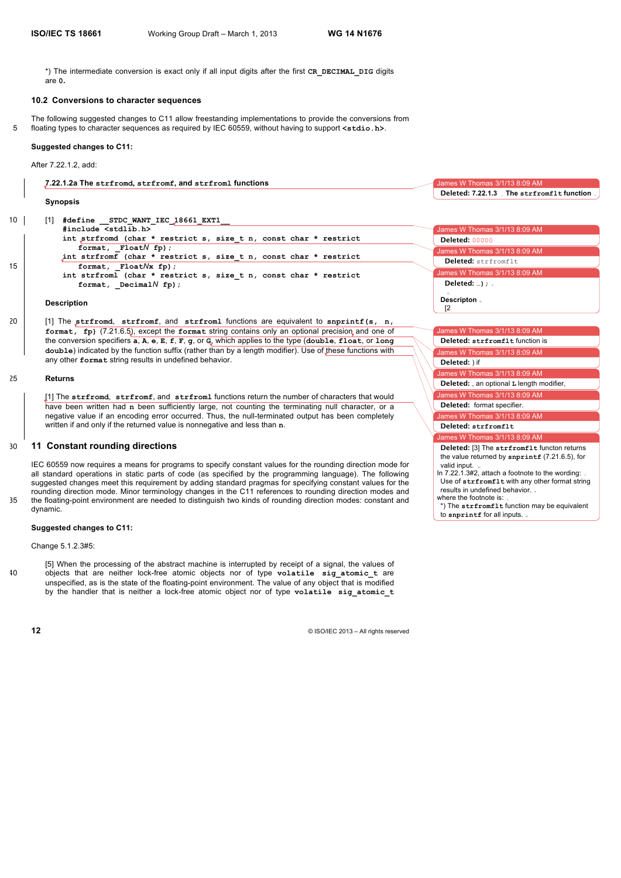*) The intermediate conversion is exact only if all input digits after the first `CR_DECIMAL_DIG` digits are `0`.

## 10.2 Conversions to character sequences

The following suggested changes to C11 allow freestanding implementations to provide the conversions from floating types to character sequences as required by IEC 60559, without having to support `<stdio.h>`.

**Suggested changes to C11:**

After 7.22.1.2, add:

> **7.22.1.2a The `strfromd`, `strfromf`, and `strfroml` functions**
>
> **Synopsis**
>
> [1]
> ```
> #define __STDC_WANT_IEC_18661_EXT1__
> #include <stdlib.h>
> int strfromd (char * restrict s, size_t n, const char * restrict
>     format, _FloatN fp);
> int strfromf (char * restrict s, size_t n, const char * restrict
>     format, _FloatNx fp);
> int strfroml (char * restrict s, size_t n, const char * restrict
>     format, _DecimalN fp);
> ```
>
> **Description**
>
> [1] The `strfromd`, `strfromf`, and `strfroml` functions are equivalent to `snprintf(s, n, format, fp)` (7.21.6.5), except the `format` string contains only an optional precision and one of the conversion specifiers `a`, `A`, `e`, `E`, `f`, `F`, `g`, or `G`, which applies to the type (`double`, `float`, or `long double`) indicated by the function suffix (rather than by a length modifier). Use of these functions with any other `format` string results in undefined behavior.
>
> **Returns**
>
> [1] The `strfromd`, `strfromf`, and `strfroml` functions return the number of characters that would have been written had `n` been sufficiently large, not counting the terminating null character, or a negative value if an encoding error occurred. Thus, the null-terminated output has been completely written if and only if the returned value is nonnegative and less than `n`.

James W Thomas 3/1/13 8:09 AM
**Deleted:** 7.22.1.3 The `strfromflt` function

James W Thomas 3/1/13 8:09 AM
**Deleted:** 00000

James W Thomas 3/1/13 8:09 AM
**Deleted:** `strfromflt`

James W Thomas 3/1/13 8:09 AM
**Deleted:** …);

**Descripton**

[2

James W Thomas 3/1/13 8:09 AM
**Deleted:** `strfromflt` function is

James W Thomas 3/1/13 8:09 AM
**Deleted:** ) if

James W Thomas 3/1/13 8:09 AM
**Deleted:** , an optional `L` length modifier,

James W Thomas 3/1/13 8:09 AM
**Deleted:** format specifier.

James W Thomas 3/1/13 8:09 AM
**Deleted:** `strfromflt`

James W Thomas 3/1/13 8:09 AM
**Deleted:** [3] The `strfromflt` functon returns the value returned by `snprintf` (7.21.6.5), for valid input.
In 7.22.1.3#2, attach a footnote to the wording:
Use of `strfromflt` with any other format string results in undefined behavior.
where the footnote is:
*) The `strfromflt` function may be equivalent to `snprintf` for all inputs.

# 11 Constant rounding directions

IEC 60559 now requires a means for programs to specify constant values for the rounding direction mode for all standard operations in static parts of code (as specified by the programming language). The following suggested changes meet this requirement by adding standard pragmas for specifying constant values for the rounding direction mode. Minor terminology changes in the C11 references to rounding direction modes and the floating-point environment are needed to distinguish two kinds of rounding direction modes: constant and dynamic.

**Suggested changes to C11:**

Change 5.1.2.3#5:

> [5] When the processing of the abstract machine is interrupted by receipt of a signal, the values of objects that are neither lock-free atomic objects nor of type `volatile sig_atomic_t` are unspecified, as is the state of the floating-point environment. The value of any object that is modified by the handler that is neither a lock-free atomic object nor of type `volatile sig_atomic_t`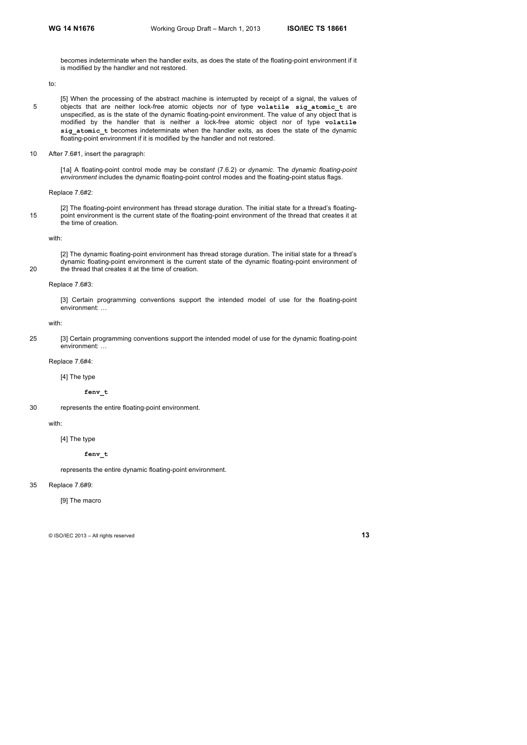becomes indeterminate when the handler exits, as does the state of the floating-point environment if it is modified by the handler and not restored.

to:

[5] When the processing of the abstract machine is interrupted by receipt of a signal, the values of objects that are neither lock-free atomic objects nor of type **volatile sig_atomic_t** are unspecified, as is the state of the dynamic floating-point environment. The value of any object that is modified by the handler that is neither a lock-free atomic object nor of type **volatile sig_atomic_t** becomes indeterminate when the handler exits, as does the state of the dynamic floating-point environment if it is modified by the handler and not restored.

After 7.6#1, insert the paragraph:

[1a] A floating-point control mode may be *constant* (7.6.2) or *dynamic*. The *dynamic floating-point environment* includes the dynamic floating-point control modes and the floating-point status flags.

Replace 7.6#2:

[2] The floating-point environment has thread storage duration. The initial state for a thread's floating-point environment is the current state of the floating-point environment of the thread that creates it at the time of creation.

with:

[2] The dynamic floating-point environment has thread storage duration. The initial state for a thread's dynamic floating-point environment is the current state of the dynamic floating-point environment of the thread that creates it at the time of creation.

Replace 7.6#3:

[3] Certain programming conventions support the intended model of use for the floating-point environment: …

with:

[3] Certain programming conventions support the intended model of use for the dynamic floating-point environment: …

Replace 7.6#4:

[4] The type

**fenv_t**

represents the entire floating-point environment.

with:

[4] The type

**fenv_t**

represents the entire dynamic floating-point environment.

Replace 7.6#9:

[9] The macro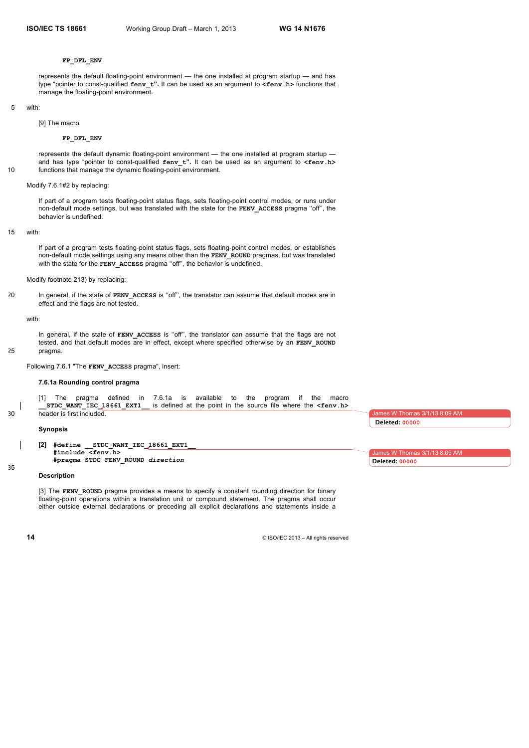```
FP_DFL_ENV
```

represents the default floating-point environment — the one installed at program startup — and has type "pointer to const-qualified **fenv_t**". It can be used as an argument to **<fenv.h>** functions that manage the floating-point environment.

with:

[9] The macro

```
FP_DFL_ENV
```

represents the default dynamic floating-point environment — the one installed at program startup — and has type "pointer to const-qualified **fenv_t**". It can be used as an argument to **<fenv.h>** functions that manage the dynamic floating-point environment.

Modify 7.6.1#2 by replacing:

If part of a program tests floating-point status flags, sets floating-point control modes, or runs under non-default mode settings, but was translated with the state for the **FENV_ACCESS** pragma ''off'', the behavior is undefined.

with:

If part of a program tests floating-point status flags, sets floating-point control modes, or establishes non-default mode settings using any means other than the **FENV_ROUND** pragmas, but was translated with the state for the **FENV_ACCESS** pragma ''off'', the behavior is undefined.

Modify footnote 213) by replacing:

In general, if the state of **FENV_ACCESS** is ''off'', the translator can assume that default modes are in effect and the flags are not tested.

with:

In general, if the state of **FENV_ACCESS** is ''off'', the translator can assume that the flags are not tested, and that default modes are in effect, except where specified otherwise by an **FENV_ROUND** pragma.

Following 7.6.1 "The **FENV_ACCESS** pragma", insert:

### 7.6.1a Rounding control pragma

[1] The pragma defined in 7.6.1a is available to the program if the macro **__STDC_WANT_IEC_18661_EXT1__** is defined at the point in the source file where the **<fenv.h>** header is first included.

**Synopsis**

**[2]**
```
#define __STDC_WANT_IEC_18661_EXT1__
#include <fenv.h>
#pragma STDC FENV_ROUND direction
```

**Description**

[3] The **FENV_ROUND** pragma provides a means to specify a constant rounding direction for binary floating-point operations within a translation unit or compound statement. The pragma shall occur either outside external declarations or preceding all explicit declarations and statements inside a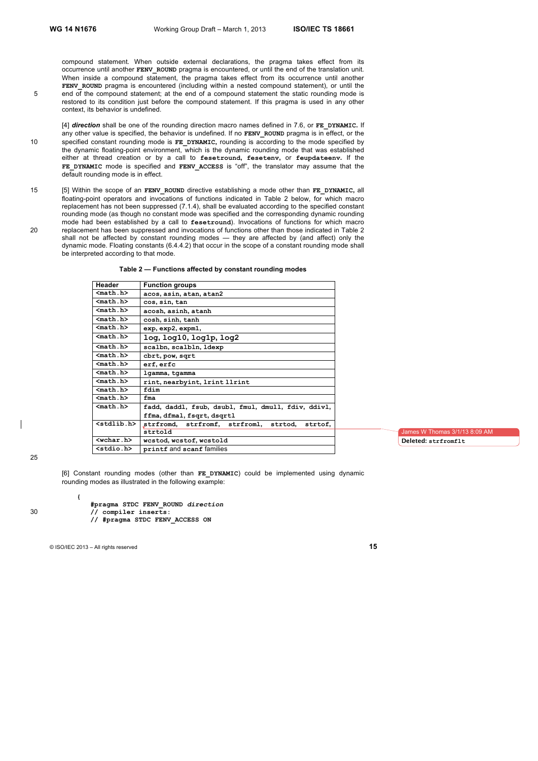compound statement. When outside external declarations, the pragma takes effect from its occurrence until another **FENV_ROUND** pragma is encountered, or until the end of the translation unit. When inside a compound statement, the pragma takes effect from its occurrence until another **FENV_ROUND** pragma is encountered (including within a nested compound statement), or until the end of the compound statement; at the end of a compound statement the static rounding mode is restored to its condition just before the compound statement. If this pragma is used in any other context, its behavior is undefined.

[4] ***direction*** shall be one of the rounding direction macro names defined in 7.6, or **FE_DYNAMIC.** If any other value is specified, the behavior is undefined. If no **FENV_ROUND** pragma is in effect, or the specified constant rounding mode is **FE_DYNAMIC,** rounding is according to the mode specified by the dynamic floating-point environment, which is the dynamic rounding mode that was established either at thread creation or by a call to **fesetround, fesetenv,** or **feupdateenv.** If the **FE_DYNAMIC** mode is specified and **FENV_ACCESS** is "off", the translator may assume that the default rounding mode is in effect.

[5] Within the scope of an **FENV_ROUND** directive establishing a mode other than **FE_DYNAMIC,** all floating-point operators and invocations of functions indicated in Table 2 below, for which macro replacement has not been suppressed (7.1.4), shall be evaluated according to the specified constant rounding mode (as though no constant mode was specified and the corresponding dynamic rounding mode had been established by a call to **fesetround**). Invocations of functions for which macro replacement has been suppressed and invocations of functions other than those indicated in Table 2 shall not be affected by constant rounding modes — they are affected by (and affect) only the dynamic mode. Floating constants (6.4.4.2) that occur in the scope of a constant rounding mode shall be interpreted according to that mode.

**Table 2 — Functions affected by constant rounding modes**

| Header | Function groups |
|---|---|
| `<math.h>` | `acos, asin, atan, atan2` |
| `<math.h>` | `cos, sin, tan` |
| `<math.h>` | `acosh, asinh, atanh` |
| `<math.h>` | `cosh, sinh, tanh` |
| `<math.h>` | `exp, exp2, expm1,` |
| `<math.h>` | `log, log10, log1p, log2` |
| `<math.h>` | `scalbn, scalbln, ldexp` |
| `<math.h>` | `cbrt, pow, sqrt` |
| `<math.h>` | `erf, erfc` |
| `<math.h>` | `lgamma, tgamma` |
| `<math.h>` | `rint, nearbyint, lrint llrint` |
| `<math.h>` | `fdim` |
| `<math.h>` | `fma` |
| `<math.h>` | `fadd, daddl, fsub, dsubl, fmul, dmull, fdiv, ddivl, ffma, dfmal, fsqrt, dsqrtl` |
| `<stdlib.h>` | `strfromd, strfromf, strfroml, strtod, strtof, strtold` |
| `<wchar.h>` | `wcstod, wcstof, wcstold` |
| `<stdio.h>` | `printf` and `scanf` families |

James W Thomas 3/1/13 8:09 AM
**Deleted:** `strfromflt`

[6] Constant rounding modes (other than **FE_DYNAMIC**) could be implemented using dynamic rounding modes as illustrated in the following example:

```
{
    #pragma STDC FENV_ROUND direction
    // compiler inserts:
    // #pragma STDC FENV_ACCESS ON
```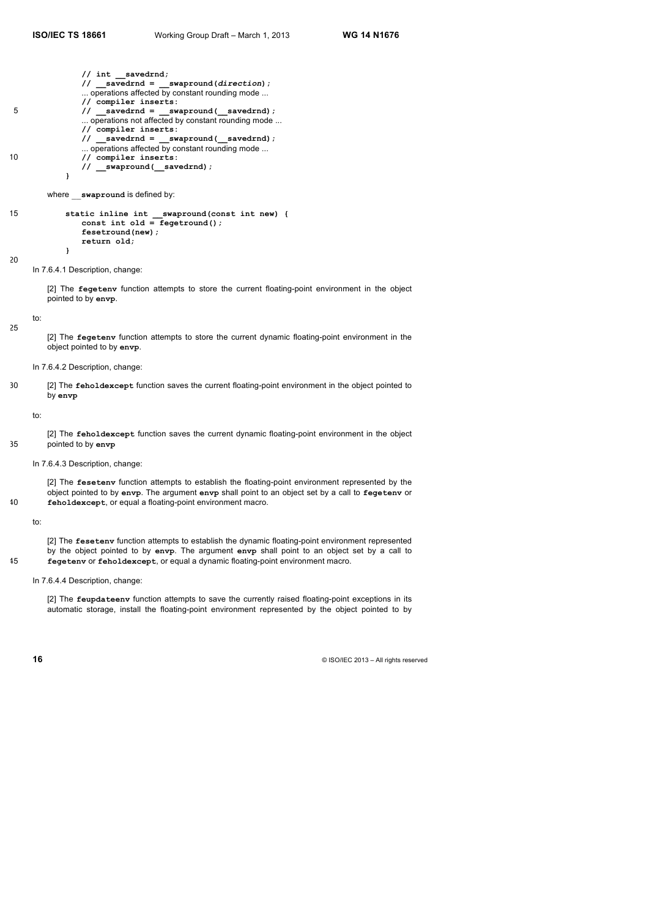```
    // int __savedrnd;
    // __savedrnd = __swapround(direction);
    ... operations affected by constant rounding mode ...
    // compiler inserts:
    // __savedrnd = __swapround(__savedrnd);
    ... operations not affected by constant rounding mode ...
    // compiler inserts:
    // __savedrnd = __swapround(__savedrnd);
    ... operations affected by constant rounding mode ...
    // compiler inserts:
    // __swapround(__savedrnd);
}
```

where **__swapround** is defined by:

```
static inline int __swapround(const int new) {
    const int old = fegetround();
    fesetround(new);
    return old;
}
```

In 7.6.4.1 Description, change:

> [2] The **fegetenv** function attempts to store the current floating-point environment in the object pointed to by **envp**.

to:

> [2] The **fegetenv** function attempts to store the current dynamic floating-point environment in the object pointed to by **envp**.

In 7.6.4.2 Description, change:

> [2] The **feholdexcept** function saves the current floating-point environment in the object pointed to by **envp**

to:

> [2] The **feholdexcept** function saves the current dynamic floating-point environment in the object pointed to by **envp**

In 7.6.4.3 Description, change:

> [2] The **fesetenv** function attempts to establish the floating-point environment represented by the object pointed to by **envp**. The argument **envp** shall point to an object set by a call to **fegetenv** or **feholdexcept**, or equal a floating-point environment macro.

to:

> [2] The **fesetenv** function attempts to establish the dynamic floating-point environment represented by the object pointed to by **envp**. The argument **envp** shall point to an object set by a call to **fegetenv** or **feholdexcept**, or equal a dynamic floating-point environment macro.

In 7.6.4.4 Description, change:

> [2] The **feupdateenv** function attempts to save the currently raised floating-point exceptions in its automatic storage, install the floating-point environment represented by the object pointed to by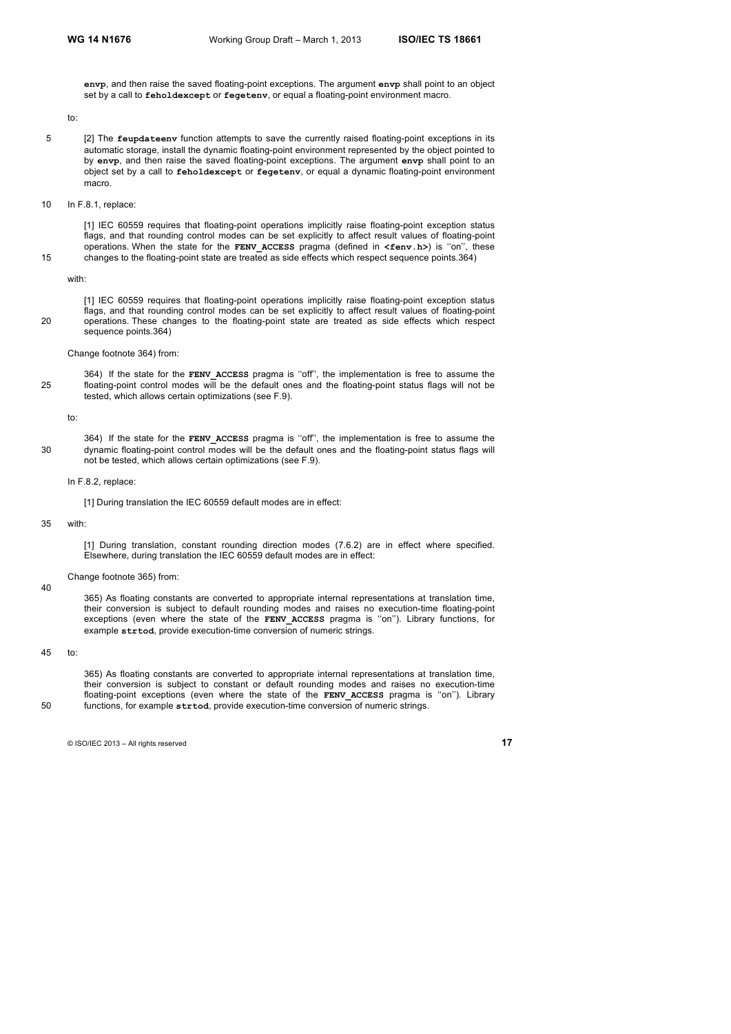**envp**, and then raise the saved floating-point exceptions. The argument **envp** shall point to an object set by a call to **feholdexcept** or **fegetenv**, or equal a floating-point environment macro.

to:

[2] The **feupdateenv** function attempts to save the currently raised floating-point exceptions in its automatic storage, install the dynamic floating-point environment represented by the object pointed to by **envp**, and then raise the saved floating-point exceptions. The argument **envp** shall point to an object set by a call to **feholdexcept** or **fegetenv**, or equal a dynamic floating-point environment macro.

In F.8.1, replace:

[1] IEC 60559 requires that floating-point operations implicitly raise floating-point exception status flags, and that rounding control modes can be set explicitly to affect result values of floating-point operations. When the state for the **FENV_ACCESS** pragma (defined in **<fenv.h>**) is ''on'', these changes to the floating-point state are treated as side effects which respect sequence points.364)

with:

[1] IEC 60559 requires that floating-point operations implicitly raise floating-point exception status flags, and that rounding control modes can be set explicitly to affect result values of floating-point operations. These changes to the floating-point state are treated as side effects which respect sequence points.364)

Change footnote 364) from:

364) If the state for the **FENV_ACCESS** pragma is ''off'', the implementation is free to assume the floating-point control modes will be the default ones and the floating-point status flags will not be tested, which allows certain optimizations (see F.9).

to:

364) If the state for the **FENV_ACCESS** pragma is ''off'', the implementation is free to assume the dynamic floating-point control modes will be the default ones and the floating-point status flags will not be tested, which allows certain optimizations (see F.9).

In F.8.2, replace:

[1] During translation the IEC 60559 default modes are in effect:

with:

[1] During translation, constant rounding direction modes (7.6.2) are in effect where specified. Elsewhere, during translation the IEC 60559 default modes are in effect:

Change footnote 365) from:

365) As floating constants are converted to appropriate internal representations at translation time, their conversion is subject to default rounding modes and raises no execution-time floating-point exceptions (even where the state of the **FENV_ACCESS** pragma is ''on''). Library functions, for example **strtod**, provide execution-time conversion of numeric strings.

to:

365) As floating constants are converted to appropriate internal representations at translation time, their conversion is subject to constant or default rounding modes and raises no execution-time floating-point exceptions (even where the state of the **FENV_ACCESS** pragma is ''on''). Library functions, for example **strtod**, provide execution-time conversion of numeric strings.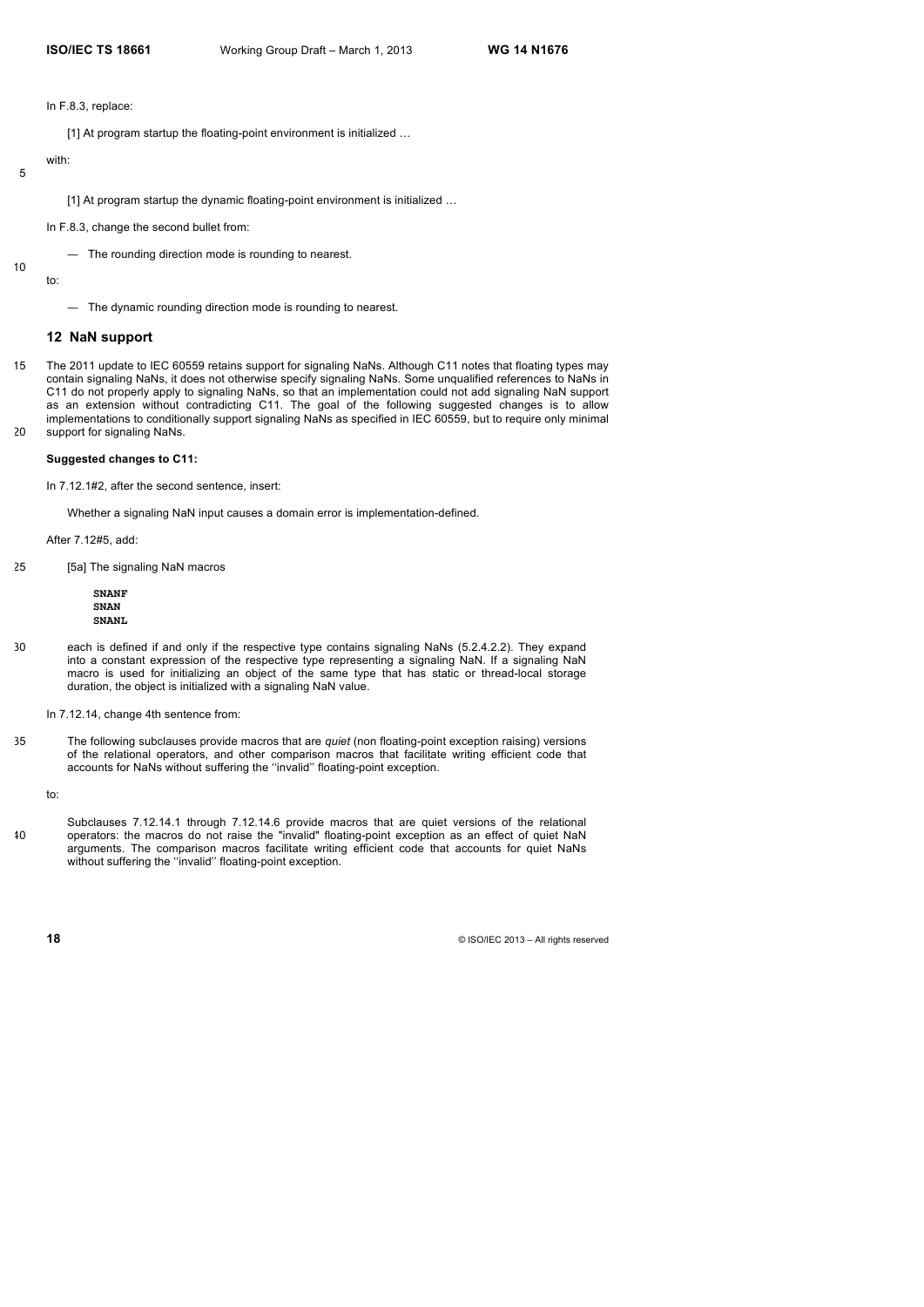In F.8.3, replace:

> [1] At program startup the floating-point environment is initialized …

with:

> [1] At program startup the dynamic floating-point environment is initialized …

In F.8.3, change the second bullet from:

> — The rounding direction mode is rounding to nearest.

to:

> — The dynamic rounding direction mode is rounding to nearest.

## 12 NaN support

The 2011 update to IEC 60559 retains support for signaling NaNs. Although C11 notes that floating types may contain signaling NaNs, it does not otherwise specify signaling NaNs. Some unqualified references to NaNs in C11 do not properly apply to signaling NaNs, so that an implementation could not add signaling NaN support as an extension without contradicting C11. The goal of the following suggested changes is to allow implementations to conditionally support signaling NaNs as specified in IEC 60559, but to require only minimal support for signaling NaNs.

**Suggested changes to C11:**

In 7.12.1#2, after the second sentence, insert:

> Whether a signaling NaN input causes a domain error is implementation-defined.

After 7.12#5, add:

> [5a] The signaling NaN macros
>
> ```
> SNANF
> SNAN
> SNANL
> ```
>
> each is defined if and only if the respective type contains signaling NaNs (5.2.4.2.2). They expand into a constant expression of the respective type representing a signaling NaN. If a signaling NaN macro is used for initializing an object of the same type that has static or thread-local storage duration, the object is initialized with a signaling NaN value.

In 7.12.14, change 4th sentence from:

> The following subclauses provide macros that are *quiet* (non floating-point exception raising) versions of the relational operators, and other comparison macros that facilitate writing efficient code that accounts for NaNs without suffering the ''invalid'' floating-point exception.

to:

> Subclauses 7.12.14.1 through 7.12.14.6 provide macros that are quiet versions of the relational operators: the macros do not raise the "invalid" floating-point exception as an effect of quiet NaN arguments. The comparison macros facilitate writing efficient code that accounts for quiet NaNs without suffering the ''invalid'' floating-point exception.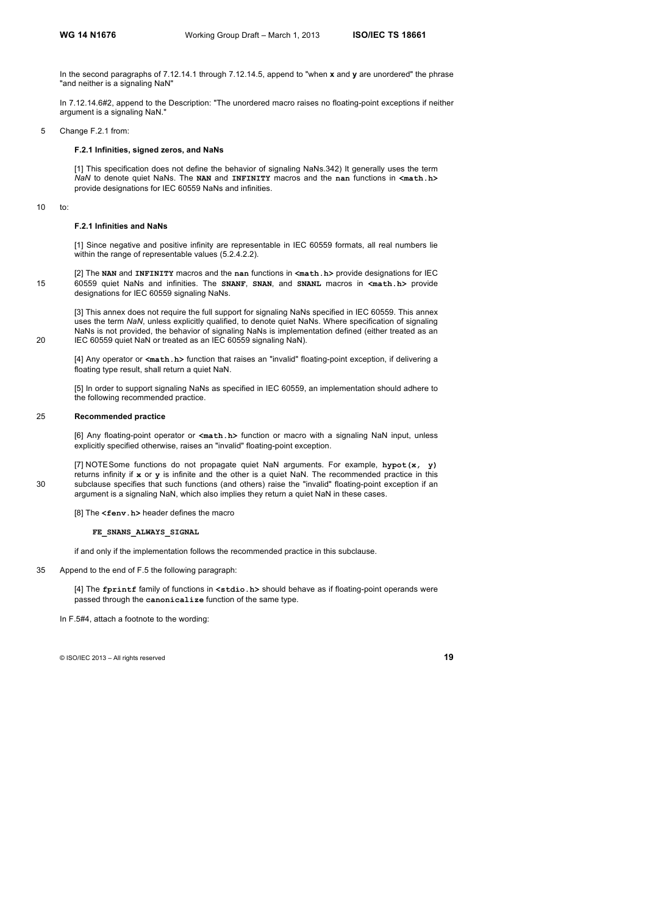In the second paragraphs of 7.12.14.1 through 7.12.14.5, append to "when **x** and **y** are unordered" the phrase "and neither is a signaling NaN"

In 7.12.14.6#2, append to the Description: "The unordered macro raises no floating-point exceptions if neither argument is a signaling NaN."

Change F.2.1 from:

> **F.2.1 Infinities, signed zeros, and NaNs**
>
> [1] This specification does not define the behavior of signaling NaNs.342) It generally uses the term *NaN* to denote quiet NaNs. The **NAN** and **INFINITY** macros and the **nan** functions in **<math.h>** provide designations for IEC 60559 NaNs and infinities.

to:

> **F.2.1 Infinities and NaNs**
>
> [1] Since negative and positive infinity are representable in IEC 60559 formats, all real numbers lie within the range of representable values (5.2.4.2.2).
>
> [2] The **NAN** and **INFINITY** macros and the **nan** functions in **<math.h>** provide designations for IEC 60559 quiet NaNs and infinities. The **SNANF**, **SNAN**, and **SNANL** macros in **<math.h>** provide designations for IEC 60559 signaling NaNs.
>
> [3] This annex does not require the full support for signaling NaNs specified in IEC 60559. This annex uses the term *NaN*, unless explicitly qualified, to denote quiet NaNs. Where specification of signaling NaNs is not provided, the behavior of signaling NaNs is implementation defined (either treated as an IEC 60559 quiet NaN or treated as an IEC 60559 signaling NaN).
>
> [4] Any operator or **<math.h>** function that raises an "invalid" floating-point exception, if delivering a floating type result, shall return a quiet NaN.
>
> [5] In order to support signaling NaNs as specified in IEC 60559, an implementation should adhere to the following recommended practice.
>
> **Recommended practice**
>
> [6] Any floating-point operator or **<math.h>** function or macro with a signaling NaN input, unless explicitly specified otherwise, raises an "invalid" floating-point exception.
>
> [7] NOTE Some functions do not propagate quiet NaN arguments. For example, **hypot(x, y)** returns infinity if **x** or **y** is infinite and the other is a quiet NaN. The recommended practice in this subclause specifies that such functions (and others) raise the "invalid" floating-point exception if an argument is a signaling NaN, which also implies they return a quiet NaN in these cases.
>
> [8] The **<fenv.h>** header defines the macro
>
> ```
> FE_SNANS_ALWAYS_SIGNAL
> ```
>
> if and only if the implementation follows the recommended practice in this subclause.

Append to the end of F.5 the following paragraph:

> [4] The **fprintf** family of functions in **<stdio.h>** should behave as if floating-point operands were passed through the **canonicalize** function of the same type.

In F.5#4, attach a footnote to the wording: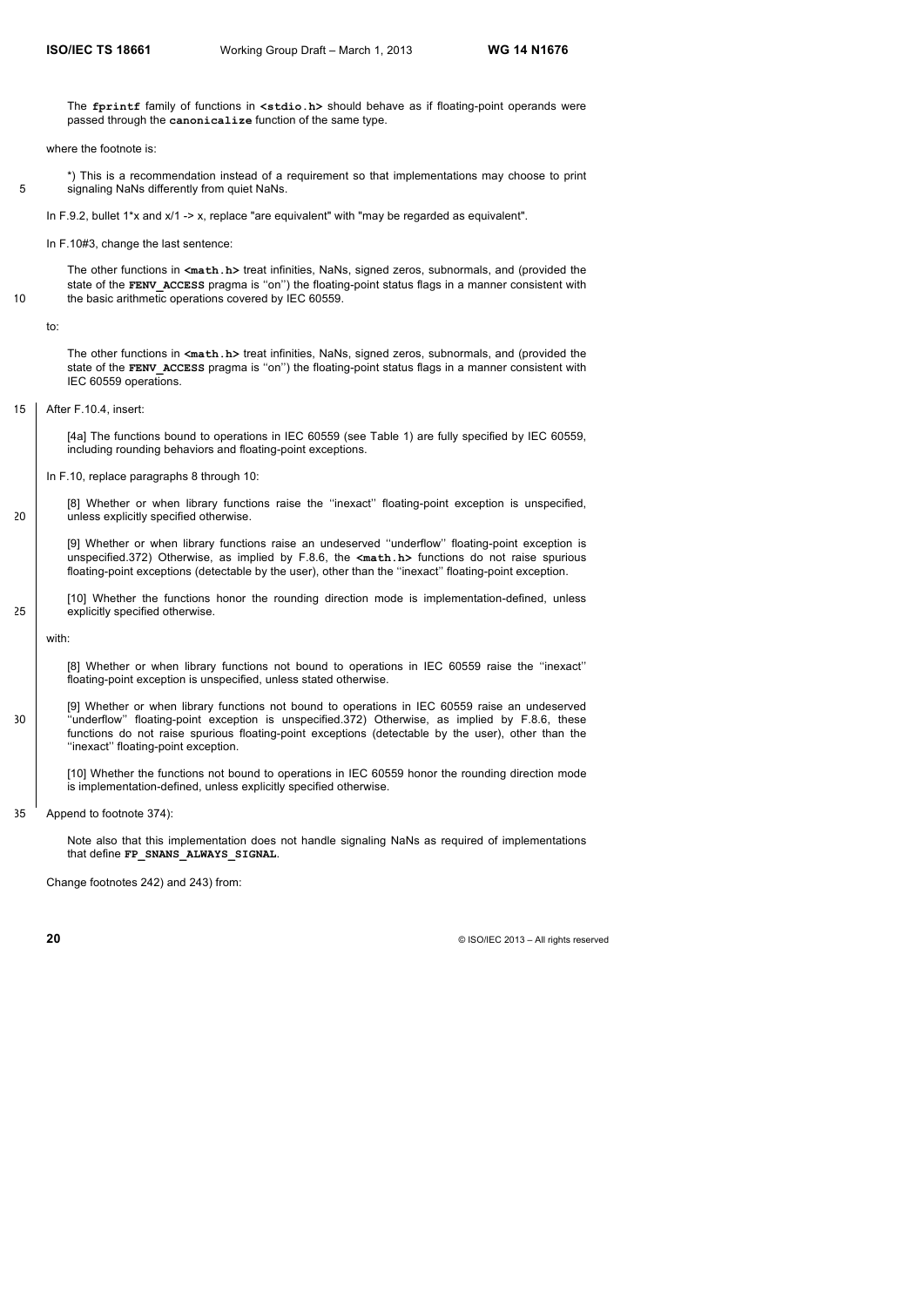The **fprintf** family of functions in **<stdio.h>** should behave as if floating-point operands were passed through the **canonicalize** function of the same type.

where the footnote is:

*) This is a recommendation instead of a requirement so that implementations may choose to print signaling NaNs differently from quiet NaNs.

In F.9.2, bullet 1*x and x/1 -> x, replace "are equivalent" with "may be regarded as equivalent".

In F.10#3, change the last sentence:

The other functions in **<math.h>** treat infinities, NaNs, signed zeros, subnormals, and (provided the state of the **FENV_ACCESS** pragma is ''on'') the floating-point status flags in a manner consistent with the basic arithmetic operations covered by IEC 60559.

to:

The other functions in **<math.h>** treat infinities, NaNs, signed zeros, subnormals, and (provided the state of the **FENV_ACCESS** pragma is ''on'') the floating-point status flags in a manner consistent with IEC 60559 operations.

After F.10.4, insert:

[4a] The functions bound to operations in IEC 60559 (see Table 1) are fully specified by IEC 60559, including rounding behaviors and floating-point exceptions.

In F.10, replace paragraphs 8 through 10:

[8] Whether or when library functions raise the ''inexact'' floating-point exception is unspecified, unless explicitly specified otherwise.

[9] Whether or when library functions raise an undeserved ''underflow'' floating-point exception is unspecified.372) Otherwise, as implied by F.8.6, the **<math.h>** functions do not raise spurious floating-point exceptions (detectable by the user), other than the ''inexact'' floating-point exception.

[10] Whether the functions honor the rounding direction mode is implementation-defined, unless explicitly specified otherwise.

with:

[8] Whether or when library functions not bound to operations in IEC 60559 raise the ''inexact'' floating-point exception is unspecified, unless stated otherwise.

[9] Whether or when library functions not bound to operations in IEC 60559 raise an undeserved ''underflow'' floating-point exception is unspecified.372) Otherwise, as implied by F.8.6, these functions do not raise spurious floating-point exceptions (detectable by the user), other than the ''inexact'' floating-point exception.

[10] Whether the functions not bound to operations in IEC 60559 honor the rounding direction mode is implementation-defined, unless explicitly specified otherwise.

Append to footnote 374):

Note also that this implementation does not handle signaling NaNs as required of implementations that define **FP_SNANS_ALWAYS_SIGNAL**.

Change footnotes 242) and 243) from: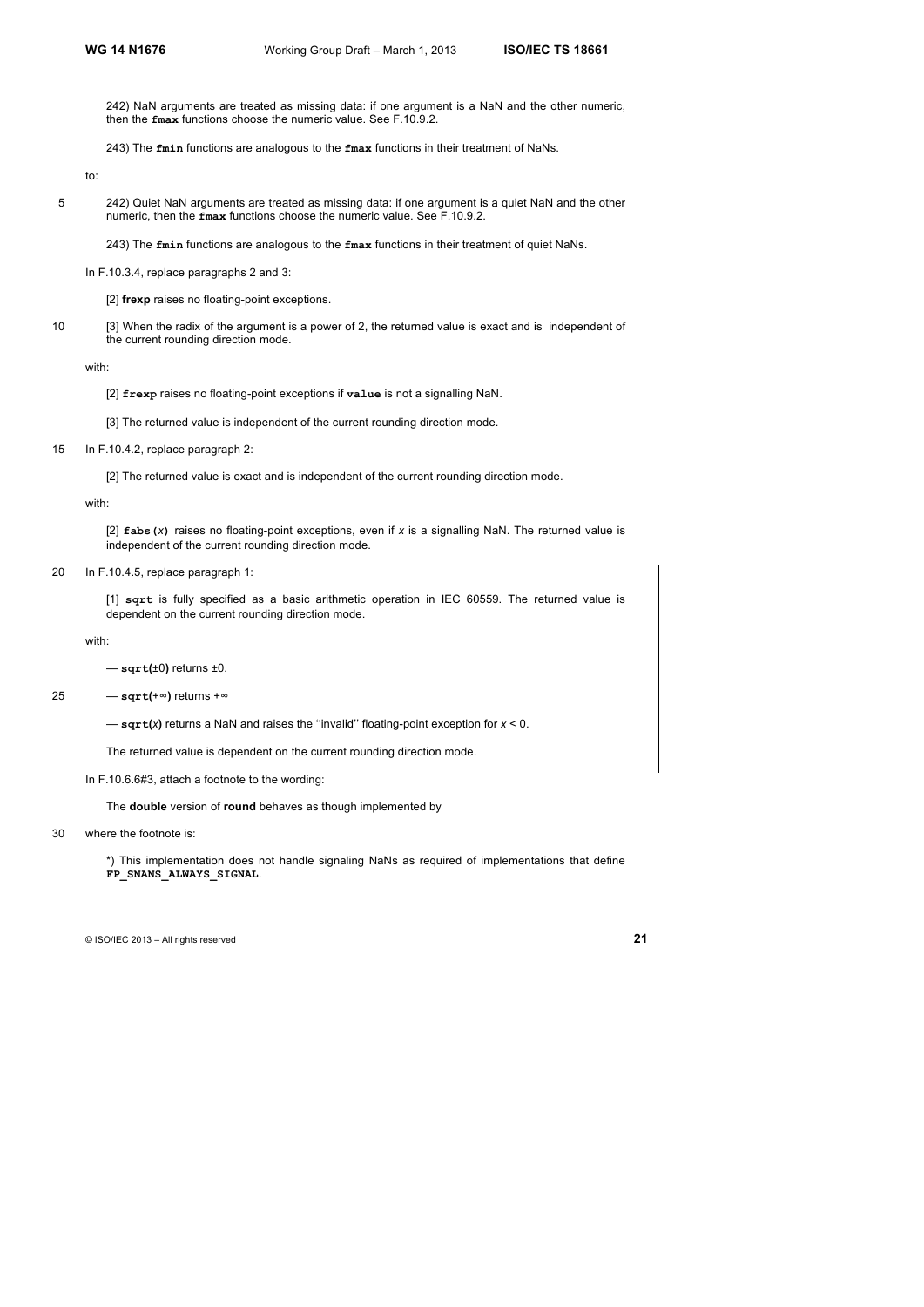242) NaN arguments are treated as missing data: if one argument is a NaN and the other numeric, then the **fmax** functions choose the numeric value. See F.10.9.2.

243) The **fmin** functions are analogous to the **fmax** functions in their treatment of NaNs.

to:

242) Quiet NaN arguments are treated as missing data: if one argument is a quiet NaN and the other numeric, then the **fmax** functions choose the numeric value. See F.10.9.2.

243) The **fmin** functions are analogous to the **fmax** functions in their treatment of quiet NaNs.

In F.10.3.4, replace paragraphs 2 and 3:

[2] **frexp** raises no floating-point exceptions.

[3] When the radix of the argument is a power of 2, the returned value is exact and is independent of the current rounding direction mode.

with:

[2] **frexp** raises no floating-point exceptions if **value** is not a signalling NaN.

[3] The returned value is independent of the current rounding direction mode.

In F.10.4.2, replace paragraph 2:

[2] The returned value is exact and is independent of the current rounding direction mode.

with:

[2] **fabs(*x*)** raises no floating-point exceptions, even if *x* is a signalling NaN. The returned value is independent of the current rounding direction mode.

In F.10.4.5, replace paragraph 1:

[1] **sqrt** is fully specified as a basic arithmetic operation in IEC 60559. The returned value is dependent on the current rounding direction mode.

with:

— **sqrt(**±0**)** returns ±0.

— **sqrt(**+∞**)** returns +∞

— **sqrt(*x*)** returns a NaN and raises the ''invalid'' floating-point exception for $x < 0$.

The returned value is dependent on the current rounding direction mode.

In F.10.6.6#3, attach a footnote to the wording:

The **double** version of **round** behaves as though implemented by

where the footnote is:

*) This implementation does not handle signaling NaNs as required of implementations that define **FP_SNANS_ALWAYS_SIGNAL**.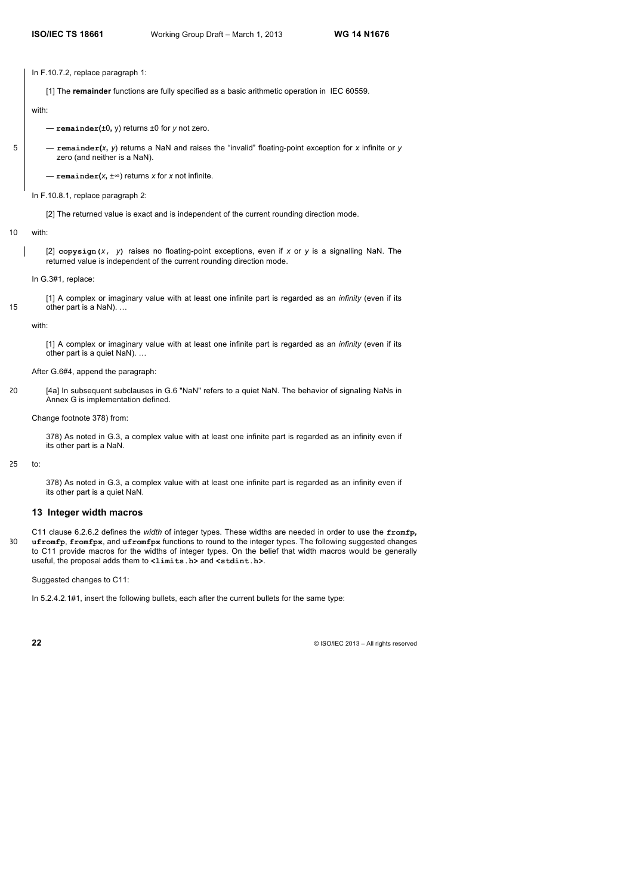In F.10.7.2, replace paragraph 1:

> [1] The **remainder** functions are fully specified as a basic arithmetic operation in IEC 60559.

with:

> — **remainder(**±0**,** *y*) returns ±0 for *y* not zero.
>
> — **remainder(***x***,** *y*) returns a NaN and raises the "invalid" floating-point exception for *x* infinite or *y* zero (and neither is a NaN).
>
> — **remainder(***x***,** ±∞) returns *x* for *x* not infinite.

In F.10.8.1, replace paragraph 2:

> [2] The returned value is exact and is independent of the current rounding direction mode.

with:

> [2] **copysign(***x***,** *y***)** raises no floating-point exceptions, even if *x* or *y* is a signalling NaN. The returned value is independent of the current rounding direction mode.

In G.3#1, replace:

> [1] A complex or imaginary value with at least one infinite part is regarded as an *infinity* (even if its other part is a NaN). …

with:

> [1] A complex or imaginary value with at least one infinite part is regarded as an *infinity* (even if its other part is a quiet NaN). …

After G.6#4, append the paragraph:

> [4a] In subsequent subclauses in G.6 "NaN" refers to a quiet NaN. The behavior of signaling NaNs in Annex G is implementation defined.

Change footnote 378) from:

> 378) As noted in G.3, a complex value with at least one infinite part is regarded as an infinity even if its other part is a NaN.

to:

> 378) As noted in G.3, a complex value with at least one infinite part is regarded as an infinity even if its other part is a quiet NaN.

## 13 Integer width macros

C11 clause 6.2.6.2 defines the *width* of integer types. These widths are needed in order to use the **fromfp**, **ufromfp**, **fromfpx**, and **ufromfpx** functions to round to the integer types. The following suggested changes to C11 provide macros for the widths of integer types. On the belief that width macros would be generally useful, the proposal adds them to **<limits.h>** and **<stdint.h>**.

Suggested changes to C11:

In 5.2.4.2.1#1, insert the following bullets, each after the current bullets for the same type: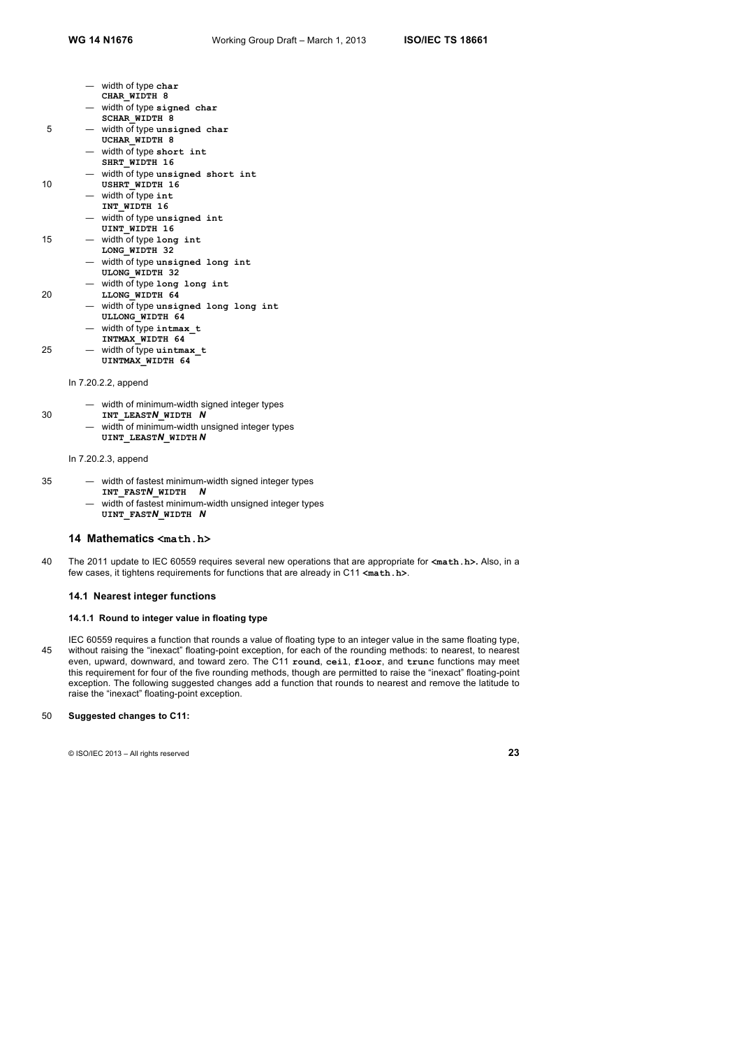— width of type **char**
**CHAR_WIDTH 8**
— width of type **signed char**
**SCHAR_WIDTH 8**
— width of type **unsigned char**
**UCHAR_WIDTH 8**
— width of type **short int**
**SHRT_WIDTH 16**
— width of type **unsigned short int**
**USHRT_WIDTH 16**
— width of type **int**
**INT_WIDTH 16**
— width of type **unsigned int**
**UINT_WIDTH 16**
— width of type **long int**
**LONG_WIDTH 32**
— width of type **unsigned long int**
**ULONG_WIDTH 32**
— width of type **long long int**
**LLONG_WIDTH 64**
— width of type **unsigned long long int**
**ULLONG_WIDTH 64**
— width of type **intmax_t**
**INTMAX_WIDTH 64**
— width of type **uintmax_t**
**UINTMAX_WIDTH 64**

In 7.20.2.2, append

— width of minimum-width signed integer types
**INT_LEAST*N*_WIDTH *N***
— width of minimum-width unsigned integer types
**UINT_LEAST*N*_WIDTH *N***

In 7.20.2.3, append

— width of fastest minimum-width signed integer types
**INT_FAST*N*_WIDTH *N***
— width of fastest minimum-width unsigned integer types
**UINT_FAST*N*_WIDTH *N***

## 14 Mathematics <math.h>

The 2011 update to IEC 60559 requires several new operations that are appropriate for **<math.h>.** Also, in a few cases, it tightens requirements for functions that are already in C11 **<math.h>**.

### 14.1 Nearest integer functions

#### 14.1.1 Round to integer value in floating type

IEC 60559 requires a function that rounds a value of floating type to an integer value in the same floating type, without raising the "inexact" floating-point exception, for each of the rounding methods: to nearest, to nearest even, upward, downward, and toward zero. The C11 **round**, **ceil**, **floor**, and **trunc** functions may meet this requirement for four of the five rounding methods, though are permitted to raise the "inexact" floating-point exception. The following suggested changes add a function that rounds to nearest and remove the latitude to raise the "inexact" floating-point exception.

**Suggested changes to C11:**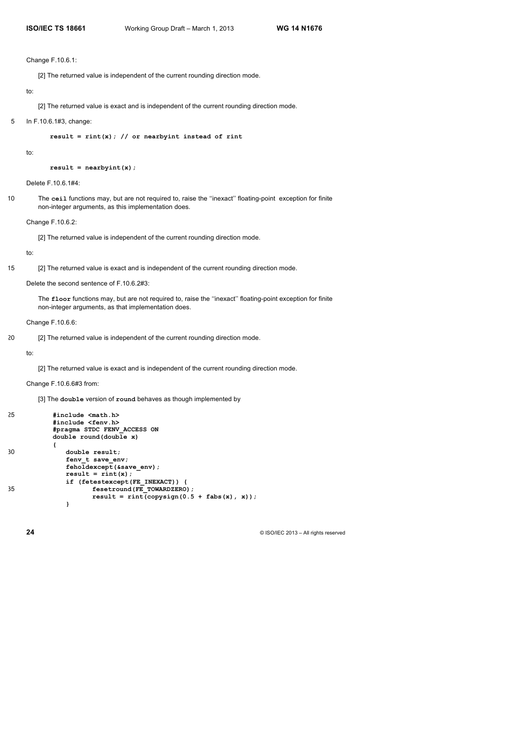Change F.10.6.1:

> [2] The returned value is independent of the current rounding direction mode.

to:

> [2] The returned value is exact and is independent of the current rounding direction mode.

In F.10.6.1#3, change:

```
result = rint(x); // or nearbyint instead of rint
```

to:

```
result = nearbyint(x);
```

Delete F.10.6.1#4:

> The **ceil** functions may, but are not required to, raise the ''inexact'' floating-point exception for finite non-integer arguments, as this implementation does.

Change F.10.6.2:

> [2] The returned value is independent of the current rounding direction mode.

to:

> [2] The returned value is exact and is independent of the current rounding direction mode.

Delete the second sentence of F.10.6.2#3:

> The **floor** functions may, but are not required to, raise the ''inexact'' floating-point exception for finite non-integer arguments, as that implementation does.

Change F.10.6.6:

> [2] The returned value is independent of the current rounding direction mode.

to:

> [2] The returned value is exact and is independent of the current rounding direction mode.

Change F.10.6.6#3 from:

> [3] The **double** version of **round** behaves as though implemented by

```
#include <math.h>
#include <fenv.h>
#pragma STDC FENV_ACCESS ON
double round(double x)
{
    double result;
    fenv_t save_env;
    feholdexcept(&save_env);
    result = rint(x);
    if (fetestexcept(FE_INEXACT)) {
            fesetround(FE_TOWARDZERO);
            result = rint(copysign(0.5 + fabs(x), x));
    }
```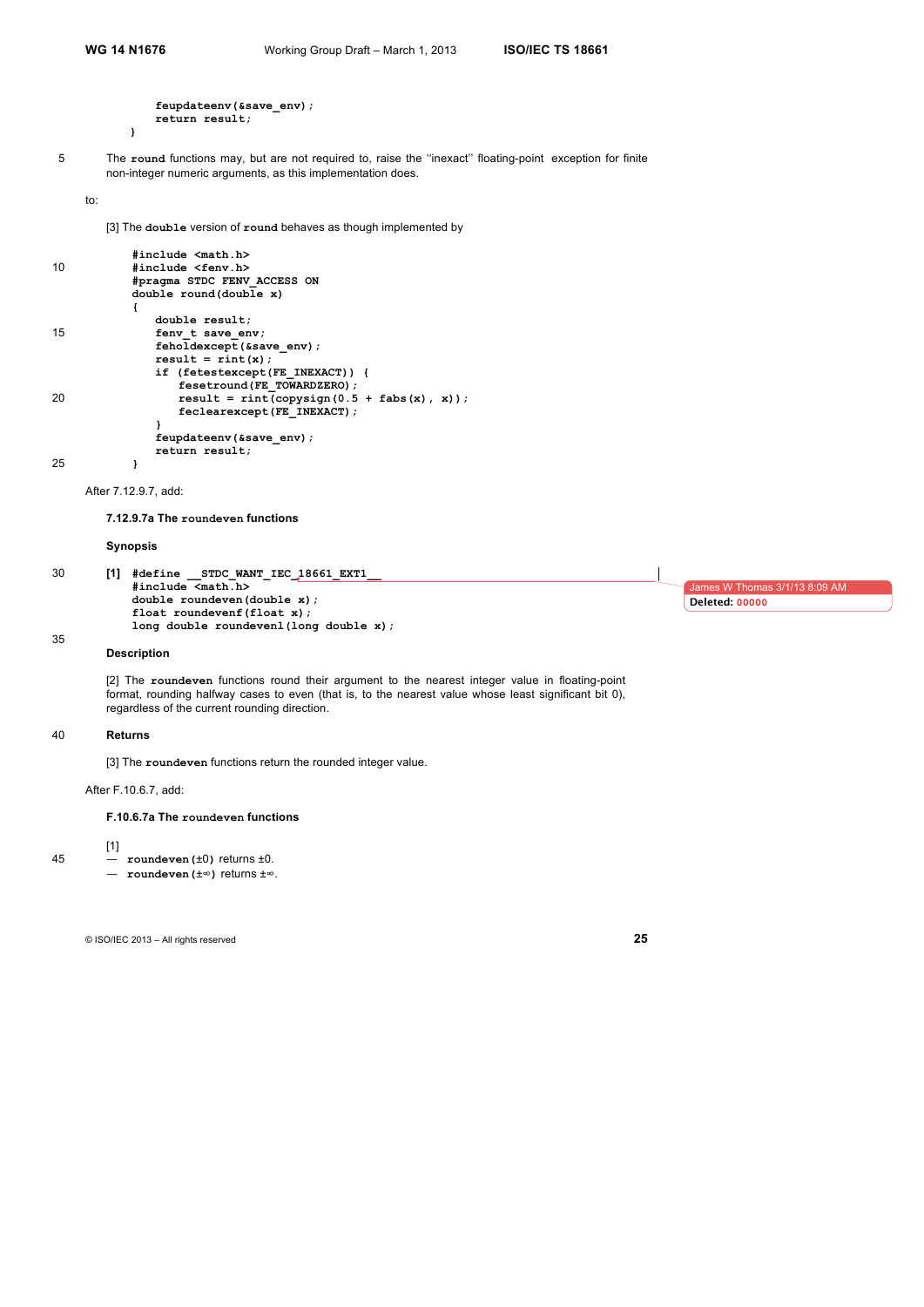```
        feupdateenv(&save_env);
        return result;
    }
```

The **round** functions may, but are not required to, raise the ''inexact'' floating-point exception for finite non-integer numeric arguments, as this implementation does.

to:

[3] The **double** version of **round** behaves as though implemented by

```
#include <math.h>
#include <fenv.h>
#pragma STDC FENV_ACCESS ON
double round(double x)
{
    double result;
    fenv_t save_env;
    feholdexcept(&save_env);
    result = rint(x);
    if (fetestexcept(FE_INEXACT)) {
        fesetround(FE_TOWARDZERO);
        result = rint(copysign(0.5 + fabs(x), x));
        feclearexcept(FE_INEXACT);
    }
    feupdateenv(&save_env);
    return result;
}
```

After 7.12.9.7, add:

**7.12.9.7a The roundeven functions**

**Synopsis**

```
[1] #define __STDC_WANT_IEC_18661_EXT1__
    #include <math.h>
    double roundeven(double x);
    float roundevenf(float x);
    long double roundevenl(long double x);
```

**Description**

[2] The **roundeven** functions round their argument to the nearest integer value in floating-point format, rounding halfway cases to even (that is, to the nearest value whose least significant bit 0), regardless of the current rounding direction.

**Returns**

[3] The **roundeven** functions return the rounded integer value.

After F.10.6.7, add:

**F.10.6.7a The roundeven functions**

[1]

— **roundeven(±0)** returns ±0.

— **roundeven(±∞)** returns ±∞.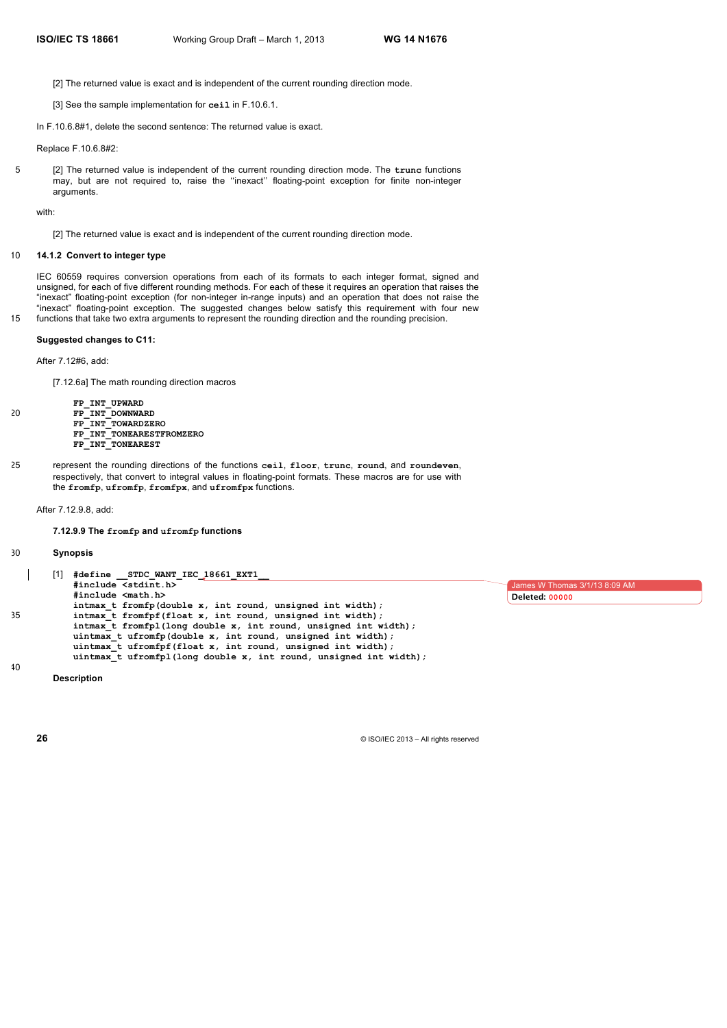[2] The returned value is exact and is independent of the current rounding direction mode.

[3] See the sample implementation for **ceil** in F.10.6.1.

In F.10.6.8#1, delete the second sentence: The returned value is exact.

Replace F.10.6.8#2:

[2] The returned value is independent of the current rounding direction mode. The **trunc** functions may, but are not required to, raise the ''inexact'' floating-point exception for finite non-integer arguments.

with:

[2] The returned value is exact and is independent of the current rounding direction mode.

### 14.1.2 Convert to integer type

IEC 60559 requires conversion operations from each of its formats to each integer format, signed and unsigned, for each of five different rounding methods. For each of these it requires an operation that raises the "inexact" floating-point exception (for non-integer in-range inputs) and an operation that does not raise the "inexact" floating-point exception. The suggested changes below satisfy this requirement with four new functions that take two extra arguments to represent the rounding direction and the rounding precision.

**Suggested changes to C11:**

After 7.12#6, add:

[7.12.6a] The math rounding direction macros

```
FP_INT_UPWARD
FP_INT_DOWNWARD
FP_INT_TOWARDZERO
FP_INT_TONEARESTFROMZERO
FP_INT_TONEAREST
```

represent the rounding directions of the functions **ceil**, **floor**, **trunc**, **round**, and **roundeven**, respectively, that convert to integral values in floating-point formats. These macros are for use with the **fromfp**, **ufromfp**, **fromfpx**, and **ufromfpx** functions.

After 7.12.9.8, add:

**7.12.9.9 The fromfp and ufromfp functions**

**Synopsis**

[1]
```
#define __STDC_WANT_IEC_18661_EXT1__
#include <stdint.h>
#include <math.h>
intmax_t fromfp(double x, int round, unsigned int width);
intmax_t fromfpf(float x, int round, unsigned int width);
intmax_t fromfpl(long double x, int round, unsigned int width);
uintmax_t ufromfp(double x, int round, unsigned int width);
uintmax_t ufromfpf(float x, int round, unsigned int width);
uintmax_t ufromfpl(long double x, int round, unsigned int width);
```

**Description**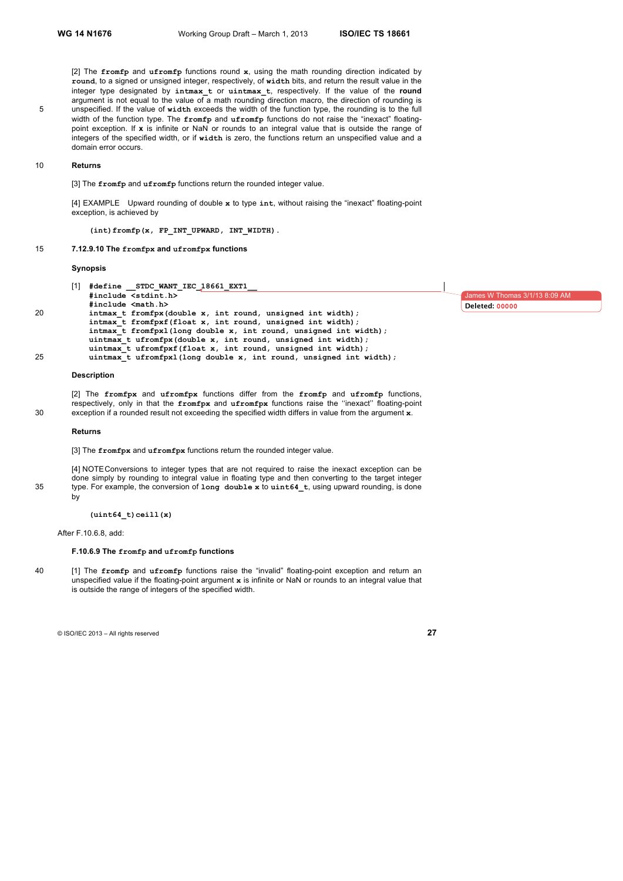[2] The **fromfp** and **ufromfp** functions round **x**, using the math rounding direction indicated by **round**, to a signed or unsigned integer, respectively, of **width** bits, and return the result value in the integer type designated by **intmax_t** or **uintmax_t**, respectively. If the value of the **round** argument is not equal to the value of a math rounding direction macro, the direction of rounding is unspecified. If the value of **width** exceeds the width of the function type, the rounding is to the full width of the function type. The **fromfp** and **ufromfp** functions do not raise the "inexact" floating-point exception. If **x** is infinite or NaN or rounds to an integral value that is outside the range of integers of the specified width, or if **width** is zero, the functions return an unspecified value and a domain error occurs.

**Returns**

[3] The **fromfp** and **ufromfp** functions return the rounded integer value.

[4] EXAMPLE Upward rounding of double **x** to type **int**, without raising the "inexact" floating-point exception, is achieved by

```
(int)fromfp(x, FP_INT_UPWARD, INT_WIDTH).
```

### 7.12.9.10 The fromfpx and ufromfpx functions

**Synopsis**

[1]
```
#define __STDC_WANT_IEC_18661_EXT1__
#include <stdint.h>
#include <math.h>
intmax_t fromfpx(double x, int round, unsigned int width);
intmax_t fromfpxf(float x, int round, unsigned int width);
intmax_t fromfpxl(long double x, int round, unsigned int width);
uintmax_t ufromfpx(double x, int round, unsigned int width);
uintmax_t ufromfpxf(float x, int round, unsigned int width);
uintmax_t ufromfpxl(long double x, int round, unsigned int width);
```

**Description**

[2] The **fromfpx** and **ufromfpx** functions differ from the **fromfp** and **ufromfp** functions, respectively, only in that the **fromfpx** and **ufromfpx** functions raise the ''inexact'' floating-point exception if a rounded result not exceeding the specified width differs in value from the argument **x**.

**Returns**

[3] The **fromfpx** and **ufromfpx** functions return the rounded integer value.

[4] NOTE Conversions to integer types that are not required to raise the inexact exception can be done simply by rounding to integral value in floating type and then converting to the target integer type. For example, the conversion of **long double x** to **uint64_t**, using upward rounding, is done by

```
(uint64_t)ceill(x)
```

After F.10.6.8, add:

### F.10.6.9 The fromfp and ufromfp functions

[1] The **fromfp** and **ufromfp** functions raise the "invalid" floating-point exception and return an unspecified value if the floating-point argument **x** is infinite or NaN or rounds to an integral value that is outside the range of integers of the specified width.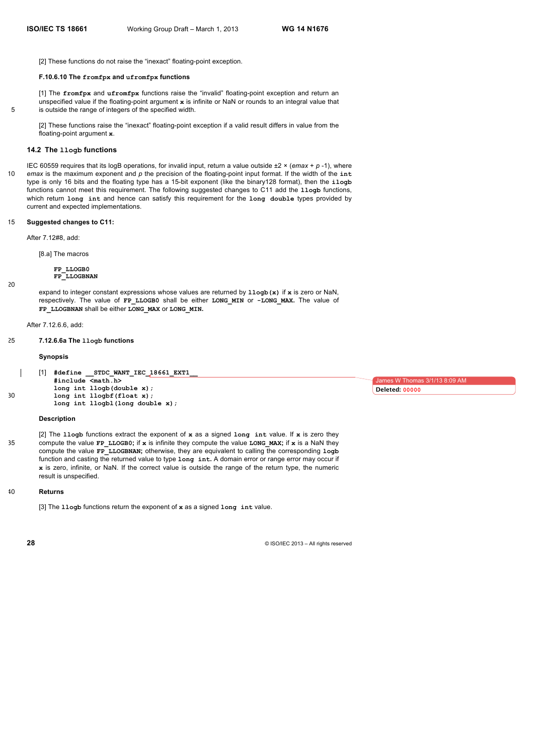[2] These functions do not raise the "inexact" floating-point exception.

**F.10.6.10 The `fromfpx` and `ufromfpx` functions**

[1] The **`fromfpx`** and **`ufromfpx`** functions raise the "invalid" floating-point exception and return an unspecified value if the floating-point argument **`x`** is infinite or NaN or rounds to an integral value that is outside the range of integers of the specified width.

[2] These functions raise the "inexact" floating-point exception if a valid result differs in value from the floating-point argument **`x`**.

## 14.2 The `llogb` functions

IEC 60559 requires that its logB operations, for invalid input, return a value outside ±2 × (*emax* + *p* -1), where *emax* is the maximum exponent and *p* the precision of the floating-point input format. If the width of the **`int`** type is only 16 bits and the floating type has a 15-bit exponent (like the binary128 format), then the **`ilogb`** functions cannot meet this requirement. The following suggested changes to C11 add the **`llogb`** functions, which return **`long int`** and hence can satisfy this requirement for the **`long double`** types provided by current and expected implementations.

**Suggested changes to C11:**

After 7.12#8, add:

[8.a] The macros

```
FP_LLOGB0
FP_LLOGBNAN
```

expand to integer constant expressions whose values are returned by **`llogb(x)`** if **`x`** is zero or NaN, respectively. The value of **`FP_LLOGB0`** shall be either **`LONG_MIN`** or **`-LONG_MAX`**. The value of **`FP_LLOGBNAN`** shall be either **`LONG_MAX`** or **`LONG_MIN`**.

After 7.12.6.6, add:

**7.12.6.6a The `llogb` functions**

**Synopsis**

[1]
```
#define __STDC_WANT_IEC_18661_EXT1__
#include <math.h>
long int llogb(double x);
long int llogbf(float x);
long int llogbl(long double x);
```

**Description**

[2] The **`llogb`** functions extract the exponent of **`x`** as a signed **`long int`** value. If **`x`** is zero they compute the value **`FP_LLOGB0`**; if **`x`** is infinite they compute the value **`LONG_MAX`**; if **`x`** is a NaN they compute the value **`FP_LLOGBNAN`**; otherwise, they are equivalent to calling the corresponding **`logb`** function and casting the returned value to type **`long int`**. A domain error or range error may occur if **`x`** is zero, infinite, or NaN. If the correct value is outside the range of the return type, the numeric result is unspecified.

**Returns**

[3] The **`llogb`** functions return the exponent of **`x`** as a signed **`long int`** value.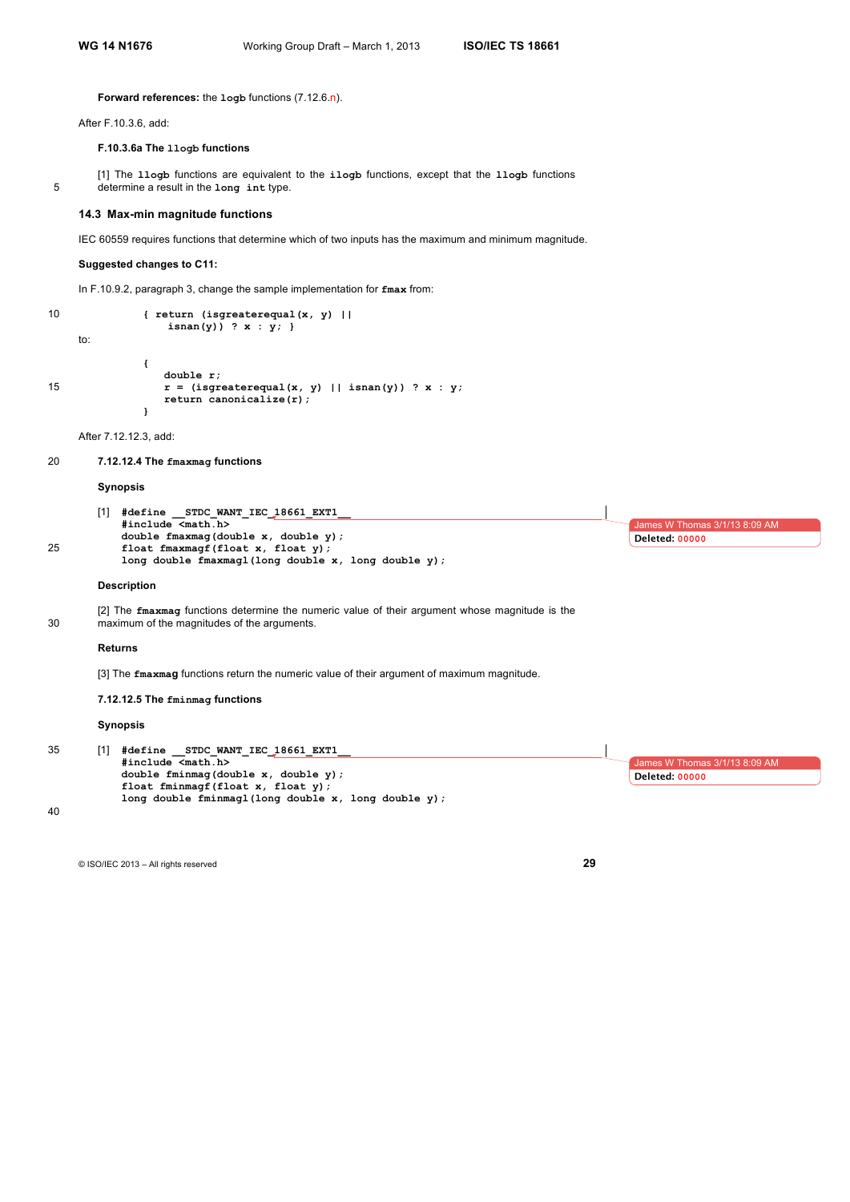**Forward references:** the `logb` functions (7.12.6.n).

After F.10.3.6, add:

**F.10.3.6a The `llogb` functions**

[1] The **`llogb`** functions are equivalent to the **`ilogb`** functions, except that the **`llogb`** functions determine a result in the **`long int`** type.

## 14.3 Max-min magnitude functions

IEC 60559 requires functions that determine which of two inputs has the maximum and minimum magnitude.

**Suggested changes to C11:**

In F.10.9.2, paragraph 3, change the sample implementation for **`fmax`** from:

```
{ return (isgreaterequal(x, y) ||
    isnan(y)) ? x : y; }
```

to:

```
{
   double r;
   r = (isgreaterequal(x, y) || isnan(y)) ? x : y;
   return canonicalize(r);
}
```

After 7.12.12.3, add:

**7.12.12.4 The `fmaxmag` functions**

**Synopsis**

[1]
```
#define __STDC_WANT_IEC_18661_EXT1__
#include <math.h>
double fmaxmag(double x, double y);
float fmaxmagf(float x, float y);
long double fmaxmagl(long double x, long double y);
```

**Description**

[2] The **`fmaxmag`** functions determine the numeric value of their argument whose magnitude is the maximum of the magnitudes of the arguments.

**Returns**

[3] The **`fmaxmag`** functions return the numeric value of their argument of maximum magnitude.

**7.12.12.5 The `fminmag` functions**

**Synopsis**

[1]
```
#define __STDC_WANT_IEC_18661_EXT1__
#include <math.h>
double fminmag(double x, double y);
float fminmagf(float x, float y);
long double fminmagl(long double x, long double y);
```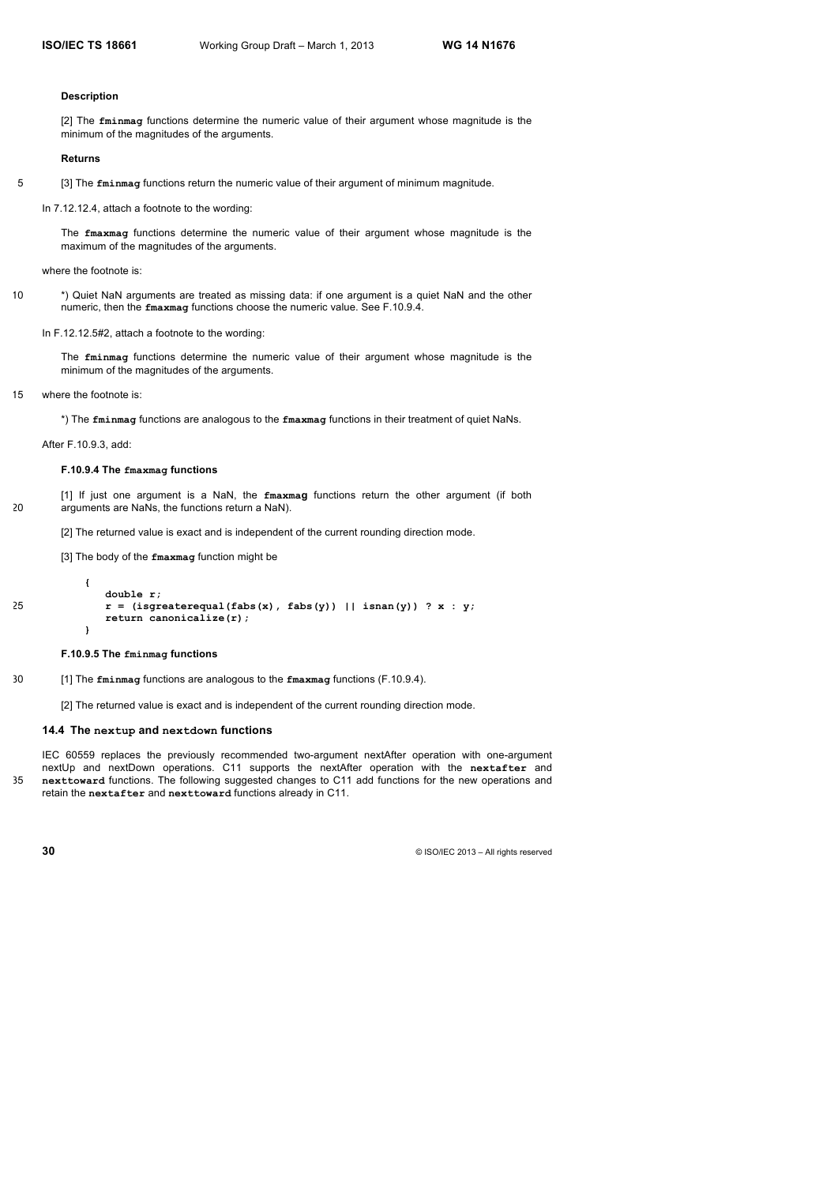**Description**

[2] The **fminmag** functions determine the numeric value of their argument whose magnitude is the minimum of the magnitudes of the arguments.

**Returns**

[3] The **fminmag** functions return the numeric value of their argument of minimum magnitude.

In 7.12.12.4, attach a footnote to the wording:

> The **fmaxmag** functions determine the numeric value of their argument whose magnitude is the maximum of the magnitudes of the arguments.

where the footnote is:

> *) Quiet NaN arguments are treated as missing data: if one argument is a quiet NaN and the other numeric, then the **fmaxmag** functions choose the numeric value. See F.10.9.4.

In F.12.12.5#2, attach a footnote to the wording:

> The **fminmag** functions determine the numeric value of their argument whose magnitude is the minimum of the magnitudes of the arguments.

where the footnote is:

> *) The **fminmag** functions are analogous to the **fmaxmag** functions in their treatment of quiet NaNs.

After F.10.9.3, add:

**F.10.9.4 The fmaxmag functions**

[1] If just one argument is a NaN, the **fmaxmag** functions return the other argument (if both arguments are NaNs, the functions return a NaN).

[2] The returned value is exact and is independent of the current rounding direction mode.

[3] The body of the **fmaxmag** function might be

```
{
    double r;
    r = (isgreaterequal(fabs(x), fabs(y)) || isnan(y)) ? x : y;
    return canonicalize(r);
}
```

**F.10.9.5 The fminmag functions**

[1] The **fminmag** functions are analogous to the **fmaxmag** functions (F.10.9.4).

[2] The returned value is exact and is independent of the current rounding direction mode.

## 14.4 The nextup and nextdown functions

IEC 60559 replaces the previously recommended two-argument nextAfter operation with one-argument nextUp and nextDown operations. C11 supports the nextAfter operation with the **nextafter** and **nexttoward** functions. The following suggested changes to C11 add functions for the new operations and retain the **nextafter** and **nexttoward** functions already in C11.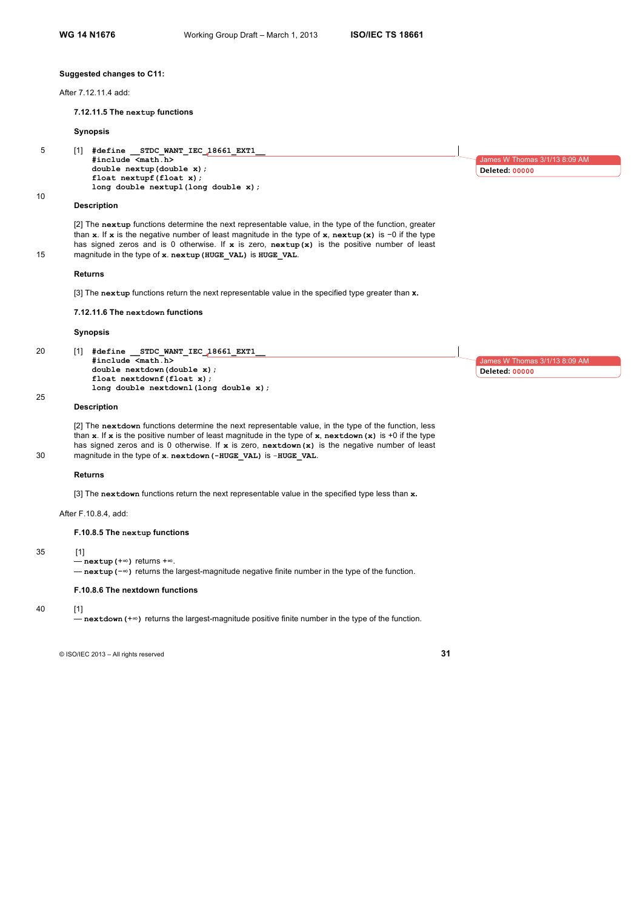**Suggested changes to C11:**

After 7.12.11.4 add:

**7.12.11.5 The `nextup` functions**

**Synopsis**

[1]
```
#define __STDC_WANT_IEC_18661_EXT1__
#include <math.h>
double nextup(double x);
float nextupf(float x);
long double nextupl(long double x);
```

**Description**

[2] The **nextup** functions determine the next representable value, in the type of the function, greater than **x**. If **x** is the negative number of least magnitude in the type of **x**, **nextup(x)** is −0 if the type has signed zeros and is 0 otherwise. If **x** is zero, **nextup(x)** is the positive number of least magnitude in the type of **x**. **nextup(HUGE_VAL)** is **HUGE_VAL**.

**Returns**

[3] The **nextup** functions return the next representable value in the specified type greater than **x.**

**7.12.11.6 The `nextdown` functions**

**Synopsis**

[1]
```
#define __STDC_WANT_IEC_18661_EXT1__
#include <math.h>
double nextdown(double x);
float nextdownf(float x);
long double nextdownl(long double x);
```

**Description**

[2] The **nextdown** functions determine the next representable value, in the type of the function, less than **x**. If **x** is the positive number of least magnitude in the type of **x**, **nextdown(x)** is +0 if the type has signed zeros and is 0 otherwise. If **x** is zero, **nextdown(x)** is the negative number of least magnitude in the type of **x**. **nextdown(-HUGE_VAL)** is **-HUGE_VAL**.

**Returns**

[3] The **nextdown** functions return the next representable value in the specified type less than **x.**

After F.10.8.4, add:

**F.10.8.5 The `nextup` functions**

[1]
— **nextup(+∞)** returns +∞.
— **nextup(−∞)** returns the largest-magnitude negative finite number in the type of the function.

**F.10.8.6 The nextdown functions**

[1]
— **nextdown(+∞)** returns the largest-magnitude positive finite number in the type of the function.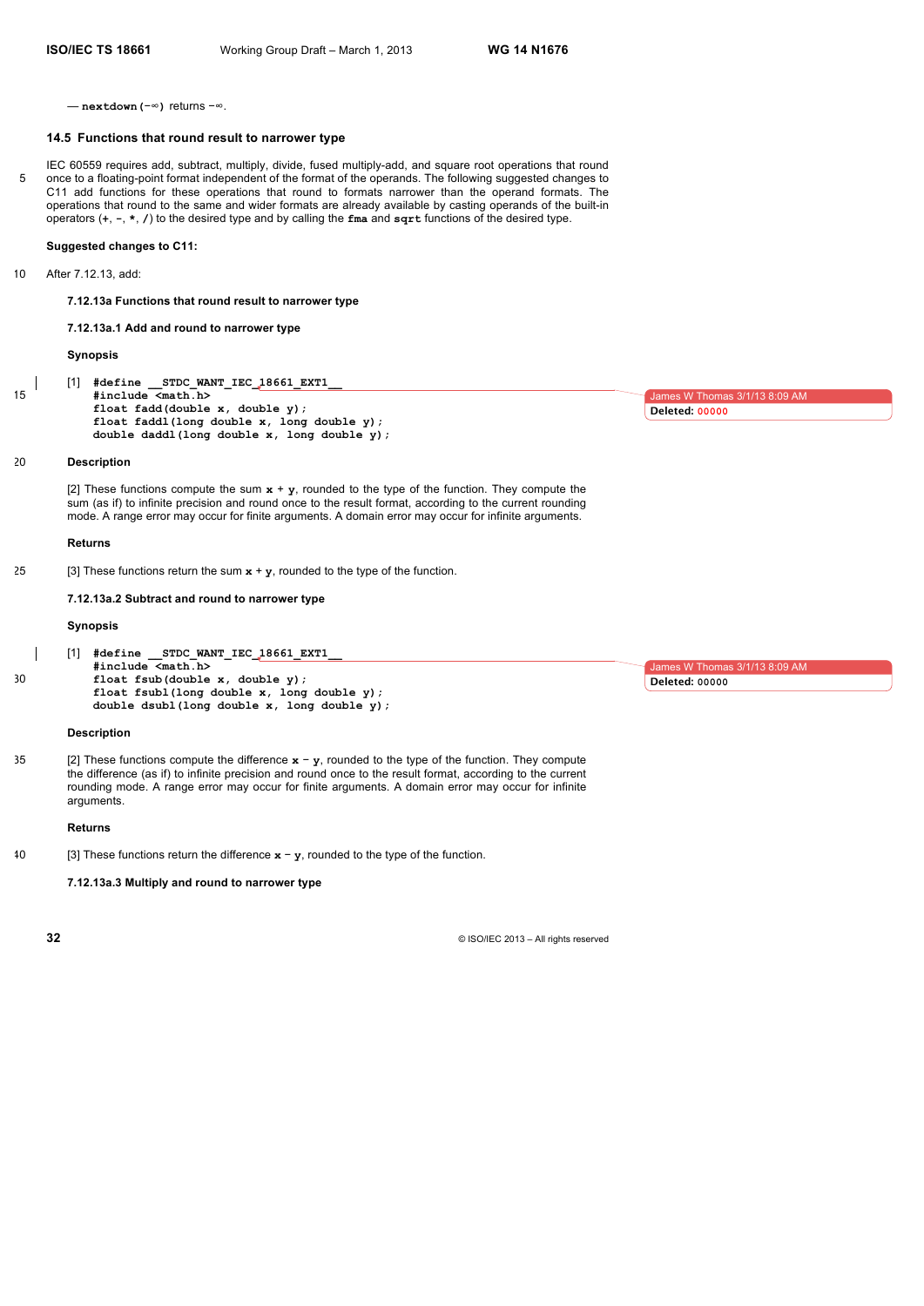— **nextdown(−∞)** returns −∞.

## 14.5 Functions that round result to narrower type

IEC 60559 requires add, subtract, multiply, divide, fused multiply-add, and square root operations that round once to a floating-point format independent of the format of the operands. The following suggested changes to C11 add functions for these operations that round to formats narrower than the operand formats. The operations that round to the same and wider formats are already available by casting operands of the built-in operators (**+**, **-**, *****, **/**) to the desired type and by calling the **fma** and **sqrt** functions of the desired type.

**Suggested changes to C11:**

After 7.12.13, add:

### 7.12.13a Functions that round result to narrower type

#### 7.12.13a.1 Add and round to narrower type

**Synopsis**

[1]
```
#define __STDC_WANT_IEC_18661_EXT1__
#include <math.h>
float fadd(double x, double y);
float faddl(long double x, long double y);
double daddl(long double x, long double y);
```

**Description**

[2] These functions compute the sum **x + y**, rounded to the type of the function. They compute the sum (as if) to infinite precision and round once to the result format, according to the current rounding mode. A range error may occur for finite arguments. A domain error may occur for infinite arguments.

**Returns**

[3] These functions return the sum **x + y**, rounded to the type of the function.

#### 7.12.13a.2 Subtract and round to narrower type

**Synopsis**

[1]
```
#define __STDC_WANT_IEC_18661_EXT1__
#include <math.h>
float fsub(double x, double y);
float fsubl(long double x, long double y);
double dsubl(long double x, long double y);
```

**Description**

[2] These functions compute the difference **x − y**, rounded to the type of the function. They compute the difference (as if) to infinite precision and round once to the result format, according to the current rounding mode. A range error may occur for finite arguments. A domain error may occur for infinite arguments.

**Returns**

[3] These functions return the difference **x − y**, rounded to the type of the function.

#### 7.12.13a.3 Multiply and round to narrower type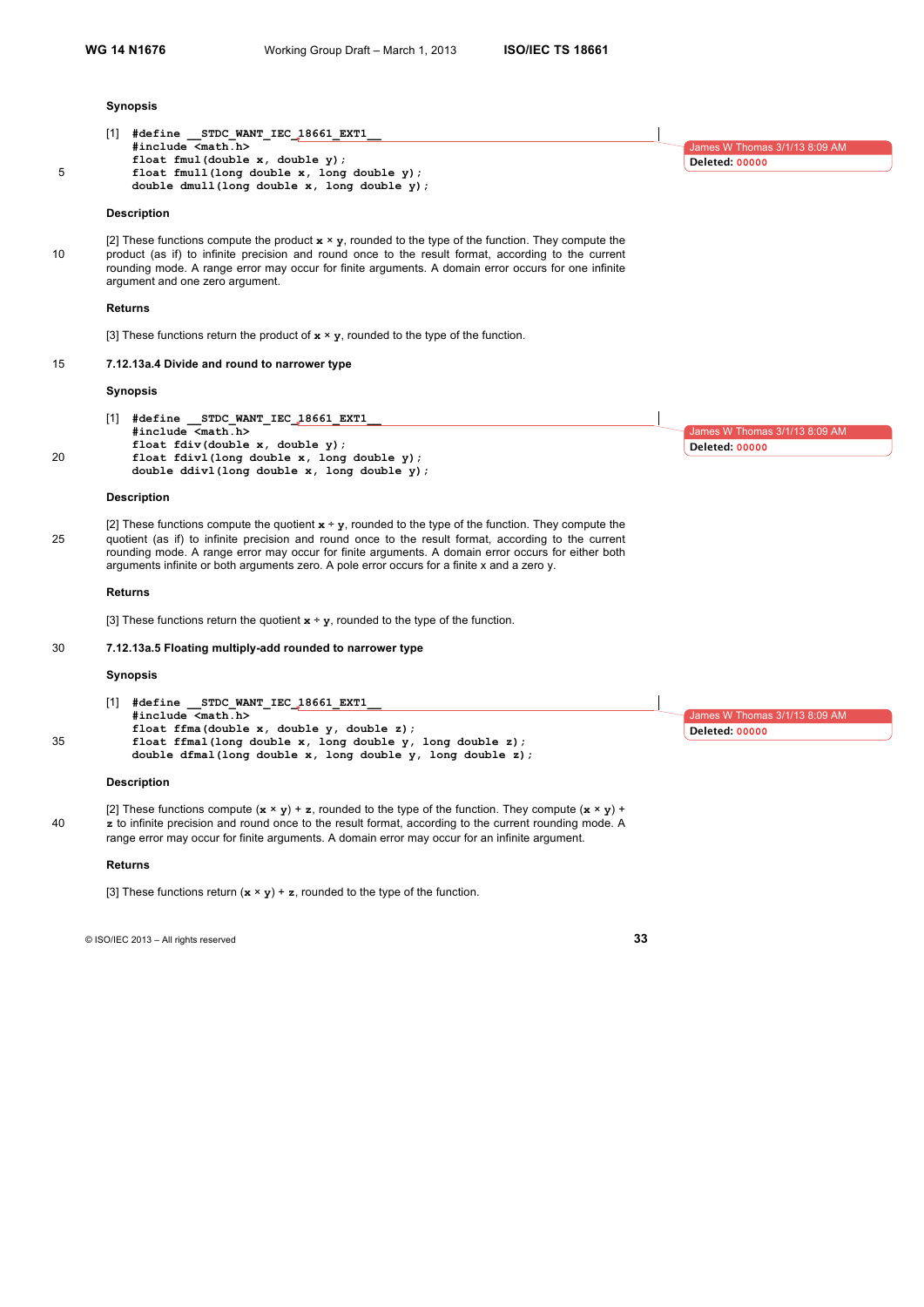**Synopsis**

```
[1]  #define __STDC_WANT_IEC_18661_EXT1__
     #include <math.h>
     float fmul(double x, double y);
     float fmull(long double x, long double y);
     double dmull(long double x, long double y);
```

**Description**

[2] These functions compute the product **x** × **y**, rounded to the type of the function. They compute the product (as if) to infinite precision and round once to the result format, according to the current rounding mode. A range error may occur for finite arguments. A domain error occurs for one infinite argument and one zero argument.

**Returns**

[3] These functions return the product of **x** × **y**, rounded to the type of the function.

### 7.12.13a.4 Divide and round to narrower type

**Synopsis**

```
[1]  #define __STDC_WANT_IEC_18661_EXT1__
     #include <math.h>
     float fdiv(double x, double y);
     float fdivl(long double x, long double y);
     double ddivl(long double x, long double y);
```

**Description**

[2] These functions compute the quotient **x** ÷ **y**, rounded to the type of the function. They compute the quotient (as if) to infinite precision and round once to the result format, according to the current rounding mode. A range error may occur for finite arguments. A domain error occurs for either both arguments infinite or both arguments zero. A pole error occurs for a finite x and a zero y.

**Returns**

[3] These functions return the quotient **x** ÷ **y**, rounded to the type of the function.

### 7.12.13a.5 Floating multiply-add rounded to narrower type

**Synopsis**

```
[1]  #define __STDC_WANT_IEC_18661_EXT1__
     #include <math.h>
     float ffma(double x, double y, double z);
     float ffmal(long double x, long double y, long double z);
     double dfmal(long double x, long double y, long double z);
```

**Description**

[2] These functions compute (**x** × **y**) + **z**, rounded to the type of the function. They compute (**x** × **y**) + **z** to infinite precision and round once to the result format, according to the current rounding mode. A range error may occur for finite arguments. A domain error may occur for an infinite argument.

**Returns**

[3] These functions return (**x** × **y**) + **z**, rounded to the type of the function.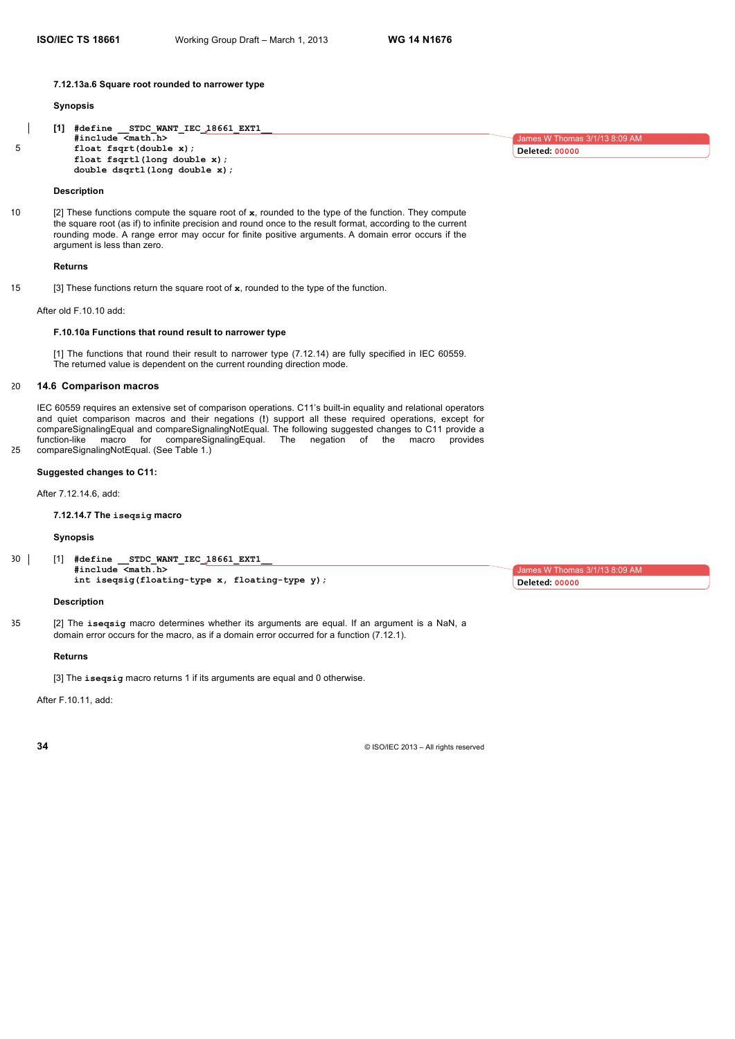**7.12.13a.6 Square root rounded to narrower type**

**Synopsis**

```
[1] #define __STDC_WANT_IEC_18661_EXT1__
    #include <math.h>
    float fsqrt(double x);
    float fsqrtl(long double x);
    double dsqrtl(long double x);
```

**Description**

[2] These functions compute the square root of **x**, rounded to the type of the function. They compute the square root (as if) to infinite precision and round once to the result format, according to the current rounding mode. A range error may occur for finite positive arguments. A domain error occurs if the argument is less than zero.

**Returns**

[3] These functions return the square root of **x**, rounded to the type of the function.

After old F.10.10 add:

**F.10.10a Functions that round result to narrower type**

[1] The functions that round their result to narrower type (7.12.14) are fully specified in IEC 60559. The returned value is dependent on the current rounding direction mode.

## 14.6 Comparison macros

IEC 60559 requires an extensive set of comparison operations. C11's built-in equality and relational operators and quiet comparison macros and their negations (!) support all these required operations, except for compareSignalingEqual and compareSignalingNotEqual. The following suggested changes to C11 provide a function-like macro for compareSignalingEqual. The negation of the macro provides compareSignalingNotEqual. (See Table 1.)

**Suggested changes to C11:**

After 7.12.14.6, add:

**7.12.14.7 The `iseqsig` macro**

**Synopsis**

```
[1] #define __STDC_WANT_IEC_18661_EXT1__
    #include <math.h>
    int iseqsig(floating-type x, floating-type y);
```

**Description**

[2] The **iseqsig** macro determines whether its arguments are equal. If an argument is a NaN, a domain error occurs for the macro, as if a domain error occurred for a function (7.12.1).

**Returns**

[3] The **iseqsig** macro returns 1 if its arguments are equal and 0 otherwise.

After F.10.11, add: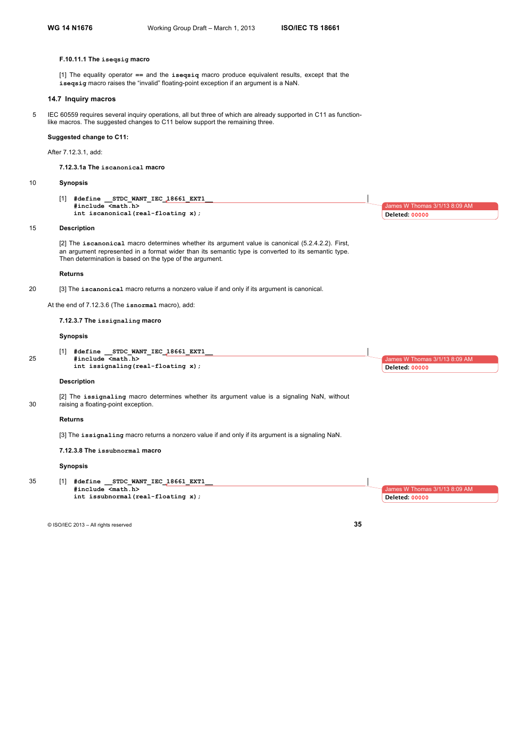#### F.10.11.1 The `iseqsig` macro

[1] The equality operator `==` and the `iseqsiq` macro produce equivalent results, except that the `iseqsig` macro raises the "invalid" floating-point exception if an argument is a NaN.

### 14.7 Inquiry macros

IEC 60559 requires several inquiry operations, all but three of which are already supported in C11 as function-like macros. The suggested changes to C11 below support the remaining three.

**Suggested change to C11:**

After 7.12.3.1, add:

#### 7.12.3.1a The `iscanonical` macro

**Synopsis**

[1]
```
#define __STDC_WANT_IEC_18661_EXT1__
#include <math.h>
int iscanonical(real-floating x);
```

**Description**

[2] The `iscanonical` macro determines whether its argument value is canonical (5.2.4.2.2). First, an argument represented in a format wider than its semantic type is converted to its semantic type. Then determination is based on the type of the argument.

**Returns**

[3] The `iscanonical` macro returns a nonzero value if and only if its argument is canonical.

At the end of 7.12.3.6 (The `isnormal` macro), add:

#### 7.12.3.7 The `issignaling` macro

**Synopsis**

[1]
```
#define __STDC_WANT_IEC_18661_EXT1__
#include <math.h>
int issignaling(real-floating x);
```

**Description**

[2] The `issignaling` macro determines whether its argument value is a signaling NaN, without raising a floating-point exception.

**Returns**

[3] The `issignaling` macro returns a nonzero value if and only if its argument is a signaling NaN.

#### 7.12.3.8 The `issubnormal` macro

**Synopsis**

[1]
```
#define __STDC_WANT_IEC_18661_EXT1__
#include <math.h>
int issubnormal(real-floating x);
```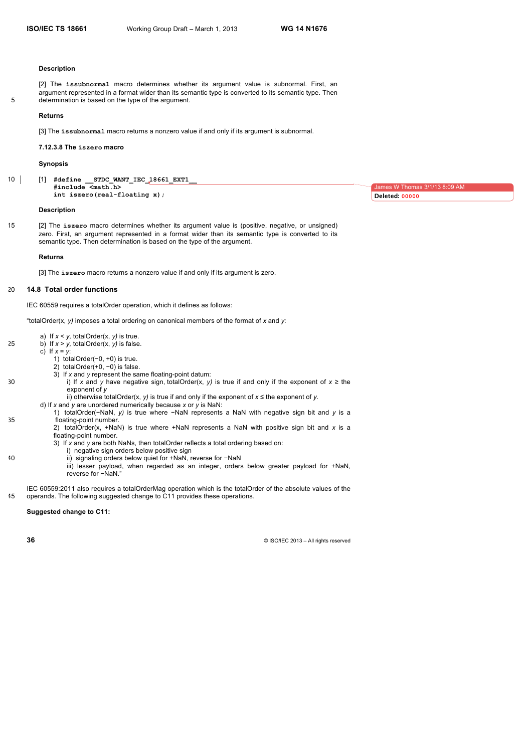**Description**

[2] The **issubnormal** macro determines whether its argument value is subnormal. First, an argument represented in a format wider than its semantic type is converted to its semantic type. Then determination is based on the type of the argument.

**Returns**

[3] The **issubnormal** macro returns a nonzero value if and only if its argument is subnormal.

**7.12.3.8 The iszero macro**

**Synopsis**

[1]
```
#define __STDC_WANT_IEC_18661_EXT1__
#include <math.h>
int iszero(real-floating x);
```

**Description**

[2] The **iszero** macro determines whether its argument value is (positive, negative, or unsigned) zero. First, an argument represented in a format wider than its semantic type is converted to its semantic type. Then determination is based on the type of the argument.

**Returns**

[3] The **iszero** macro returns a nonzero value if and only if its argument is zero.

## 14.8 Total order functions

IEC 60559 requires a totalOrder operation, which it defines as follows:

"totalOrder(x, *y)* imposes a total ordering on canonical members of the format of *x* and *y*:

a) If *x* < *y*, totalOrder(x, *y)* is true.
b) If *x* > *y*, totalOrder(x, *y)* is false.
c) If *x* = *y*:
   1) totalOrder(−0, +0) is true.
   2) totalOrder(+0, −0) is false.
   3) If *x* and *y* represent the same floating-point datum:
      i) If *x* and *y* have negative sign, totalOrder(x, *y)* is true if and only if the exponent of *x* ≥ the exponent of *y*
      ii) otherwise totalOrder(x, *y)* is true if and only if the exponent of *x* ≤ the exponent of *y*.
d) If *x* and *y* are unordered numerically because *x* or *y* is NaN:
   1) totalOrder(−NaN, *y)* is true where −NaN represents a NaN with negative sign bit and *y* is a floating-point number.
   2) totalOrder(x, +NaN) is true where +NaN represents a NaN with positive sign bit and *x* is a floating-point number.
   3) If *x* and *y* are both NaNs, then totalOrder reflects a total ordering based on:
      i) negative sign orders below positive sign
      ii) signaling orders below quiet for +NaN, reverse for −NaN
      iii) lesser payload, when regarded as an integer, orders below greater payload for +NaN, reverse for −NaN."

IEC 60559:2011 also requires a totalOrderMag operation which is the totalOrder of the absolute values of the operands. The following suggested change to C11 provides these operations.

**Suggested change to C11:**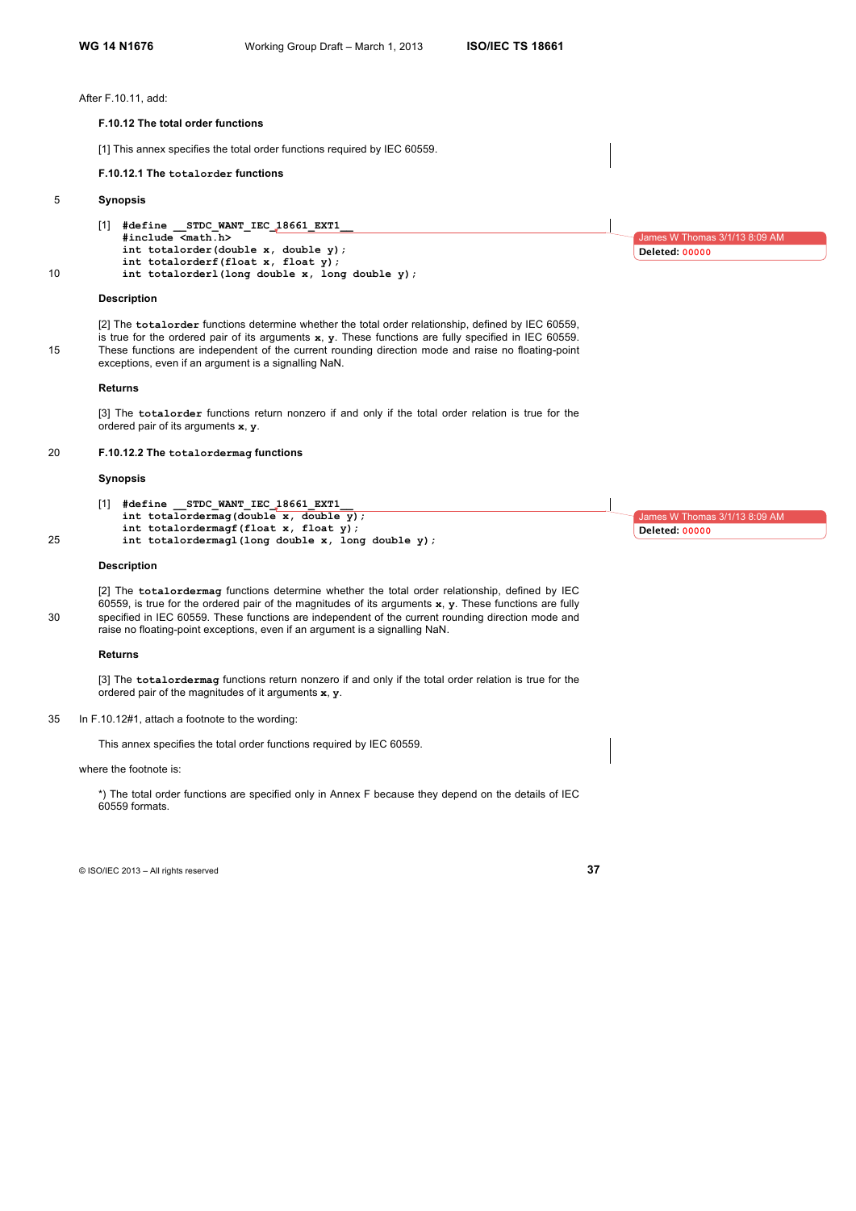After F.10.11, add:

**F.10.12 The total order functions**

[1] This annex specifies the total order functions required by IEC 60559.

**F.10.12.1 The `totalorder` functions**

**Synopsis**

```
[1] #define __STDC_WANT_IEC_18661_EXT1__
    #include <math.h>
    int totalorder(double x, double y);
    int totalorderf(float x, float y);
    int totalorderl(long double x, long double y);
```

**Description**

[2] The **totalorder** functions determine whether the total order relationship, defined by IEC 60559, is true for the ordered pair of its arguments **x**, **y**. These functions are fully specified in IEC 60559. These functions are independent of the current rounding direction mode and raise no floating-point exceptions, even if an argument is a signalling NaN.

**Returns**

[3] The **totalorder** functions return nonzero if and only if the total order relation is true for the ordered pair of its arguments **x**, **y**.

**F.10.12.2 The `totalordermag` functions**

**Synopsis**

```
[1] #define __STDC_WANT_IEC_18661_EXT1__
    int totalordermag(double x, double y);
    int totalordermagf(float x, float y);
    int totalordermagl(long double x, long double y);
```

**Description**

[2] The **totalordermag** functions determine whether the total order relationship, defined by IEC 60559, is true for the ordered pair of the magnitudes of its arguments **x**, **y**. These functions are fully specified in IEC 60559. These functions are independent of the current rounding direction mode and raise no floating-point exceptions, even if an argument is a signalling NaN.

**Returns**

[3] The **totalordermag** functions return nonzero if and only if the total order relation is true for the ordered pair of the magnitudes of it arguments **x**, **y**.

In F.10.12#1, attach a footnote to the wording:

This annex specifies the total order functions required by IEC 60559.

where the footnote is:

*) The total order functions are specified only in Annex F because they depend on the details of IEC 60559 formats.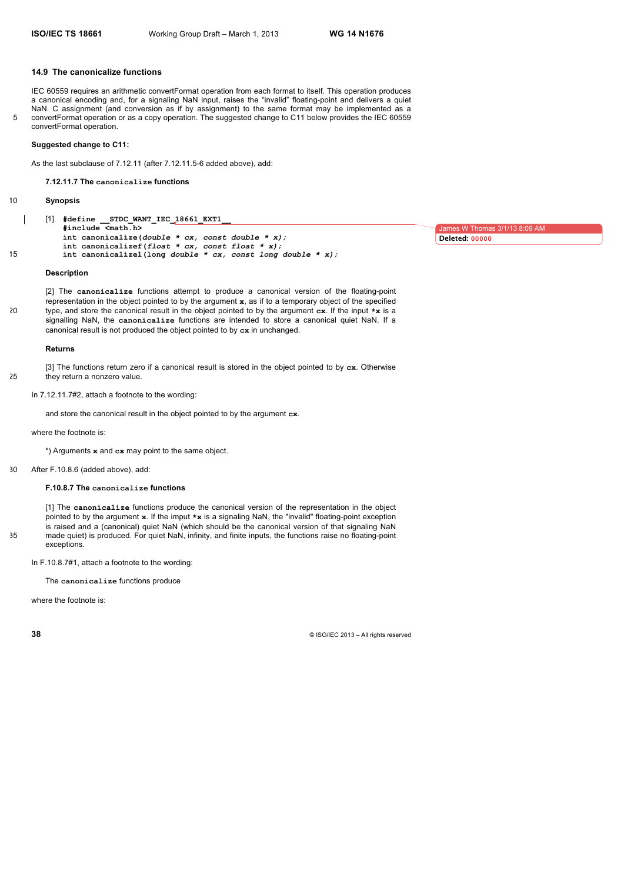### 14.9 The canonicalize functions

IEC 60559 requires an arithmetic convertFormat operation from each format to itself. This operation produces a canonical encoding and, for a signaling NaN input, raises the "invalid" floating-point and delivers a quiet NaN. C assignment (and conversion as if by assignment) to the same format may be implemented as a convertFormat operation or as a copy operation. The suggested change to C11 below provides the IEC 60559 convertFormat operation.

**Suggested change to C11:**

As the last subclause of 7.12.11 (after 7.12.11.5-6 added above), add:

**7.12.11.7 The `canonicalize` functions**

**Synopsis**

[1]
```
#define __STDC_WANT_IEC_18661_EXT1__
#include <math.h>
int canonicalize(double * cx, const double * x);
int canonicalizef(float * cx, const float * x);
int canonicalizel(long double * cx, const long double * x);
```

**Description**

[2] The **`canonicalize`** functions attempt to produce a canonical version of the floating-point representation in the object pointed to by the argument **`x`**, as if to a temporary object of the specified type, and store the canonical result in the object pointed to by the argument **`cx`**. If the input **`*x`** is a signalling NaN, the **`canonicalize`** functions are intended to store a canonical quiet NaN. If a canonical result is not produced the object pointed to by **`cx`** in unchanged.

**Returns**

[3] The functions return zero if a canonical result is stored in the object pointed to by **`cx`**. Otherwise they return a nonzero value.

In 7.12.11.7#2, attach a footnote to the wording:

and store the canonical result in the object pointed to by the argument **`cx`**.

where the footnote is:

*) Arguments **`x`** and **`cx`** may point to the same object.

After F.10.8.6 (added above), add:

**F.10.8.7 The `canonicalize` functions**

[1] The **`canonicalize`** functions produce the canonical version of the representation in the object pointed to by the argument **`x`**. If the imput **`*x`** is a signaling NaN, the "invalid" floating-point exception is raised and a (canonical) quiet NaN (which should be the canonical version of that signaling NaN made quiet) is produced. For quiet NaN, infinity, and finite inputs, the functions raise no floating-point exceptions.

In F.10.8.7#1, attach a footnote to the wording:

The **`canonicalize`** functions produce

where the footnote is: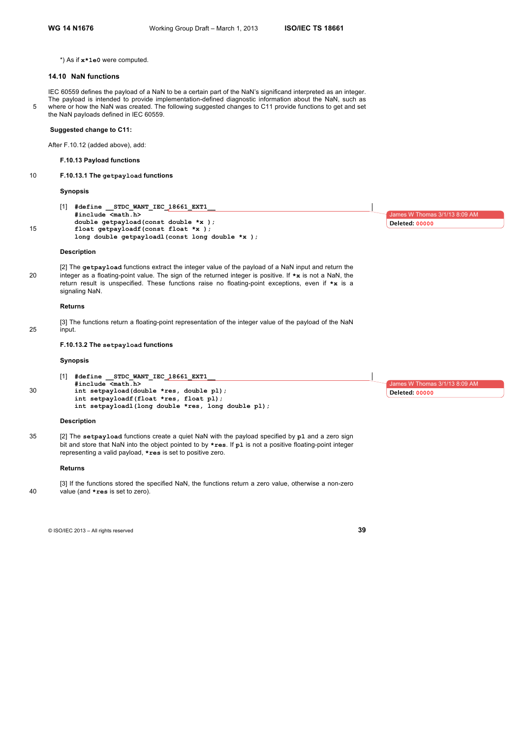*) As if `x*1e0` were computed.

## 14.10 NaN functions

IEC 60559 defines the payload of a NaN to be a certain part of the NaN's significand interpreted as an integer. The payload is intended to provide implementation-defined diagnostic information about the NaN, such as where or how the NaN was created. The following suggested changes to C11 provide functions to get and set the NaN payloads defined in IEC 60559.

**Suggested change to C11:**

After F.10.12 (added above), add:

**F.10.13 Payload functions**

**F.10.13.1 The `getpayload` functions**

**Synopsis**

[1]
```
#define __STDC_WANT_IEC_18661_EXT1__
#include <math.h>
double getpayload(const double *x );
float getpayloadf(const float *x );
long double getpayloadl(const long double *x );
```

**Description**

[2] The **`getpayload`** functions extract the integer value of the payload of a NaN input and return the integer as a floating-point value. The sign of the returned integer is positive. If **`*x`** is not a NaN, the return result is unspecified. These functions raise no floating-point exceptions, even if **`*x`** is a signaling NaN.

**Returns**

[3] The functions return a floating-point representation of the integer value of the payload of the NaN input.

**F.10.13.2 The `setpayload` functions**

**Synopsis**

[1]
```
#define __STDC_WANT_IEC_18661_EXT1__
#include <math.h>
int setpayload(double *res, double pl);
int setpayloadf(float *res, float pl);
int setpayloadl(long double *res, long double pl);
```

**Description**

[2] The **`setpayload`** functions create a quiet NaN with the payload specified by **`pl`** and a zero sign bit and store that NaN into the object pointed to by **`*res`**. If **`pl`** is not a positive floating-point integer representing a valid payload, **`*res`** is set to positive zero.

**Returns**

[3] If the functions stored the specified NaN, the functions return a zero value, otherwise a non-zero value (and **`*res`** is set to zero).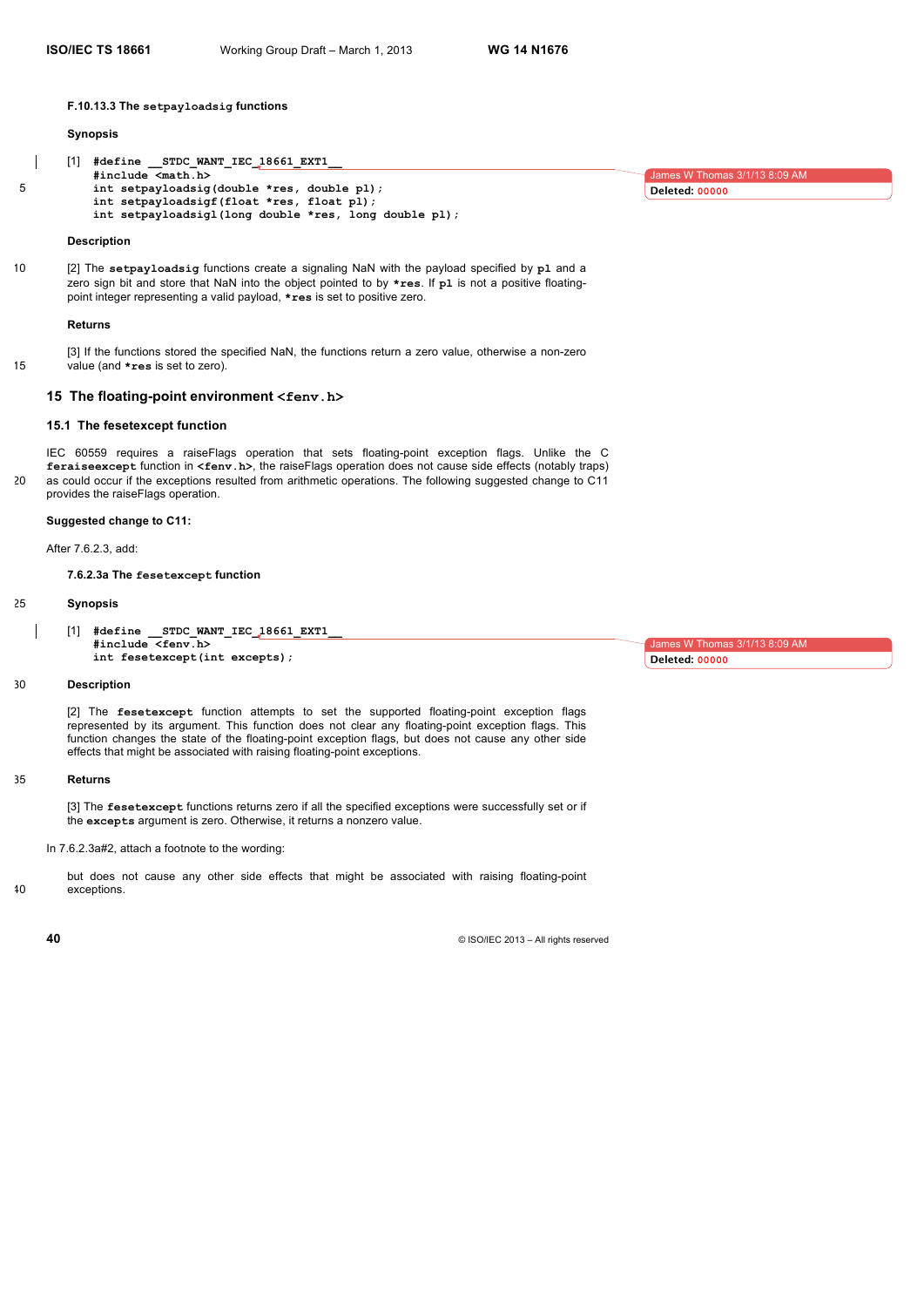#### F.10.13.3 The `setpayloadsig` functions

**Synopsis**

```
[1] #define __STDC_WANT_IEC_18661_EXT1__
    #include <math.h>
    int setpayloadsig(double *res, double pl);
    int setpayloadsigf(float *res, float pl);
    int setpayloadsigl(long double *res, long double pl);
```

**Description**

[2] The **`setpayloadsig`** functions create a signaling NaN with the payload specified by **`pl`** and a zero sign bit and store that NaN into the object pointed to by **`*res`**. If **`pl`** is not a positive floating-point integer representing a valid payload, **`*res`** is set to positive zero.

**Returns**

[3] If the functions stored the specified NaN, the functions return a zero value, otherwise a non-zero value (and **`*res`** is set to zero).

## 15 The floating-point environment `<fenv.h>`

### 15.1 The fesetexcept function

IEC 60559 requires a raiseFlags operation that sets floating-point exception flags. Unlike the C **`feraiseexcept`** function in **`<fenv.h>`**, the raiseFlags operation does not cause side effects (notably traps) as could occur if the exceptions resulted from arithmetic operations. The following suggested change to C11 provides the raiseFlags operation.

**Suggested change to C11:**

After 7.6.2.3, add:

#### 7.6.2.3a The `fesetexcept` function

**Synopsis**

```
[1] #define __STDC_WANT_IEC_18661_EXT1__
    #include <fenv.h>
    int fesetexcept(int excepts);
```

**Description**

[2] The **`fesetexcept`** function attempts to set the supported floating-point exception flags represented by its argument. This function does not clear any floating-point exception flags. This function changes the state of the floating-point exception flags, but does not cause any other side effects that might be associated with raising floating-point exceptions.

**Returns**

[3] The **`fesetexcept`** functions returns zero if all the specified exceptions were successfully set or if the **`excepts`** argument is zero. Otherwise, it returns a nonzero value.

In 7.6.2.3a#2, attach a footnote to the wording:

but does not cause any other side effects that might be associated with raising floating-point exceptions.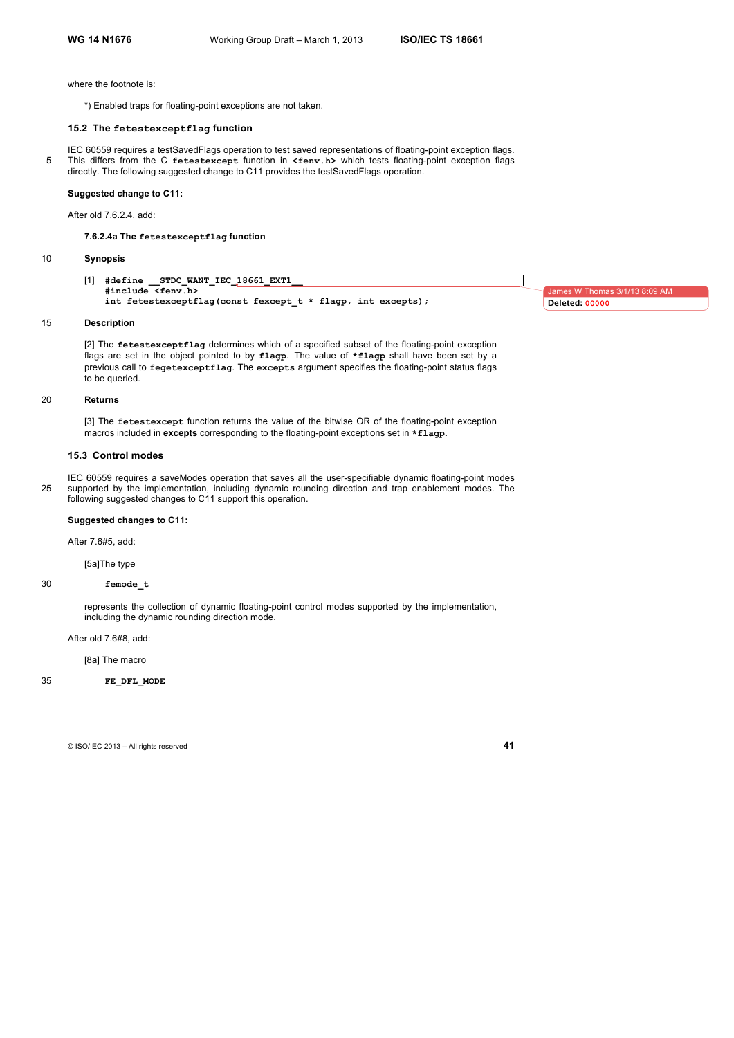where the footnote is:

*) Enabled traps for floating-point exceptions are not taken.

## 15.2 The `fetestexceptflag` function

IEC 60559 requires a testSavedFlags operation to test saved representations of floating-point exception flags. This differs from the C **`fetestexcept`** function in **`<fenv.h>`** which tests floating-point exception flags directly. The following suggested change to C11 provides the testSavedFlags operation.

**Suggested change to C11:**

After old 7.6.2.4, add:

#### 7.6.2.4a The `fetestexceptflag` function

**Synopsis**

[1]
```
#define __STDC_WANT_IEC_18661_EXT1__
#include <fenv.h>
int fetestexceptflag(const fexcept_t * flagp, int excepts);
```

**Description**

[2] The **`fetestexceptflag`** determines which of a specified subset of the floating-point exception flags are set in the object pointed to by **`flagp`**. The value of **`*flagp`** shall have been set by a previous call to **`fegetexceptflag`**. The **`excepts`** argument specifies the floating-point status flags to be queried.

**Returns**

[3] The **`fetestexcept`** function returns the value of the bitwise OR of the floating-point exception macros included in **excepts** corresponding to the floating-point exceptions set in **`*flagp`**.

## 15.3 Control modes

IEC 60559 requires a saveModes operation that saves all the user-specifiable dynamic floating-point modes supported by the implementation, including dynamic rounding direction and trap enablement modes. The following suggested changes to C11 support this operation.

**Suggested changes to C11:**

After 7.6#5, add:

[5a]The type

**`femode_t`**

represents the collection of dynamic floating-point control modes supported by the implementation, including the dynamic rounding direction mode.

After old 7.6#8, add:

[8a] The macro

**`FE_DFL_MODE`**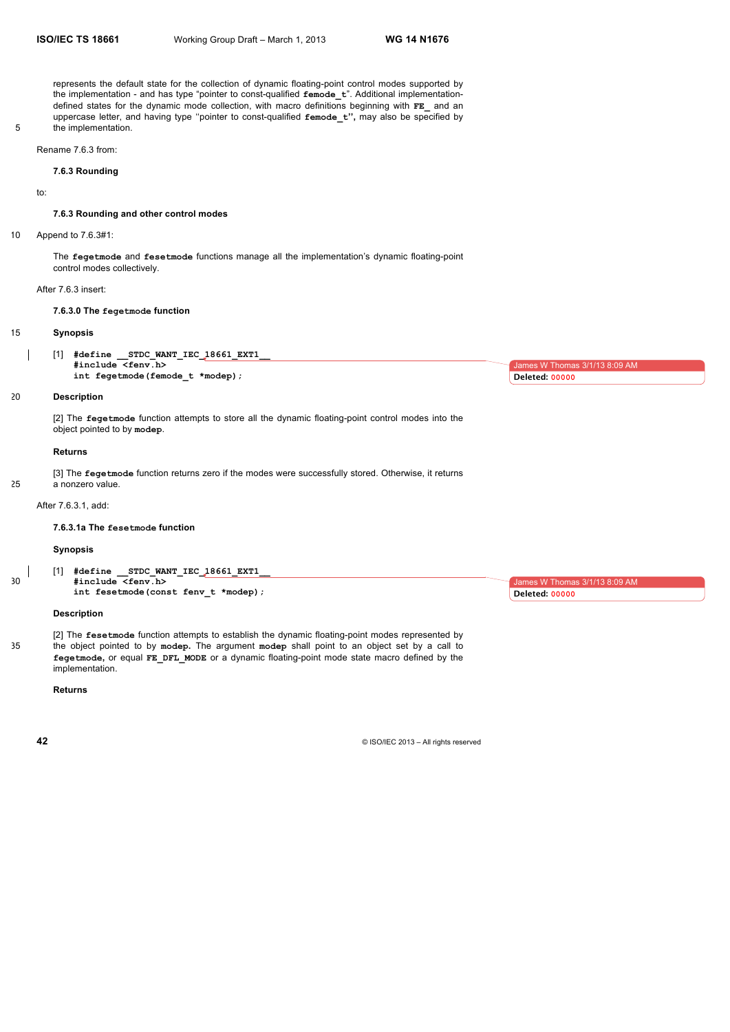represents the default state for the collection of dynamic floating-point control modes supported by the implementation - and has type "pointer to const-qualified **femode_t**". Additional implementation-defined states for the dynamic mode collection, with macro definitions beginning with **FE_** and an uppercase letter, and having type "pointer to const-qualified **femode_t**", may also be specified by the implementation.

Rename 7.6.3 from:

**7.6.3 Rounding**

to:

**7.6.3 Rounding and other control modes**

Append to 7.6.3#1:

The **fegetmode** and **fesetmode** functions manage all the implementation's dynamic floating-point control modes collectively.

After 7.6.3 insert:

**7.6.3.0 The fegetmode function**

**Synopsis**

[1]
```
#define __STDC_WANT_IEC_18661_EXT1__
#include <fenv.h>
int fegetmode(femode_t *modep);
```

**Description**

[2] The **fegetmode** function attempts to store all the dynamic floating-point control modes into the object pointed to by **modep**.

**Returns**

[3] The **fegetmode** function returns zero if the modes were successfully stored. Otherwise, it returns a nonzero value.

After 7.6.3.1, add:

**7.6.3.1a The fesetmode function**

**Synopsis**

[1]
```
#define __STDC_WANT_IEC_18661_EXT1__
#include <fenv.h>
int fesetmode(const fenv_t *modep);
```

**Description**

[2] The **fesetmode** function attempts to establish the dynamic floating-point modes represented by the object pointed to by **modep**. The argument **modep** shall point to an object set by a call to **fegetmode**, or equal **FE_DFL_MODE** or a dynamic floating-point mode state macro defined by the implementation.

**Returns**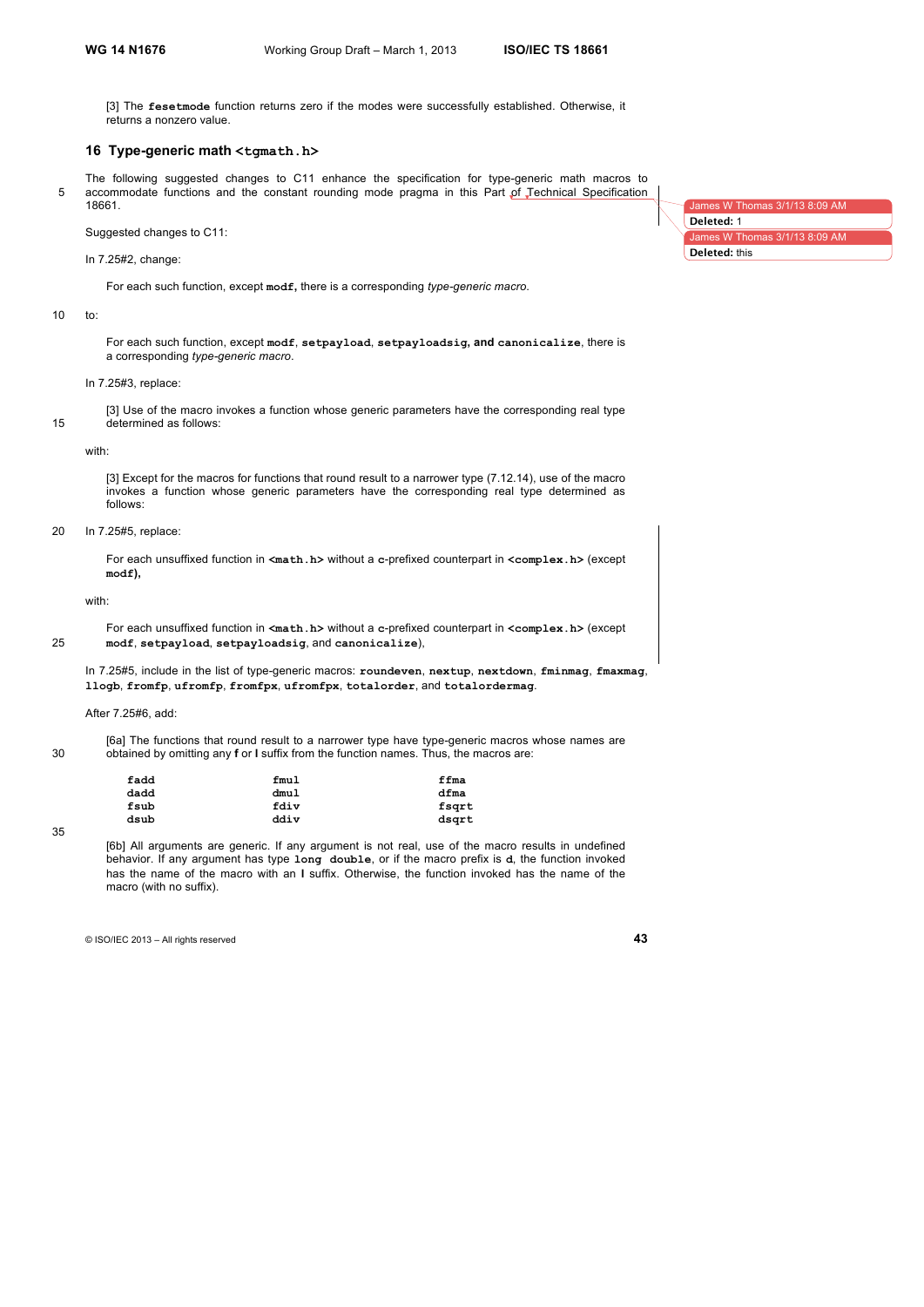[3] The **fesetmode** function returns zero if the modes were successfully established. Otherwise, it returns a nonzero value.

## 16 Type-generic math <tgmath.h>

The following suggested changes to C11 enhance the specification for type-generic math macros to accommodate functions and the constant rounding mode pragma in this Part of Technical Specification 18661.

Suggested changes to C11:

In 7.25#2, change:

> For each such function, except **modf**, there is a corresponding *type-generic macro*.

to:

> For each such function, except **modf**, **setpayload**, **setpayloadsig**, **and canonicalize**, there is a corresponding *type-generic macro*.

In 7.25#3, replace:

> [3] Use of the macro invokes a function whose generic parameters have the corresponding real type determined as follows:

with:

> [3] Except for the macros for functions that round result to a narrower type (7.12.14), use of the macro invokes a function whose generic parameters have the corresponding real type determined as follows:

In 7.25#5, replace:

> For each unsuffixed function in **<math.h>** without a **c**-prefixed counterpart in **<complex.h>** (except **modf),**

with:

> For each unsuffixed function in **<math.h>** without a **c**-prefixed counterpart in **<complex.h>** (except **modf**, **setpayload**, **setpayloadsig**, and **canonicalize**),

In 7.25#5, include in the list of type-generic macros: **roundeven**, **nextup**, **nextdown**, **fminmag**, **fmaxmag**, **llogb**, **fromfp**, **ufromfp**, **fromfpx**, **ufromfpx**, **totalorder**, and **totalordermag**.

After 7.25#6, add:

> [6a] The functions that round result to a narrower type have type-generic macros whose names are obtained by omitting any **f** or **l** suffix from the function names. Thus, the macros are:
>
> ```
> fadd        fmul        ffma
> dadd        dmul        dfma
> fsub        fdiv        fsqrt
> dsub        ddiv        dsqrt
> ```
>
> [6b] All arguments are generic. If any argument is not real, use of the macro results in undefined behavior. If any argument has type **long double**, or if the macro prefix is **d**, the function invoked has the name of the macro with an **l** suffix. Otherwise, the function invoked has the name of the macro (with no suffix).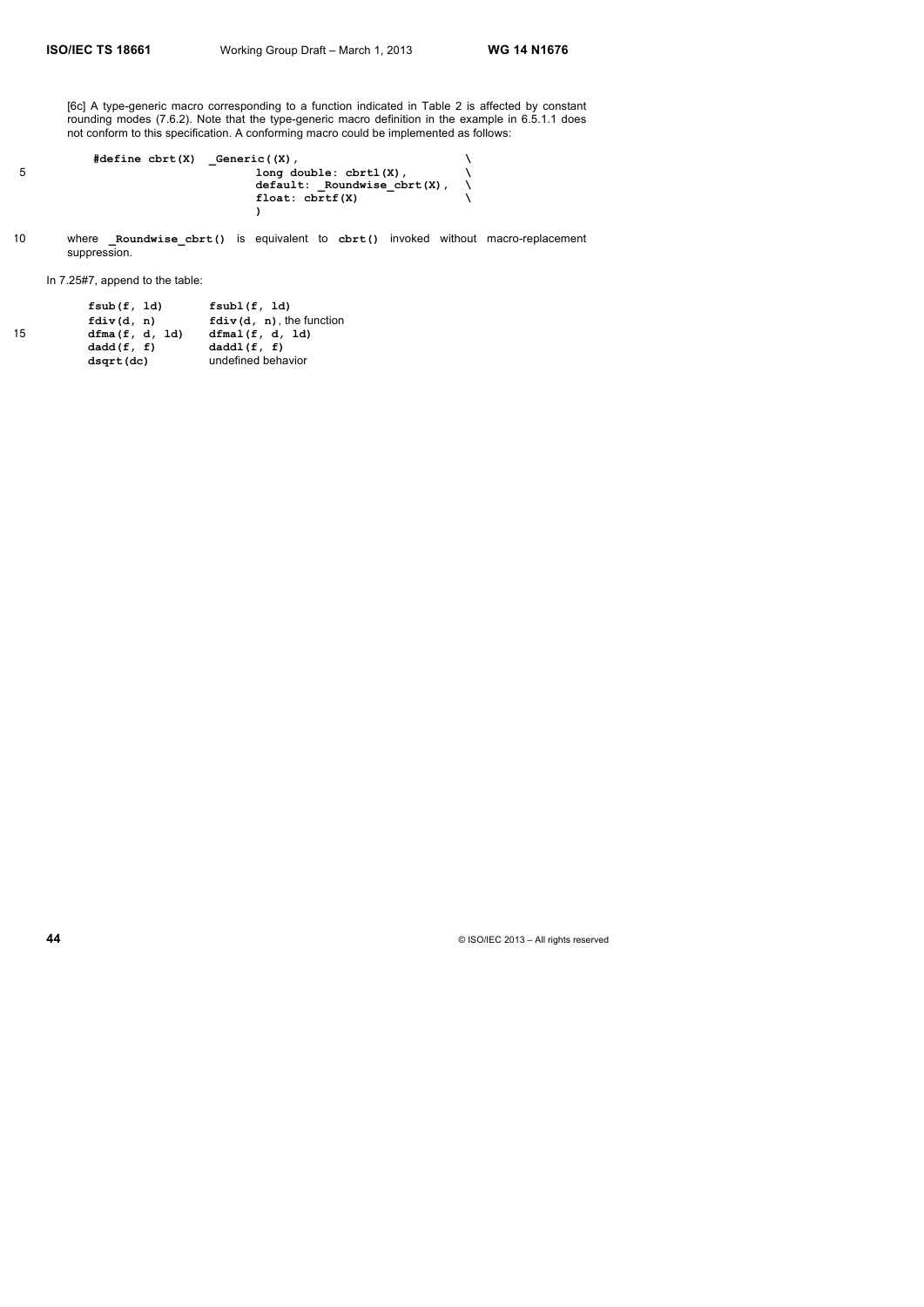[6c] A type-generic macro corresponding to a function indicated in Table 2 is affected by constant rounding modes (7.6.2). Note that the type-generic macro definition in the example in 6.5.1.1 does not conform to this specification. A conforming macro could be implemented as follows:

```
#define cbrt(X)  _Generic((X),                    \
                         long double: cbrtl(X),     \
                         default: _Roundwise_cbrt(X),  \
                         float: cbrtf(X)            \
                         )
```

where **`_Roundwise_cbrt()`** is equivalent to **`cbrt()`** invoked without macro-replacement suppression.

In 7.25#7, append to the table:

| | |
|---|---|
| **`fsub(f, ld)`** | **`fsubl(f, ld)`** |
| **`fdiv(d, n)`** | **`fdiv(d, n)`**, the function |
| **`dfma(f, d, ld)`** | **`dfmal(f, d, ld)`** |
| **`dadd(f, f)`** | **`daddl(f, f)`** |
| **`dsqrt(dc)`** | undefined behavior |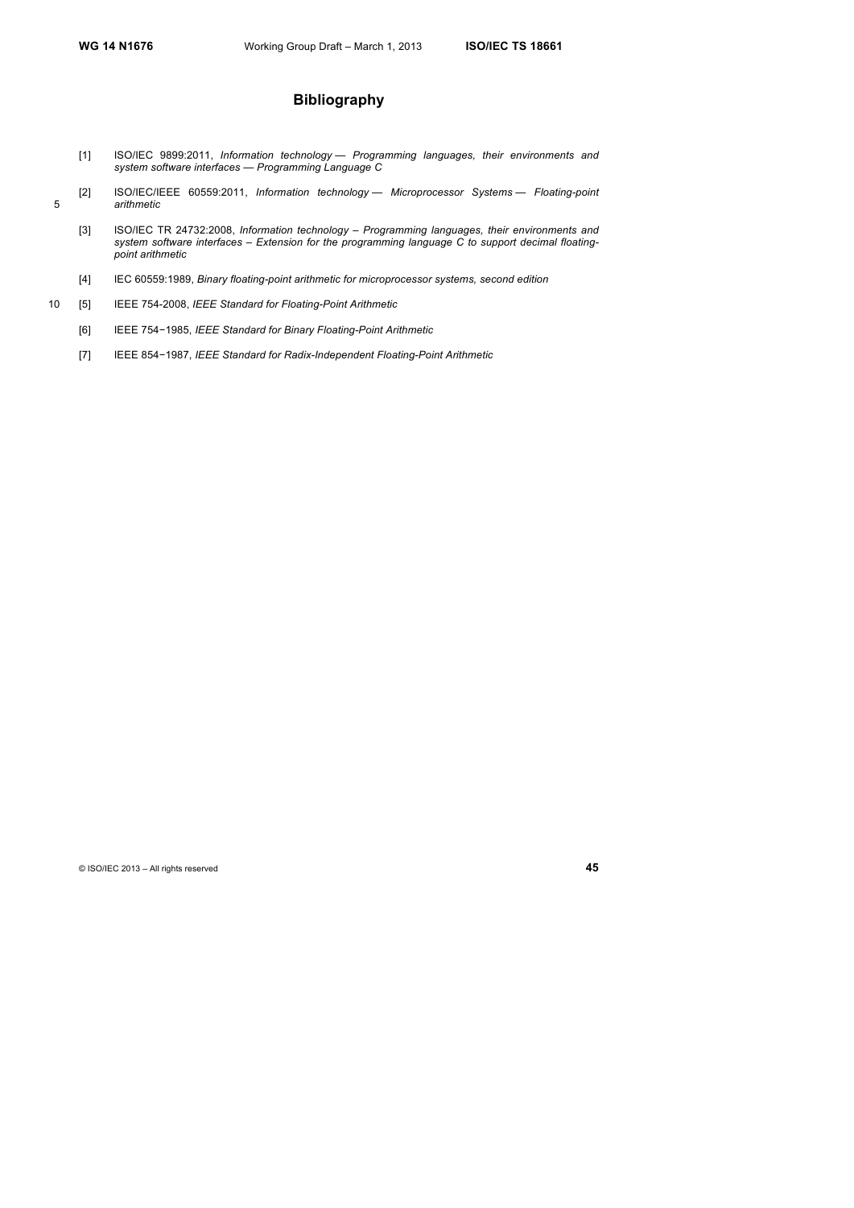# Bibliography

[1] ISO/IEC 9899:2011, *Information technology — Programming languages, their environments and system software interfaces — Programming Language C*

[2] ISO/IEC/IEEE 60559:2011, *Information technology — Microprocessor Systems — Floating-point arithmetic*

[3] ISO/IEC TR 24732:2008, *Information technology – Programming languages, their environments and system software interfaces – Extension for the programming language C to support decimal floating-point arithmetic*

[4] IEC 60559:1989, *Binary floating-point arithmetic for microprocessor systems, second edition*

[5] IEEE 754-2008, *IEEE Standard for Floating-Point Arithmetic*

[6] IEEE 754−1985, *IEEE Standard for Binary Floating-Point Arithmetic*

[7] IEEE 854−1987, *IEEE Standard for Radix-Independent Floating-Point Arithmetic*